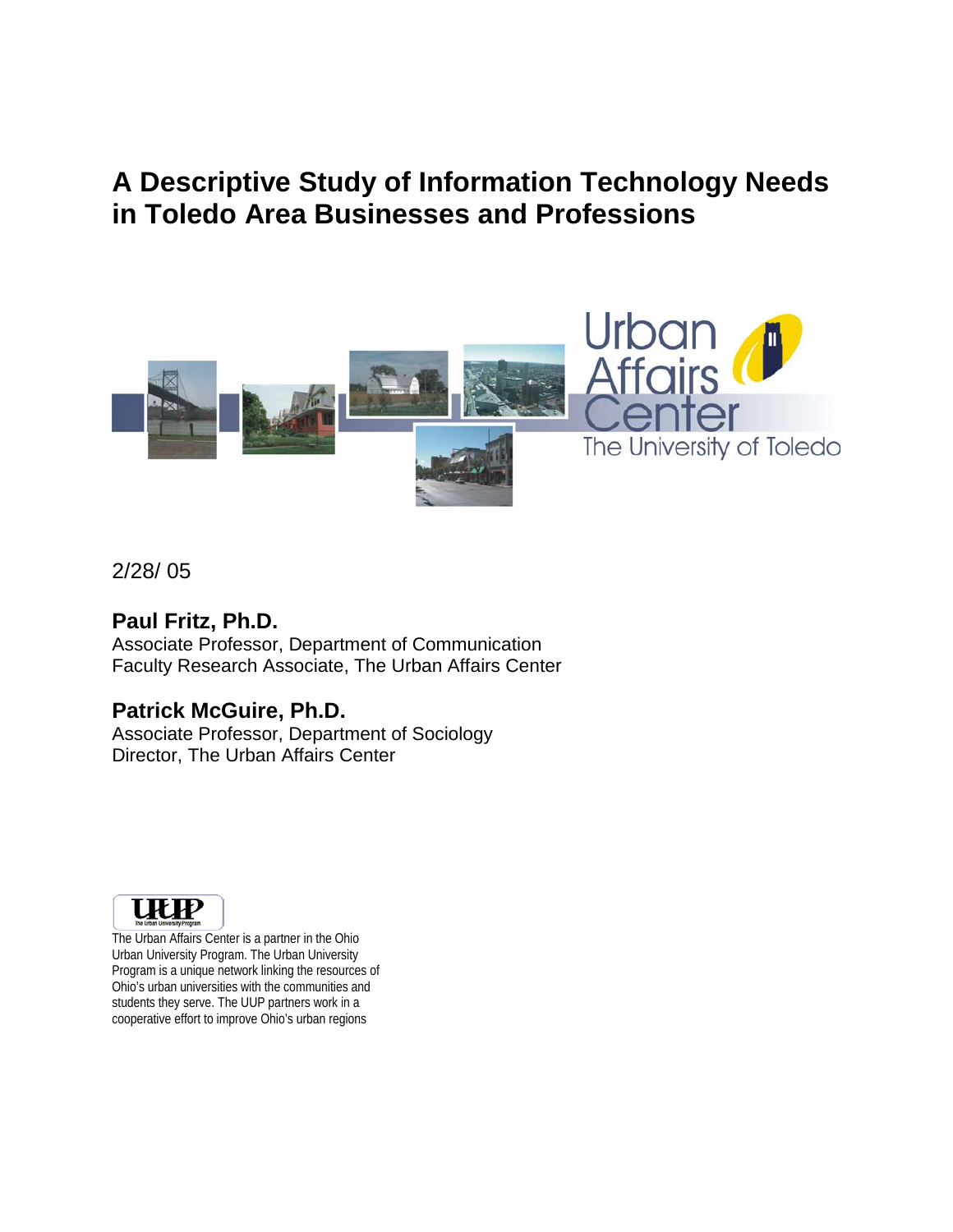# A Descriptive Study of Information Technology Needs in Toledo Area Businesses and Professions

Urban Affairs Center
The University of Toledo

2/28/ 05

**Paul Fritz, Ph.D.**
Associate Professor, Department of Communication
Faculty Research Associate, The Urban Affairs Center

**Patrick McGuire, Ph.D.**
Associate Professor, Department of Sociology
Director, The Urban Affairs Center

UUP
The Urban University Program

The Urban Affairs Center is a partner in the Ohio Urban University Program. The Urban University Program is a unique network linking the resources of Ohio's urban universities with the communities and students they serve. The UUP partners work in a cooperative effort to improve Ohio's urban regions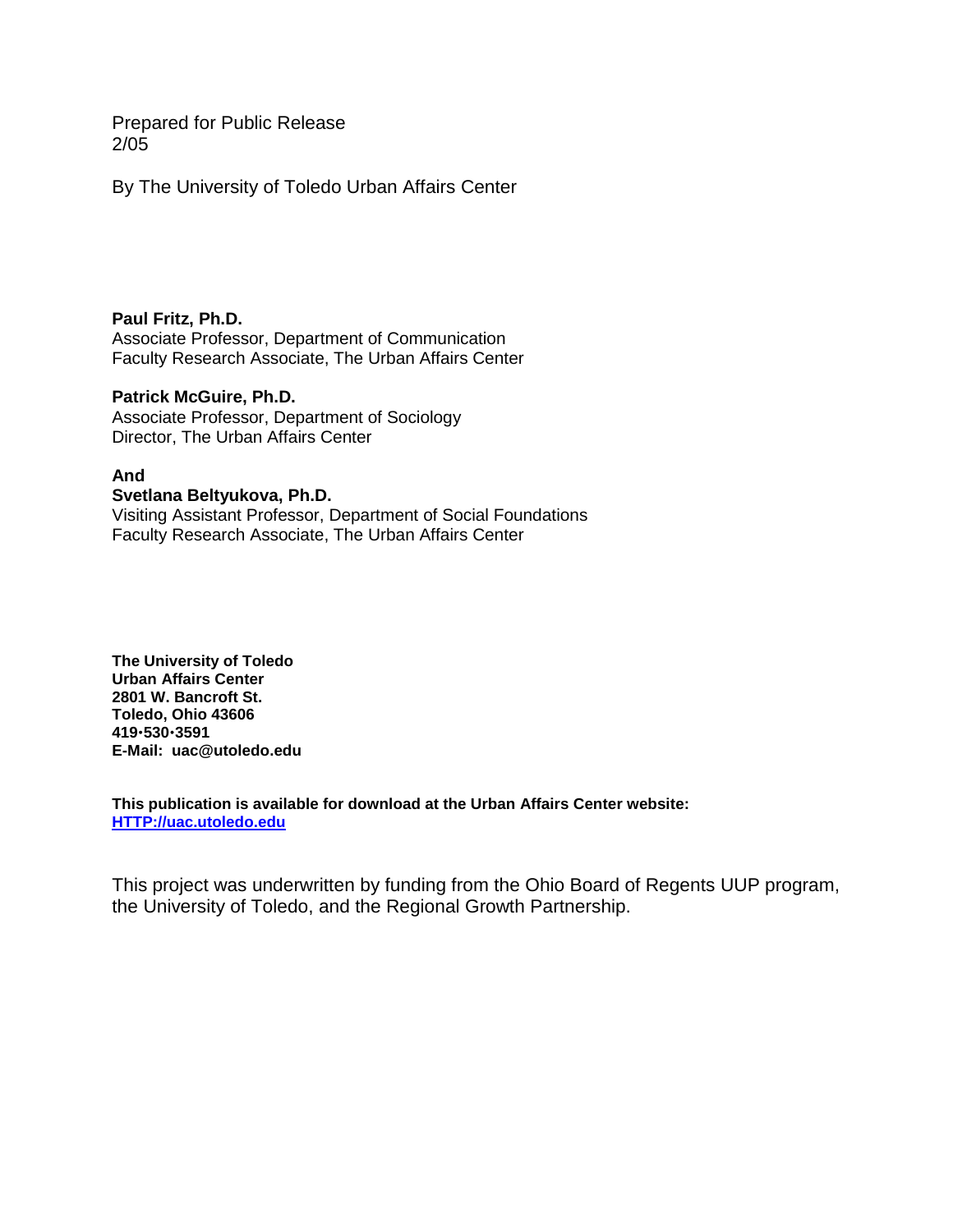Prepared for Public Release
2/05

By The University of Toledo Urban Affairs Center

**Paul Fritz, Ph.D.**
Associate Professor, Department of Communication
Faculty Research Associate, The Urban Affairs Center

**Patrick McGuire, Ph.D.**
Associate Professor, Department of Sociology
Director, The Urban Affairs Center

**And**
**Svetlana Beltyukova, Ph.D.**
Visiting Assistant Professor, Department of Social Foundations
Faculty Research Associate, The Urban Affairs Center

**The University of Toledo**
**Urban Affairs Center**
**2801 W. Bancroft St.**
**Toledo, Ohio 43606**
**419•530•3591**
**E-Mail: uac@utoledo.edu**

**This publication is available for download at the Urban Affairs Center website:**
**[HTTP://uac.utoledo.edu](HTTP://uac.utoledo.edu)**

This project was underwritten by funding from the Ohio Board of Regents UUP program, the University of Toledo, and the Regional Growth Partnership.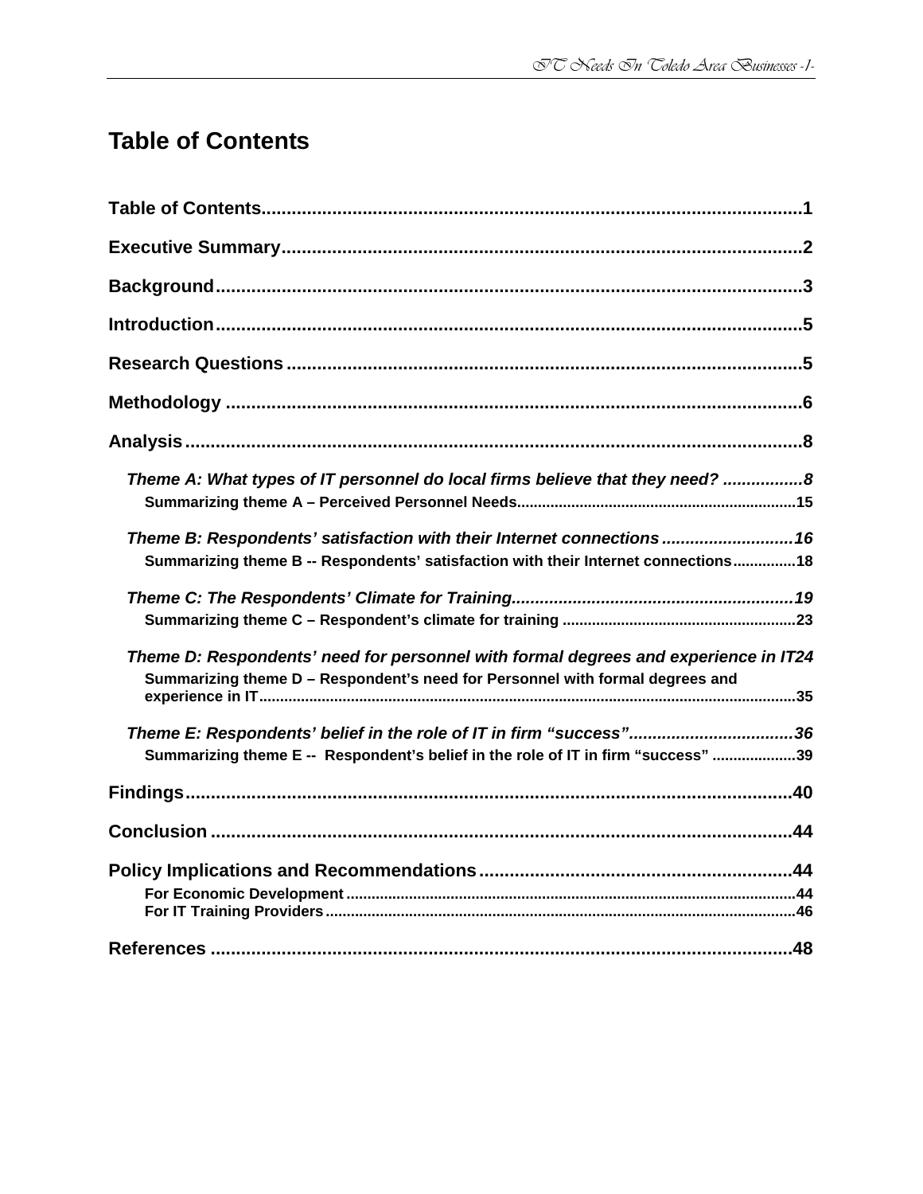# Table of Contents

**Table of Contents**......1

**Executive Summary**......2

**Background**......3

**Introduction**......5

**Research Questions**......5

**Methodology**......6

**Analysis**......8

- ***Theme A: What types of IT personnel do local firms believe that they need?***......8
  - **Summarizing theme A – Perceived Personnel Needs**......15
- ***Theme B: Respondents' satisfaction with their Internet connections***......16
  - **Summarizing theme B -- Respondents' satisfaction with their Internet connections**......18
- ***Theme C: The Respondents' Climate for Training***......19
  - **Summarizing theme C – Respondent's climate for training**......23
- ***Theme D: Respondents' need for personnel with formal degrees and experience in IT***......24
  - **Summarizing theme D – Respondent's need for Personnel with formal degrees and experience in IT**......35
- ***Theme E: Respondents' belief in the role of IT in firm "success"***......36
  - **Summarizing theme E -- Respondent's belief in the role of IT in firm "success"**......39

**Findings**......40

**Conclusion**......44

**Policy Implications and Recommendations**......44

- **For Economic Development**......44
- **For IT Training Providers**......46

**References**......48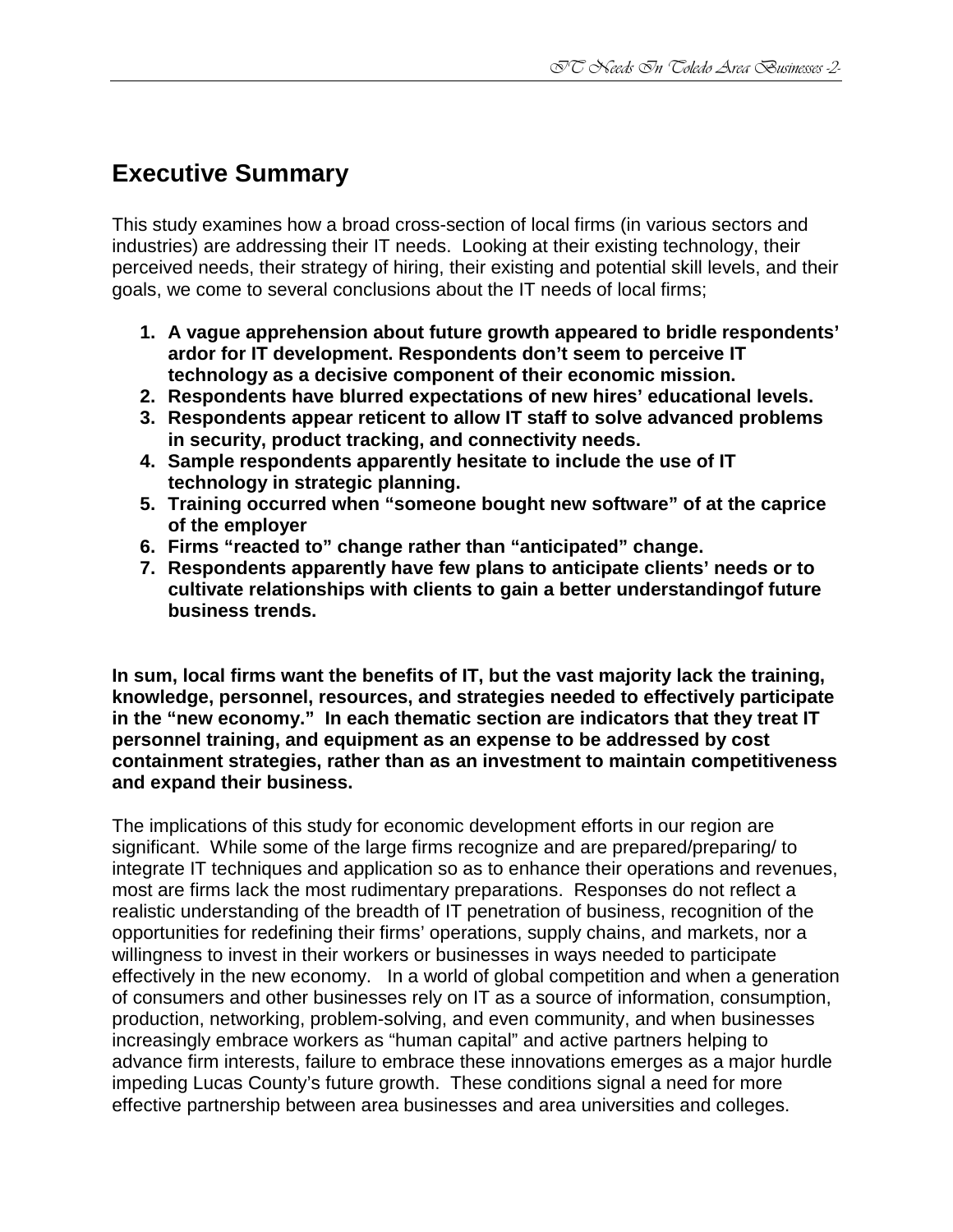## Executive Summary

This study examines how a broad cross-section of local firms (in various sectors and industries) are addressing their IT needs. Looking at their existing technology, their perceived needs, their strategy of hiring, their existing and potential skill levels, and their goals, we come to several conclusions about the IT needs of local firms;

1. **A vague apprehension about future growth appeared to bridle respondents' ardor for IT development. Respondents don't seem to perceive IT technology as a decisive component of their economic mission.**
2. **Respondents have blurred expectations of new hires' educational levels.**
3. **Respondents appear reticent to allow IT staff to solve advanced problems in security, product tracking, and connectivity needs.**
4. **Sample respondents apparently hesitate to include the use of IT technology in strategic planning.**
5. **Training occurred when "someone bought new software" of at the caprice of the employer**
6. **Firms "reacted to" change rather than "anticipated" change.**
7. **Respondents apparently have few plans to anticipate clients' needs or to cultivate relationships with clients to gain a better understandingof future business trends.**

**In sum, local firms want the benefits of IT, but the vast majority lack the training, knowledge, personnel, resources, and strategies needed to effectively participate in the "new economy." In each thematic section are indicators that they treat IT personnel training, and equipment as an expense to be addressed by cost containment strategies, rather than as an investment to maintain competitiveness and expand their business.**

The implications of this study for economic development efforts in our region are significant. While some of the large firms recognize and are prepared/preparing/ to integrate IT techniques and application so as to enhance their operations and revenues, most are firms lack the most rudimentary preparations. Responses do not reflect a realistic understanding of the breadth of IT penetration of business, recognition of the opportunities for redefining their firms' operations, supply chains, and markets, nor a willingness to invest in their workers or businesses in ways needed to participate effectively in the new economy. In a world of global competition and when a generation of consumers and other businesses rely on IT as a source of information, consumption, production, networking, problem-solving, and even community, and when businesses increasingly embrace workers as "human capital" and active partners helping to advance firm interests, failure to embrace these innovations emerges as a major hurdle impeding Lucas County's future growth. These conditions signal a need for more effective partnership between area businesses and area universities and colleges.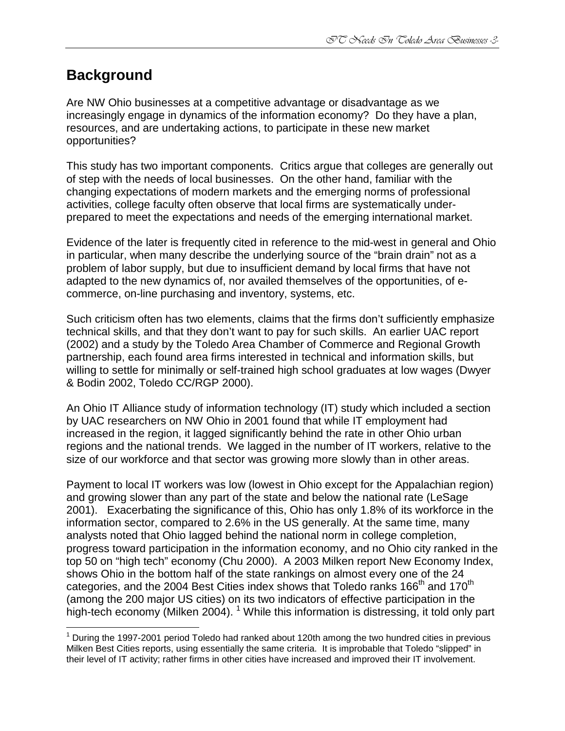## Background

Are NW Ohio businesses at a competitive advantage or disadvantage as we increasingly engage in dynamics of the information economy? Do they have a plan, resources, and are undertaking actions, to participate in these new market opportunities?

This study has two important components. Critics argue that colleges are generally out of step with the needs of local businesses. On the other hand, familiar with the changing expectations of modern markets and the emerging norms of professional activities, college faculty often observe that local firms are systematically under-prepared to meet the expectations and needs of the emerging international market.

Evidence of the later is frequently cited in reference to the mid-west in general and Ohio in particular, when many describe the underlying source of the "brain drain" not as a problem of labor supply, but due to insufficient demand by local firms that have not adapted to the new dynamics of, nor availed themselves of the opportunities, of e-commerce, on-line purchasing and inventory, systems, etc.

Such criticism often has two elements, claims that the firms don't sufficiently emphasize technical skills, and that they don't want to pay for such skills. An earlier UAC report (2002) and a study by the Toledo Area Chamber of Commerce and Regional Growth partnership, each found area firms interested in technical and information skills, but willing to settle for minimally or self-trained high school graduates at low wages (Dwyer & Bodin 2002, Toledo CC/RGP 2000).

An Ohio IT Alliance study of information technology (IT) study which included a section by UAC researchers on NW Ohio in 2001 found that while IT employment had increased in the region, it lagged significantly behind the rate in other Ohio urban regions and the national trends. We lagged in the number of IT workers, relative to the size of our workforce and that sector was growing more slowly than in other areas.

Payment to local IT workers was low (lowest in Ohio except for the Appalachian region) and growing slower than any part of the state and below the national rate (LeSage 2001). Exacerbating the significance of this, Ohio has only 1.8% of its workforce in the information sector, compared to 2.6% in the US generally. At the same time, many analysts noted that Ohio lagged behind the national norm in college completion, progress toward participation in the information economy, and no Ohio city ranked in the top 50 on "high tech" economy (Chu 2000). A 2003 Milken report New Economy Index, shows Ohio in the bottom half of the state rankings on almost every one of the 24 categories, and the 2004 Best Cities index shows that Toledo ranks 166th and 170th (among the 200 major US cities) on its two indicators of effective participation in the high-tech economy (Milken 2004). [1] While this information is distressing, it told only part

[1] During the 1997-2001 period Toledo had ranked about 120th among the two hundred cities in previous Milken Best Cities reports, using essentially the same criteria. It is improbable that Toledo "slipped" in their level of IT activity; rather firms in other cities have increased and improved their IT involvement.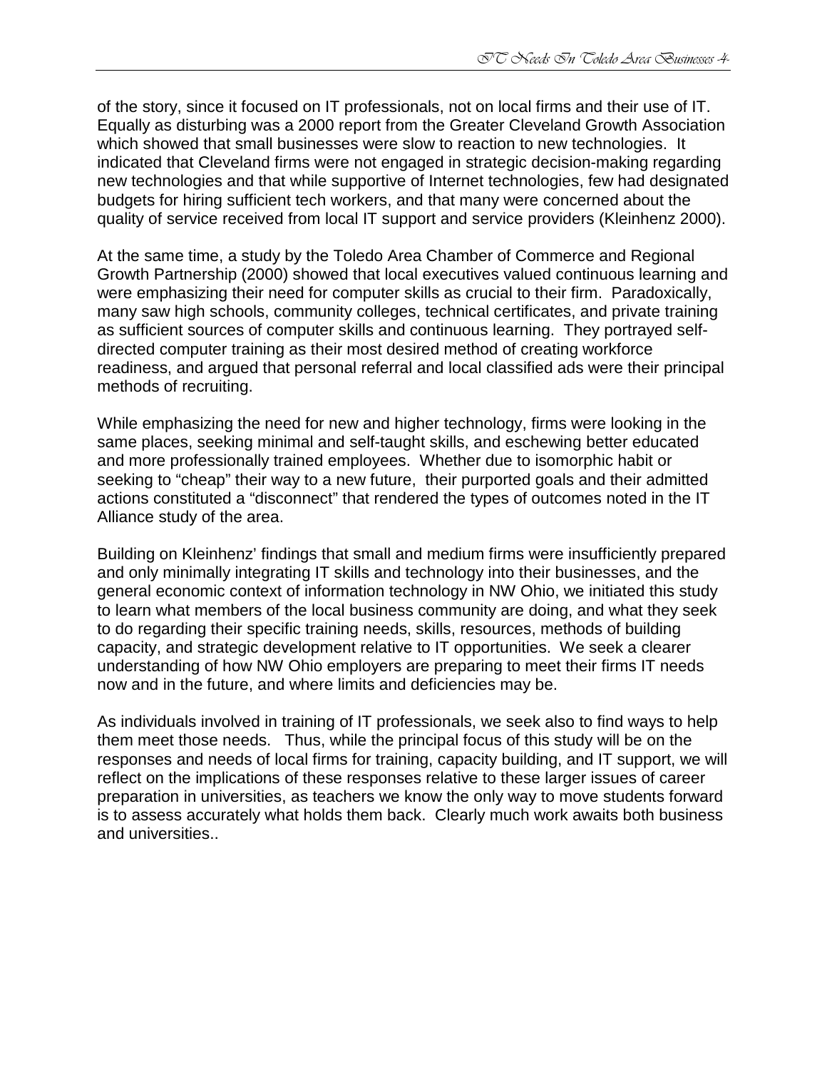of the story, since it focused on IT professionals, not on local firms and their use of IT. Equally as disturbing was a 2000 report from the Greater Cleveland Growth Association which showed that small businesses were slow to reaction to new technologies. It indicated that Cleveland firms were not engaged in strategic decision-making regarding new technologies and that while supportive of Internet technologies, few had designated budgets for hiring sufficient tech workers, and that many were concerned about the quality of service received from local IT support and service providers (Kleinhenz 2000).

At the same time, a study by the Toledo Area Chamber of Commerce and Regional Growth Partnership (2000) showed that local executives valued continuous learning and were emphasizing their need for computer skills as crucial to their firm. Paradoxically, many saw high schools, community colleges, technical certificates, and private training as sufficient sources of computer skills and continuous learning. They portrayed self-directed computer training as their most desired method of creating workforce readiness, and argued that personal referral and local classified ads were their principal methods of recruiting.

While emphasizing the need for new and higher technology, firms were looking in the same places, seeking minimal and self-taught skills, and eschewing better educated and more professionally trained employees. Whether due to isomorphic habit or seeking to "cheap" their way to a new future, their purported goals and their admitted actions constituted a "disconnect" that rendered the types of outcomes noted in the IT Alliance study of the area.

Building on Kleinhenz' findings that small and medium firms were insufficiently prepared and only minimally integrating IT skills and technology into their businesses, and the general economic context of information technology in NW Ohio, we initiated this study to learn what members of the local business community are doing, and what they seek to do regarding their specific training needs, skills, resources, methods of building capacity, and strategic development relative to IT opportunities. We seek a clearer understanding of how NW Ohio employers are preparing to meet their firms IT needs now and in the future, and where limits and deficiencies may be.

As individuals involved in training of IT professionals, we seek also to find ways to help them meet those needs. Thus, while the principal focus of this study will be on the responses and needs of local firms for training, capacity building, and IT support, we will reflect on the implications of these responses relative to these larger issues of career preparation in universities, as teachers we know the only way to move students forward is to assess accurately what holds them back. Clearly much work awaits both business and universities..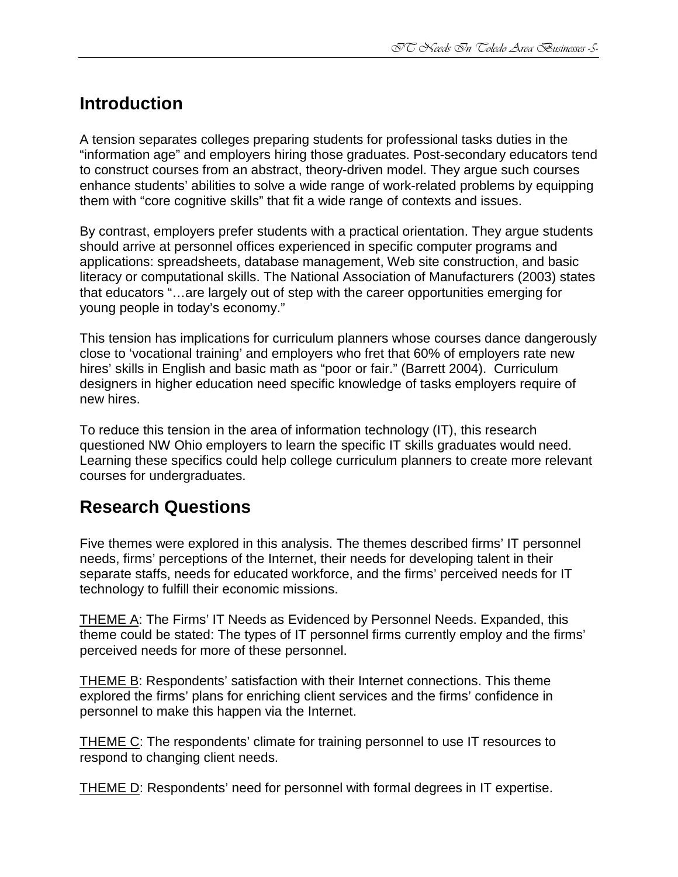## Introduction

A tension separates colleges preparing students for professional tasks duties in the "information age" and employers hiring those graduates. Post-secondary educators tend to construct courses from an abstract, theory-driven model. They argue such courses enhance students' abilities to solve a wide range of work-related problems by equipping them with "core cognitive skills" that fit a wide range of contexts and issues.

By contrast, employers prefer students with a practical orientation. They argue students should arrive at personnel offices experienced in specific computer programs and applications: spreadsheets, database management, Web site construction, and basic literacy or computational skills. The National Association of Manufacturers (2003) states that educators "…are largely out of step with the career opportunities emerging for young people in today's economy."

This tension has implications for curriculum planners whose courses dance dangerously close to 'vocational training' and employers who fret that 60% of employers rate new hires' skills in English and basic math as "poor or fair." (Barrett 2004). Curriculum designers in higher education need specific knowledge of tasks employers require of new hires.

To reduce this tension in the area of information technology (IT), this research questioned NW Ohio employers to learn the specific IT skills graduates would need. Learning these specifics could help college curriculum planners to create more relevant courses for undergraduates.

## Research Questions

Five themes were explored in this analysis. The themes described firms' IT personnel needs, firms' perceptions of the Internet, their needs for developing talent in their separate staffs, needs for educated workforce, and the firms' perceived needs for IT technology to fulfill their economic missions.

<u>THEME A</u>: The Firms' IT Needs as Evidenced by Personnel Needs. Expanded, this theme could be stated: The types of IT personnel firms currently employ and the firms' perceived needs for more of these personnel.

<u>THEME B</u>: Respondents' satisfaction with their Internet connections. This theme explored the firms' plans for enriching client services and the firms' confidence in personnel to make this happen via the Internet.

<u>THEME C</u>: The respondents' climate for training personnel to use IT resources to respond to changing client needs.

<u>THEME D</u>: Respondents' need for personnel with formal degrees in IT expertise.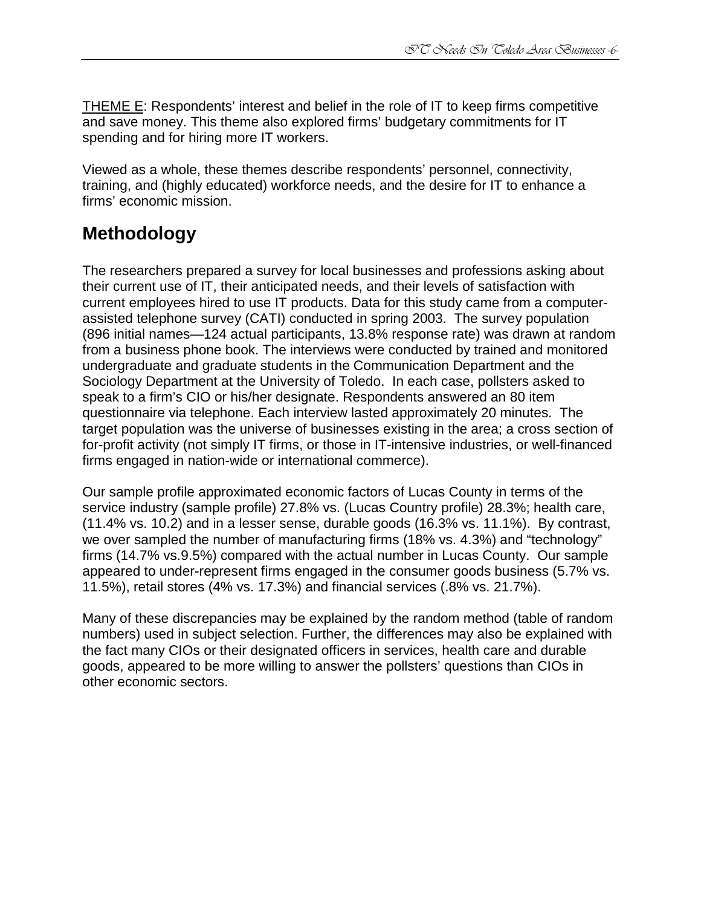THEME E: Respondents' interest and belief in the role of IT to keep firms competitive and save money. This theme also explored firms' budgetary commitments for IT spending and for hiring more IT workers.

Viewed as a whole, these themes describe respondents' personnel, connectivity, training, and (highly educated) workforce needs, and the desire for IT to enhance a firms' economic mission.

## Methodology

The researchers prepared a survey for local businesses and professions asking about their current use of IT, their anticipated needs, and their levels of satisfaction with current employees hired to use IT products. Data for this study came from a computer-assisted telephone survey (CATI) conducted in spring 2003. The survey population (896 initial names—124 actual participants, 13.8% response rate) was drawn at random from a business phone book. The interviews were conducted by trained and monitored undergraduate and graduate students in the Communication Department and the Sociology Department at the University of Toledo. In each case, pollsters asked to speak to a firm's CIO or his/her designate. Respondents answered an 80 item questionnaire via telephone. Each interview lasted approximately 20 minutes. The target population was the universe of businesses existing in the area; a cross section of for-profit activity (not simply IT firms, or those in IT-intensive industries, or well-financed firms engaged in nation-wide or international commerce).

Our sample profile approximated economic factors of Lucas County in terms of the service industry (sample profile) 27.8% vs. (Lucas Country profile) 28.3%; health care, (11.4% vs. 10.2) and in a lesser sense, durable goods (16.3% vs. 11.1%). By contrast, we over sampled the number of manufacturing firms (18% vs. 4.3%) and "technology" firms (14.7% vs.9.5%) compared with the actual number in Lucas County. Our sample appeared to under-represent firms engaged in the consumer goods business (5.7% vs. 11.5%), retail stores (4% vs. 17.3%) and financial services (.8% vs. 21.7%).

Many of these discrepancies may be explained by the random method (table of random numbers) used in subject selection. Further, the differences may also be explained with the fact many CIOs or their designated officers in services, health care and durable goods, appeared to be more willing to answer the pollsters' questions than CIOs in other economic sectors.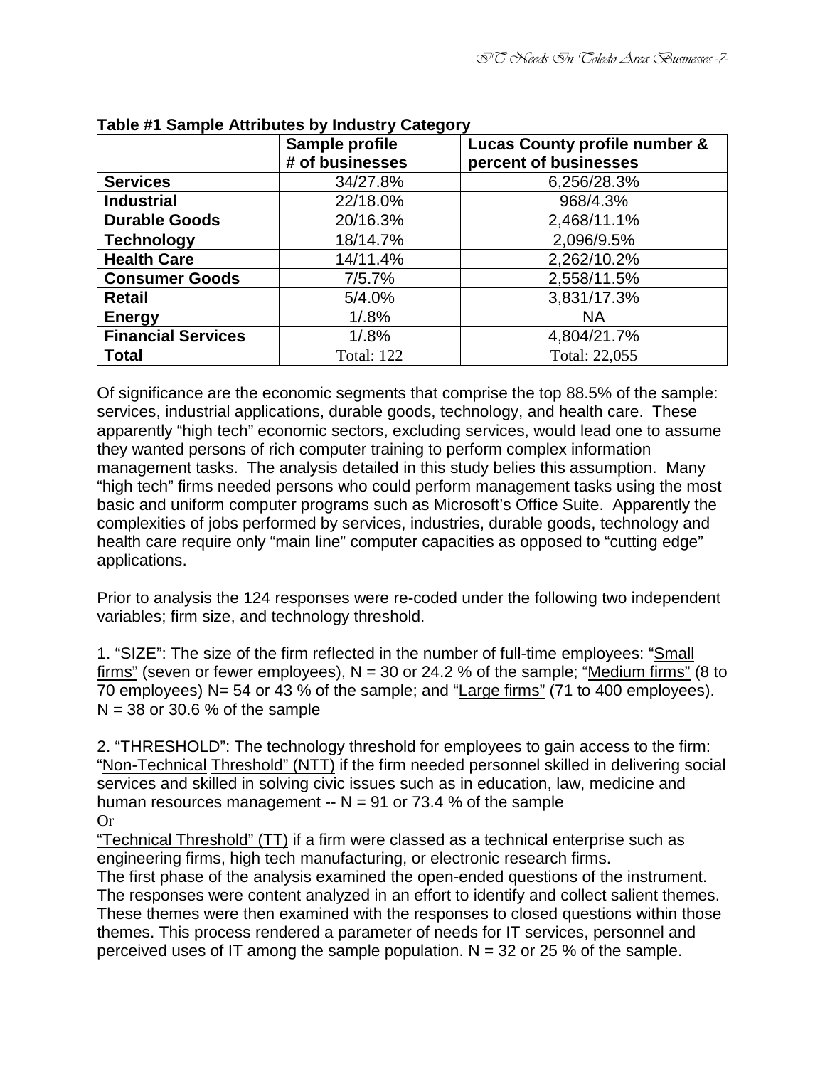**Table #1 Sample Attributes by Industry Category**

| | Sample profile # of businesses | Lucas County profile number & percent of businesses |
|---|---|---|
| **Services** | 34/27.8% | 6,256/28.3% |
| **Industrial** | 22/18.0% | 968/4.3% |
| **Durable Goods** | 20/16.3% | 2,468/11.1% |
| **Technology** | 18/14.7% | 2,096/9.5% |
| **Health Care** | 14/11.4% | 2,262/10.2% |
| **Consumer Goods** | 7/5.7% | 2,558/11.5% |
| **Retail** | 5/4.0% | 3,831/17.3% |
| **Energy** | 1/.8% | NA |
| **Financial Services** | 1/.8% | 4,804/21.7% |
| **Total** | Total: 122 | Total: 22,055 |

Of significance are the economic segments that comprise the top 88.5% of the sample: services, industrial applications, durable goods, technology, and health care. These apparently "high tech" economic sectors, excluding services, would lead one to assume they wanted persons of rich computer training to perform complex information management tasks. The analysis detailed in this study belies this assumption. Many "high tech" firms needed persons who could perform management tasks using the most basic and uniform computer programs such as Microsoft's Office Suite. Apparently the complexities of jobs performed by services, industries, durable goods, technology and health care require only "main line" computer capacities as opposed to "cutting edge" applications.

Prior to analysis the 124 responses were re-coded under the following two independent variables; firm size, and technology threshold.

1. "SIZE": The size of the firm reflected in the number of full-time employees: "Small firms" (seven or fewer employees), N = 30 or 24.2 % of the sample; "Medium firms" (8 to 70 employees) N= 54 or 43 % of the sample; and "Large firms" (71 to 400 employees). N = 38 or 30.6 % of the sample

2. "THRESHOLD": The technology threshold for employees to gain access to the firm: "Non-Technical Threshold" (NTT) if the firm needed personnel skilled in delivering social services and skilled in solving civic issues such as in education, law, medicine and human resources management -- N = 91 or 73.4 % of the sample
Or
"Technical Threshold" (TT) if a firm were classed as a technical enterprise such as engineering firms, high tech manufacturing, or electronic research firms.
The first phase of the analysis examined the open-ended questions of the instrument. The responses were content analyzed in an effort to identify and collect salient themes. These themes were then examined with the responses to closed questions within those themes. This process rendered a parameter of needs for IT services, personnel and perceived uses of IT among the sample population. N = 32 or 25 % of the sample.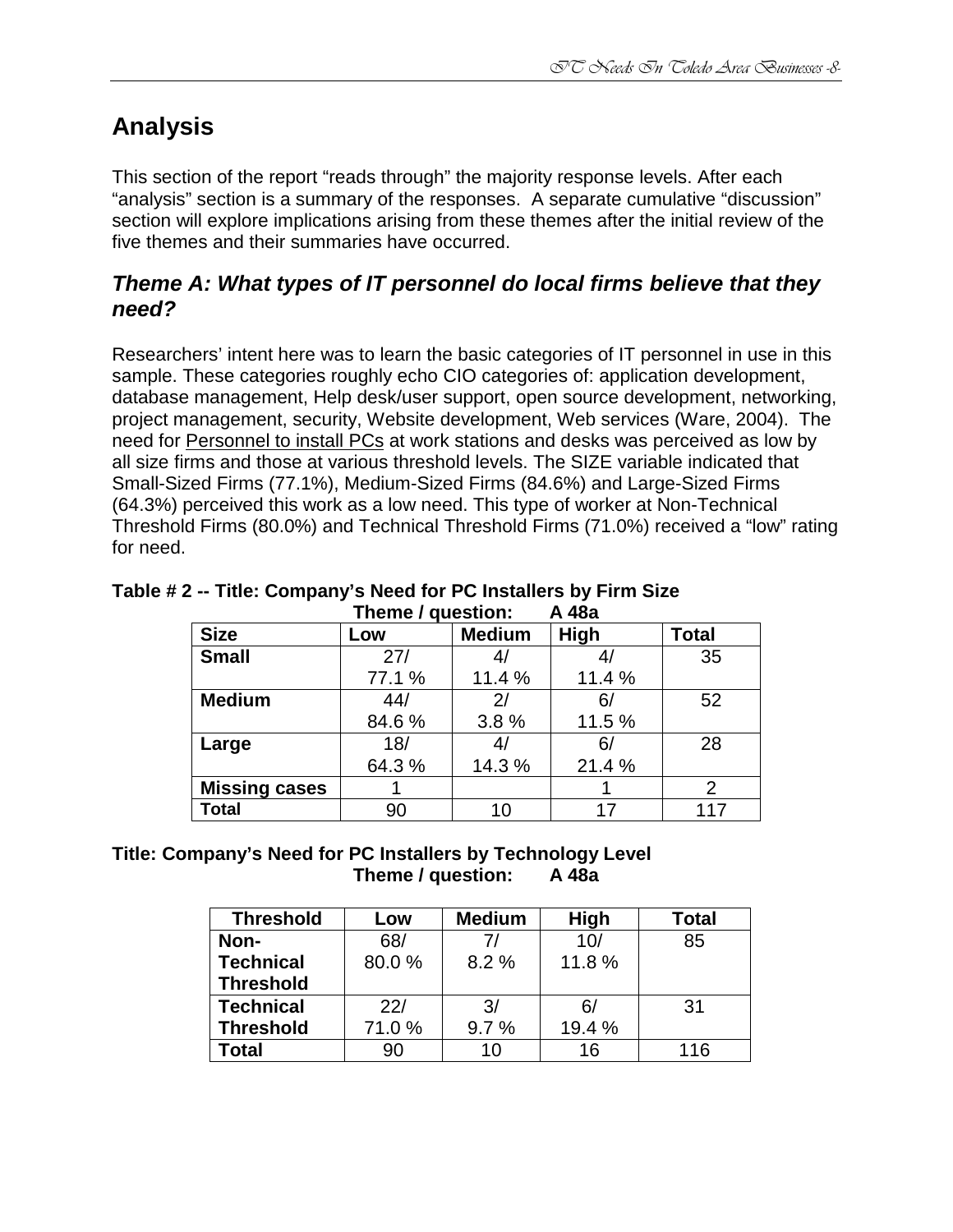# Analysis

This section of the report "reads through" the majority response levels. After each "analysis" section is a summary of the responses. A separate cumulative "discussion" section will explore implications arising from these themes after the initial review of the five themes and their summaries have occurred.

## *Theme A: What types of IT personnel do local firms believe that they need?*

Researchers' intent here was to learn the basic categories of IT personnel in use in this sample. These categories roughly echo CIO categories of: application development, database management, Help desk/user support, open source development, networking, project management, security, Website development, Web services (Ware, 2004). The need for Personnel to install PCs at work stations and desks was perceived as low by all size firms and those at various threshold levels. The SIZE variable indicated that Small-Sized Firms (77.1%), Medium-Sized Firms (84.6%) and Large-Sized Firms (64.3%) perceived this work as a low need. This type of worker at Non-Technical Threshold Firms (80.0%) and Technical Threshold Firms (71.0%) received a "low" rating for need.

**Table # 2 -- Title: Company's Need for PC Installers by Firm Size**
**Theme / question: A 48a**

| Size | Low | Medium | High | Total |
|---|---|---|---|---|
| **Small** | 27/ 77.1 % | 4/ 11.4 % | 4/ 11.4 % | 35 |
| **Medium** | 44/ 84.6 % | 2/ 3.8 % | 6/ 11.5 % | 52 |
| **Large** | 18/ 64.3 % | 4/ 14.3 % | 6/ 21.4 % | 28 |
| **Missing cases** | 1 | | 1 | 2 |
| **Total** | 90 | 10 | 17 | 117 |

**Title: Company's Need for PC Installers by Technology Level**
**Theme / question: A 48a**

| Threshold | Low | Medium | High | Total |
|---|---|---|---|---|
| **Non-Technical Threshold** | 68/ 80.0 % | 7/ 8.2 % | 10/ 11.8 % | 85 |
| **Technical Threshold** | 22/ 71.0 % | 3/ 9.7 % | 6/ 19.4 % | 31 |
| **Total** | 90 | 10 | 16 | 116 |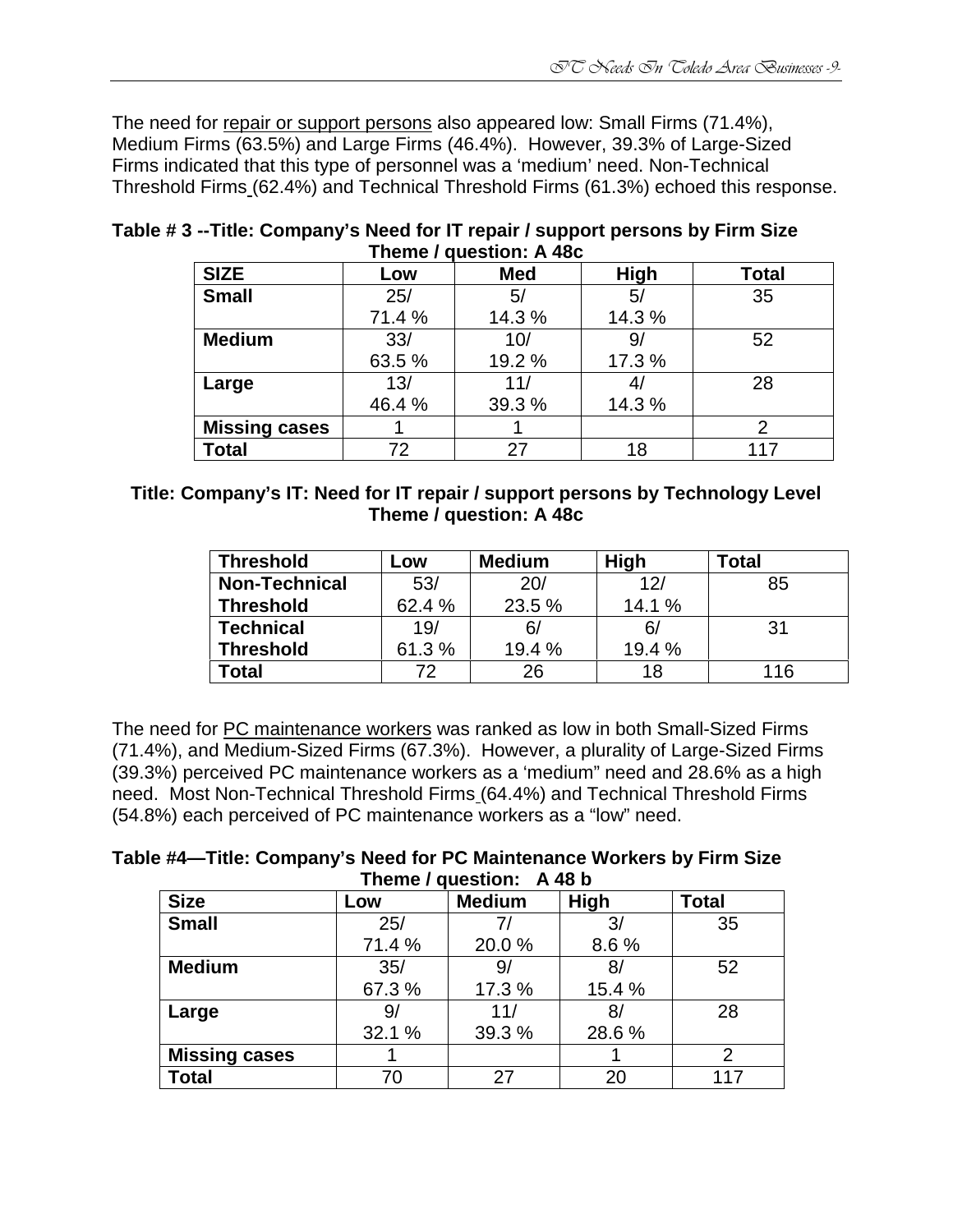The need for repair or support persons also appeared low: Small Firms (71.4%), Medium Firms (63.5%) and Large Firms (46.4%). However, 39.3% of Large-Sized Firms indicated that this type of personnel was a 'medium' need. Non-Technical Threshold Firms (62.4%) and Technical Threshold Firms (61.3%) echoed this response.

**Table # 3 --Title: Company's Need for IT repair / support persons by Firm Size**
**Theme / question: A 48c**

| SIZE | Low | Med | High | Total |
|---|---|---|---|---|
| **Small** | 25/ 71.4 % | 5/ 14.3 % | 5/ 14.3 % | 35 |
| **Medium** | 33/ 63.5 % | 10/ 19.2 % | 9/ 17.3 % | 52 |
| **Large** | 13/ 46.4 % | 11/ 39.3 % | 4/ 14.3 % | 28 |
| **Missing cases** | 1 | 1 | | 2 |
| **Total** | 72 | 27 | 18 | 117 |

**Title: Company's IT: Need for IT repair / support persons by Technology Level**
**Theme / question: A 48c**

| Threshold | Low | Medium | High | Total |
|---|---|---|---|---|
| **Non-Technical Threshold** | 53/ 62.4 % | 20/ 23.5 % | 12/ 14.1 % | 85 |
| **Technical Threshold** | 19/ 61.3 % | 6/ 19.4 % | 6/ 19.4 % | 31 |
| **Total** | 72 | 26 | 18 | 116 |

The need for PC maintenance workers was ranked as low in both Small-Sized Firms (71.4%), and Medium-Sized Firms (67.3%). However, a plurality of Large-Sized Firms (39.3%) perceived PC maintenance workers as a 'medium" need and 28.6% as a high need. Most Non-Technical Threshold Firms (64.4%) and Technical Threshold Firms (54.8%) each perceived of PC maintenance workers as a "low" need.

**Table #4—Title: Company's Need for PC Maintenance Workers by Firm Size**
**Theme / question: A 48 b**

| Size | Low | Medium | High | Total |
|---|---|---|---|---|
| **Small** | 25/ 71.4 % | 7/ 20.0 % | 3/ 8.6 % | 35 |
| **Medium** | 35/ 67.3 % | 9/ 17.3 % | 8/ 15.4 % | 52 |
| **Large** | 9/ 32.1 % | 11/ 39.3 % | 8/ 28.6 % | 28 |
| **Missing cases** | 1 | | 1 | 2 |
| **Total** | 70 | 27 | 20 | 117 |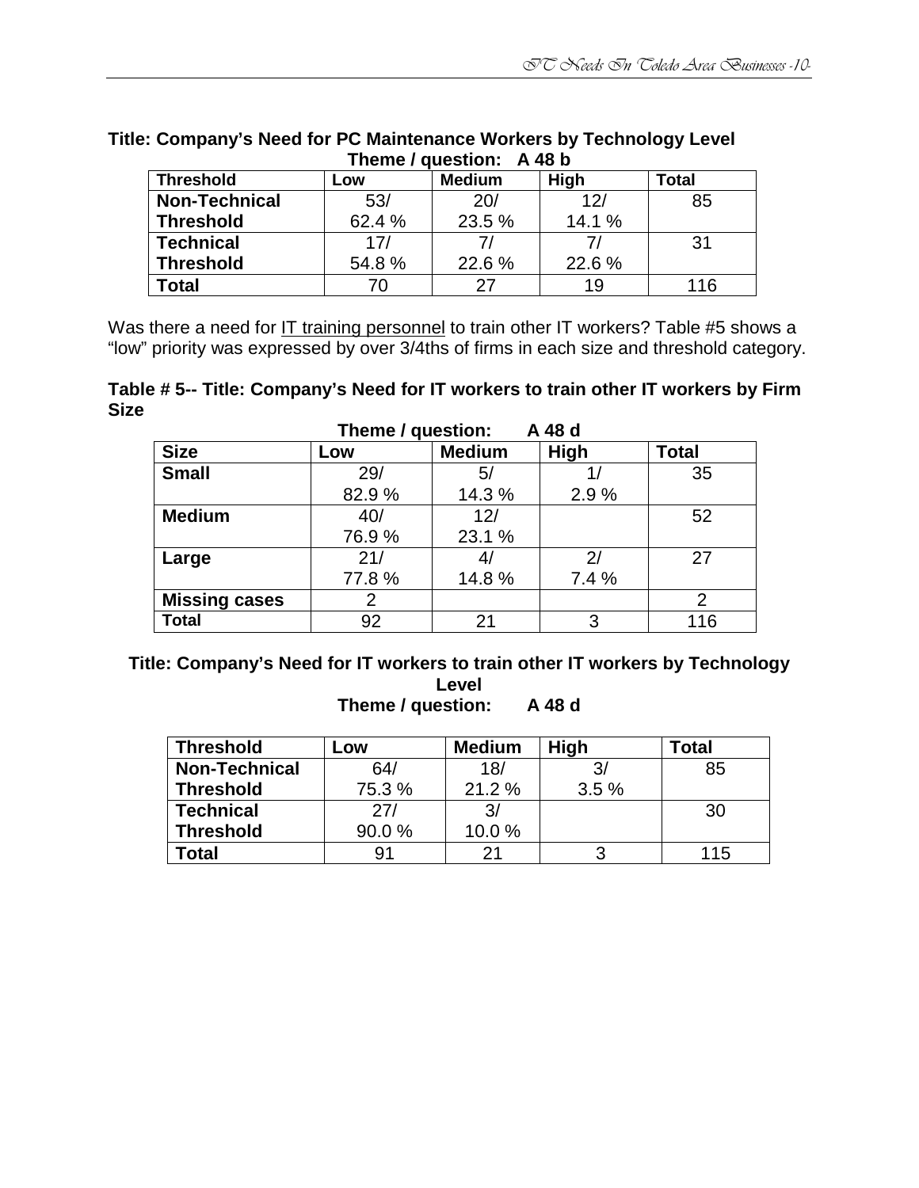**Title: Company's Need for PC Maintenance Workers by Technology Level**

**Theme / question: A 48 b**

| Threshold | Low | Medium | High | Total |
|---|---|---|---|---|
| **Non-Technical Threshold** | 53/ 62.4 % | 20/ 23.5 % | 12/ 14.1 % | 85 |
| **Technical Threshold** | 17/ 54.8 % | 7/ 22.6 % | 7/ 22.6 % | 31 |
| **Total** | 70 | 27 | 19 | 116 |

Was there a need for IT training personnel to train other IT workers? Table #5 shows a "low" priority was expressed by over 3/4ths of firms in each size and threshold category.

**Table # 5-- Title: Company's Need for IT workers to train other IT workers by Firm Size**

**Theme / question: A 48 d**

| Size | Low | Medium | High | Total |
|---|---|---|---|---|
| **Small** | 29/ 82.9 % | 5/ 14.3 % | 1/ 2.9 % | 35 |
| **Medium** | 40/ 76.9 % | 12/ 23.1 % | | 52 |
| **Large** | 21/ 77.8 % | 4/ 14.8 % | 2/ 7.4 % | 27 |
| **Missing cases** | 2 | | | 2 |
| **Total** | 92 | 21 | 3 | 116 |

**Title: Company's Need for IT workers to train other IT workers by Technology Level**

**Theme / question: A 48 d**

| Threshold | Low | Medium | High | Total |
|---|---|---|---|---|
| **Non-Technical Threshold** | 64/ 75.3 % | 18/ 21.2 % | 3/ 3.5 % | 85 |
| **Technical Threshold** | 27/ 90.0 % | 3/ 10.0 % | | 30 |
| **Total** | 91 | 21 | 3 | 115 |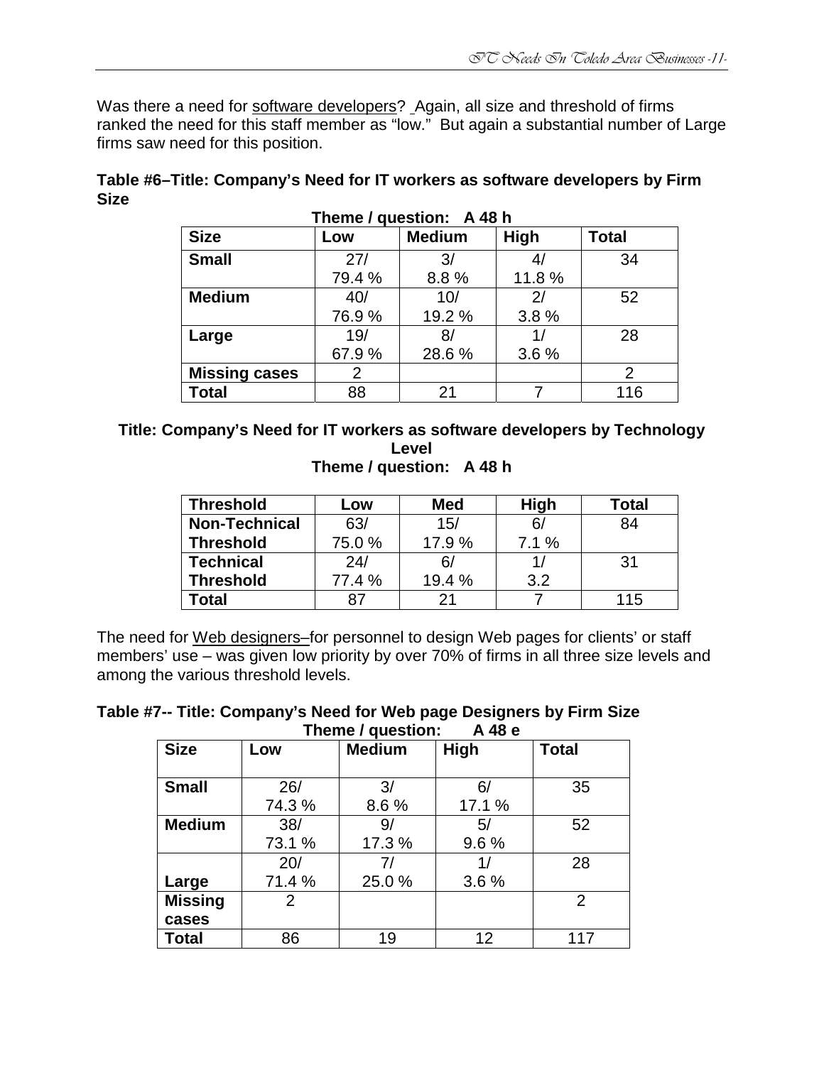Was there a need for software developers? Again, all size and threshold of firms ranked the need for this staff member as "low." But again a substantial number of Large firms saw need for this position.

**Table #6–Title: Company's Need for IT workers as software developers by Firm Size**

**Theme / question: A 48 h**

| Size | Low | Medium | High | Total |
|---|---|---|---|---|
| **Small** | 27/ 79.4 % | 3/ 8.8 % | 4/ 11.8 % | 34 |
| **Medium** | 40/ 76.9 % | 10/ 19.2 % | 2/ 3.8 % | 52 |
| **Large** | 19/ 67.9 % | 8/ 28.6 % | 1/ 3.6 % | 28 |
| **Missing cases** | 2 | | | 2 |
| **Total** | 88 | 21 | 7 | 116 |

**Title: Company's Need for IT workers as software developers by Technology Level**

**Theme / question: A 48 h**

| Threshold | Low | Med | High | Total |
|---|---|---|---|---|
| **Non-Technical Threshold** | 63/ 75.0 % | 15/ 17.9 % | 6/ 7.1 % | 84 |
| **Technical Threshold** | 24/ 77.4 % | 6/ 19.4 % | 1/ 3.2 | 31 |
| **Total** | 87 | 21 | 7 | 115 |

The need for Web designers–for personnel to design Web pages for clients' or staff members' use – was given low priority by over 70% of firms in all three size levels and among the various threshold levels.

**Table #7-- Title: Company's Need for Web page Designers by Firm Size**

**Theme / question: A 48 e**

| Size | Low | Medium | High | Total |
|---|---|---|---|---|
| **Small** | 26/ 74.3 % | 3/ 8.6 % | 6/ 17.1 % | 35 |
| **Medium** | 38/ 73.1 % | 9/ 17.3 % | 5/ 9.6 % | 52 |
| **Large** | 20/ 71.4 % | 7/ 25.0 % | 1/ 3.6 % | 28 |
| **Missing cases** | 2 | | | 2 |
| **Total** | 86 | 19 | 12 | 117 |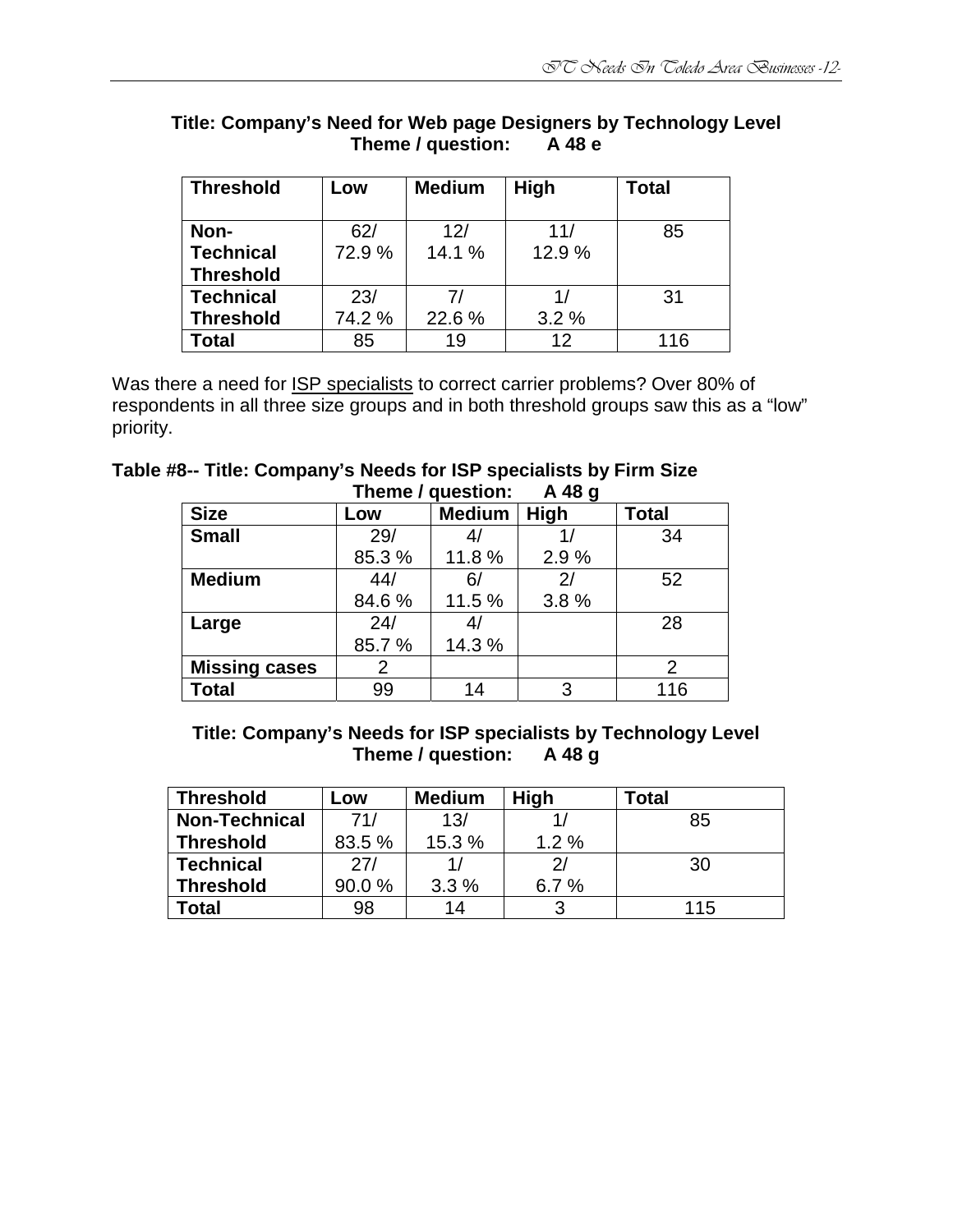**Title: Company's Need for Web page Designers by Technology Level**
**Theme / question: A 48 e**

| Threshold | Low | Medium | High | Total |
|---|---|---|---|---|
| Non-Technical Threshold | 62/ 72.9 % | 12/ 14.1 % | 11/ 12.9 % | 85 |
| Technical Threshold | 23/ 74.2 % | 7/ 22.6 % | 1/ 3.2 % | 31 |
| Total | 85 | 19 | 12 | 116 |

Was there a need for ISP specialists to correct carrier problems? Over 80% of respondents in all three size groups and in both threshold groups saw this as a "low" priority.

**Table #8-- Title: Company's Needs for ISP specialists by Firm Size**
**Theme / question: A 48 g**

| Size | Low | Medium | High | Total |
|---|---|---|---|---|
| Small | 29/ 85.3 % | 4/ 11.8 % | 1/ 2.9 % | 34 |
| Medium | 44/ 84.6 % | 6/ 11.5 % | 2/ 3.8 % | 52 |
| Large | 24/ 85.7 % | 4/ 14.3 % | | 28 |
| Missing cases | 2 | | | 2 |
| Total | 99 | 14 | 3 | 116 |

**Title: Company's Needs for ISP specialists by Technology Level**
**Theme / question: A 48 g**

| Threshold | Low | Medium | High | Total |
|---|---|---|---|---|
| Non-Technical Threshold | 71/ 83.5 % | 13/ 15.3 % | 1/ 1.2 % | 85 |
| Technical Threshold | 27/ 90.0 % | 1/ 3.3 % | 2/ 6.7 % | 30 |
| Total | 98 | 14 | 3 | 115 |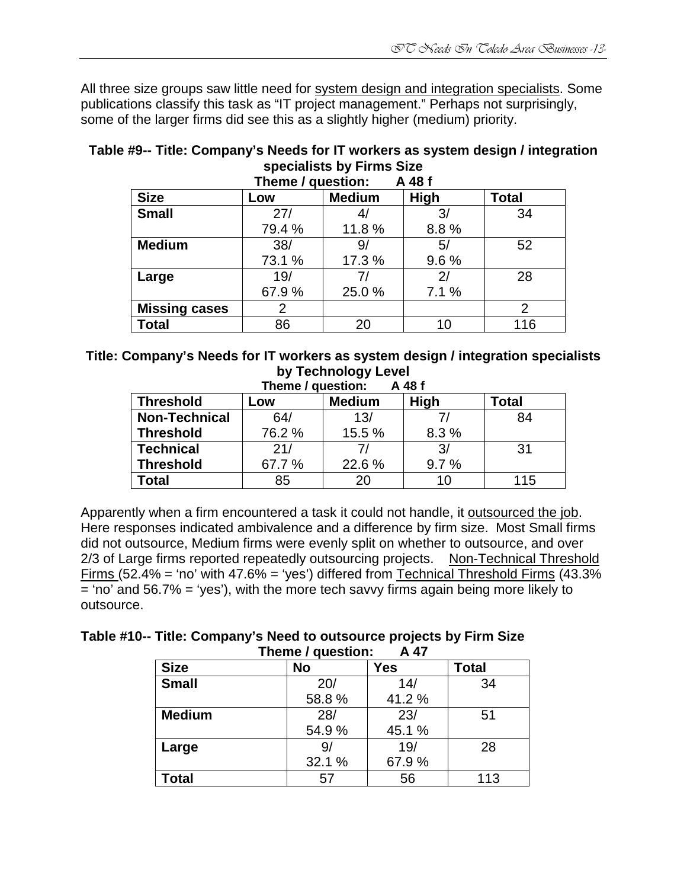All three size groups saw little need for system design and integration specialists. Some publications classify this task as "IT project management." Perhaps not surprisingly, some of the larger firms did see this as a slightly higher (medium) priority.

**Table #9-- Title: Company's Needs for IT workers as system design / integration specialists by Firms Size**

**Theme / question: A 48 f**

| Size | Low | Medium | High | Total |
|---|---|---|---|---|
| **Small** | 27/ 79.4 % | 4/ 11.8 % | 3/ 8.8 % | 34 |
| **Medium** | 38/ 73.1 % | 9/ 17.3 % | 5/ 9.6 % | 52 |
| **Large** | 19/ 67.9 % | 7/ 25.0 % | 2/ 7.1 % | 28 |
| **Missing cases** | 2 | | | 2 |
| **Total** | 86 | 20 | 10 | 116 |

**Title: Company's Needs for IT workers as system design / integration specialists by Technology Level**

**Theme / question: A 48 f**

| Threshold | Low | Medium | High | Total |
|---|---|---|---|---|
| **Non-Technical Threshold** | 64/ 76.2 % | 13/ 15.5 % | 7/ 8.3 % | 84 |
| **Technical Threshold** | 21/ 67.7 % | 7/ 22.6 % | 3/ 9.7 % | 31 |
| **Total** | 85 | 20 | 10 | 115 |

Apparently when a firm encountered a task it could not handle, it outsourced the job. Here responses indicated ambivalence and a difference by firm size. Most Small firms did not outsource, Medium firms were evenly split on whether to outsource, and over 2/3 of Large firms reported repeatedly outsourcing projects. Non-Technical Threshold Firms (52.4% = 'no' with 47.6% = 'yes') differed from Technical Threshold Firms (43.3% = 'no' and 56.7% = 'yes'), with the more tech savvy firms again being more likely to outsource.

**Table #10-- Title: Company's Need to outsource projects by Firm Size**

**Theme / question: A 47**

| Size | No | Yes | Total |
|---|---|---|---|
| **Small** | 20/ 58.8 % | 14/ 41.2 % | 34 |
| **Medium** | 28/ 54.9 % | 23/ 45.1 % | 51 |
| **Large** | 9/ 32.1 % | 19/ 67.9 % | 28 |
| **Total** | 57 | 56 | 113 |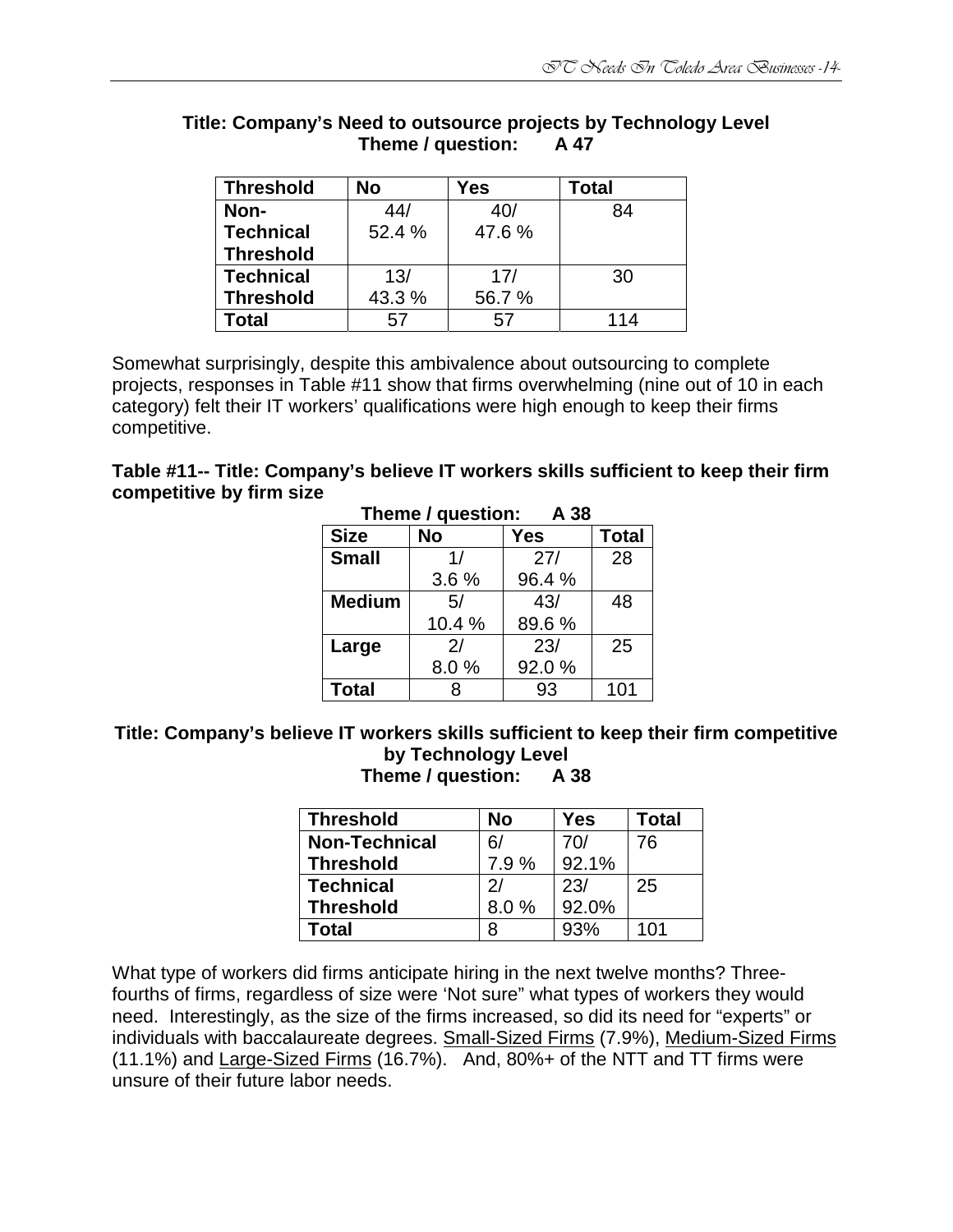**Title: Company's Need to outsource projects by Technology Level**
**Theme / question: A 47**

| Threshold | No | Yes | Total |
|---|---|---|---|
| Non-Technical Threshold | 44/ 52.4 % | 40/ 47.6 % | 84 |
| Technical Threshold | 13/ 43.3 % | 17/ 56.7 % | 30 |
| Total | 57 | 57 | 114 |

Somewhat surprisingly, despite this ambivalence about outsourcing to complete projects, responses in Table #11 show that firms overwhelming (nine out of 10 in each category) felt their IT workers' qualifications were high enough to keep their firms competitive.

**Table #11-- Title: Company's believe IT workers skills sufficient to keep their firm competitive by firm size**

**Theme / question: A 38**

| Size | No | Yes | Total |
|---|---|---|---|
| Small | 1/ 3.6 % | 27/ 96.4 % | 28 |
| Medium | 5/ 10.4 % | 43/ 89.6 % | 48 |
| Large | 2/ 8.0 % | 23/ 92.0 % | 25 |
| Total | 8 | 93 | 101 |

**Title: Company's believe IT workers skills sufficient to keep their firm competitive by Technology Level**
**Theme / question: A 38**

| Threshold | No | Yes | Total |
|---|---|---|---|
| Non-Technical Threshold | 6/ 7.9 % | 70/ 92.1% | 76 |
| Technical Threshold | 2/ 8.0 % | 23/ 92.0% | 25 |
| Total | 8 | 93% | 101 |

What type of workers did firms anticipate hiring in the next twelve months? Three-fourths of firms, regardless of size were 'Not sure" what types of workers they would need. Interestingly, as the size of the firms increased, so did its need for "experts" or individuals with baccalaureate degrees. Small-Sized Firms (7.9%), Medium-Sized Firms (11.1%) and Large-Sized Firms (16.7%). And, 80%+ of the NTT and TT firms were unsure of their future labor needs.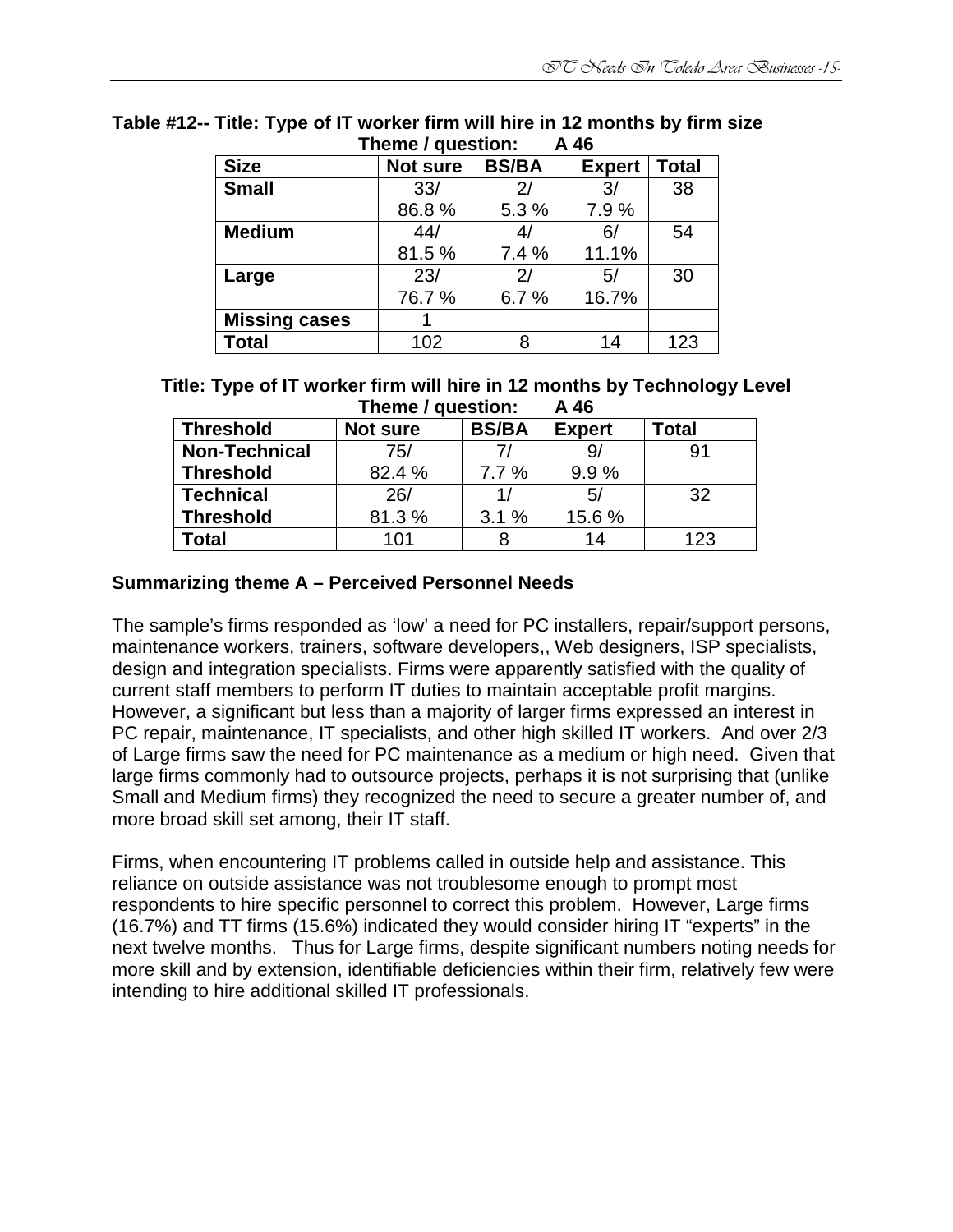**Table #12-- Title: Type of IT worker firm will hire in 12 months by firm size**

**Theme / question: A 46**

| Size | Not sure | BS/BA | Expert | Total |
|---|---|---|---|---|
| **Small** | 33/ 86.8 % | 2/ 5.3 % | 3/ 7.9 % | 38 |
| **Medium** | 44/ 81.5 % | 4/ 7.4 % | 6/ 11.1% | 54 |
| **Large** | 23/ 76.7 % | 2/ 6.7 % | 5/ 16.7% | 30 |
| **Missing cases** | 1 | | | |
| **Total** | 102 | 8 | 14 | 123 |

**Title: Type of IT worker firm will hire in 12 months by Technology Level**

**Theme / question: A 46**

| Threshold | Not sure | BS/BA | Expert | Total |
|---|---|---|---|---|
| **Non-Technical Threshold** | 75/ 82.4 % | 7/ 7.7 % | 9/ 9.9 % | 91 |
| **Technical Threshold** | 26/ 81.3 % | 1/ 3.1 % | 5/ 15.6 % | 32 |
| **Total** | 101 | 8 | 14 | 123 |

### Summarizing theme A – Perceived Personnel Needs

The sample's firms responded as 'low' a need for PC installers, repair/support persons, maintenance workers, trainers, software developers,, Web designers, ISP specialists, design and integration specialists. Firms were apparently satisfied with the quality of current staff members to perform IT duties to maintain acceptable profit margins. However, a significant but less than a majority of larger firms expressed an interest in PC repair, maintenance, IT specialists, and other high skilled IT workers. And over 2/3 of Large firms saw the need for PC maintenance as a medium or high need. Given that large firms commonly had to outsource projects, perhaps it is not surprising that (unlike Small and Medium firms) they recognized the need to secure a greater number of, and more broad skill set among, their IT staff.

Firms, when encountering IT problems called in outside help and assistance. This reliance on outside assistance was not troublesome enough to prompt most respondents to hire specific personnel to correct this problem. However, Large firms (16.7%) and TT firms (15.6%) indicated they would consider hiring IT "experts" in the next twelve months. Thus for Large firms, despite significant numbers noting needs for more skill and by extension, identifiable deficiencies within their firm, relatively few were intending to hire additional skilled IT professionals.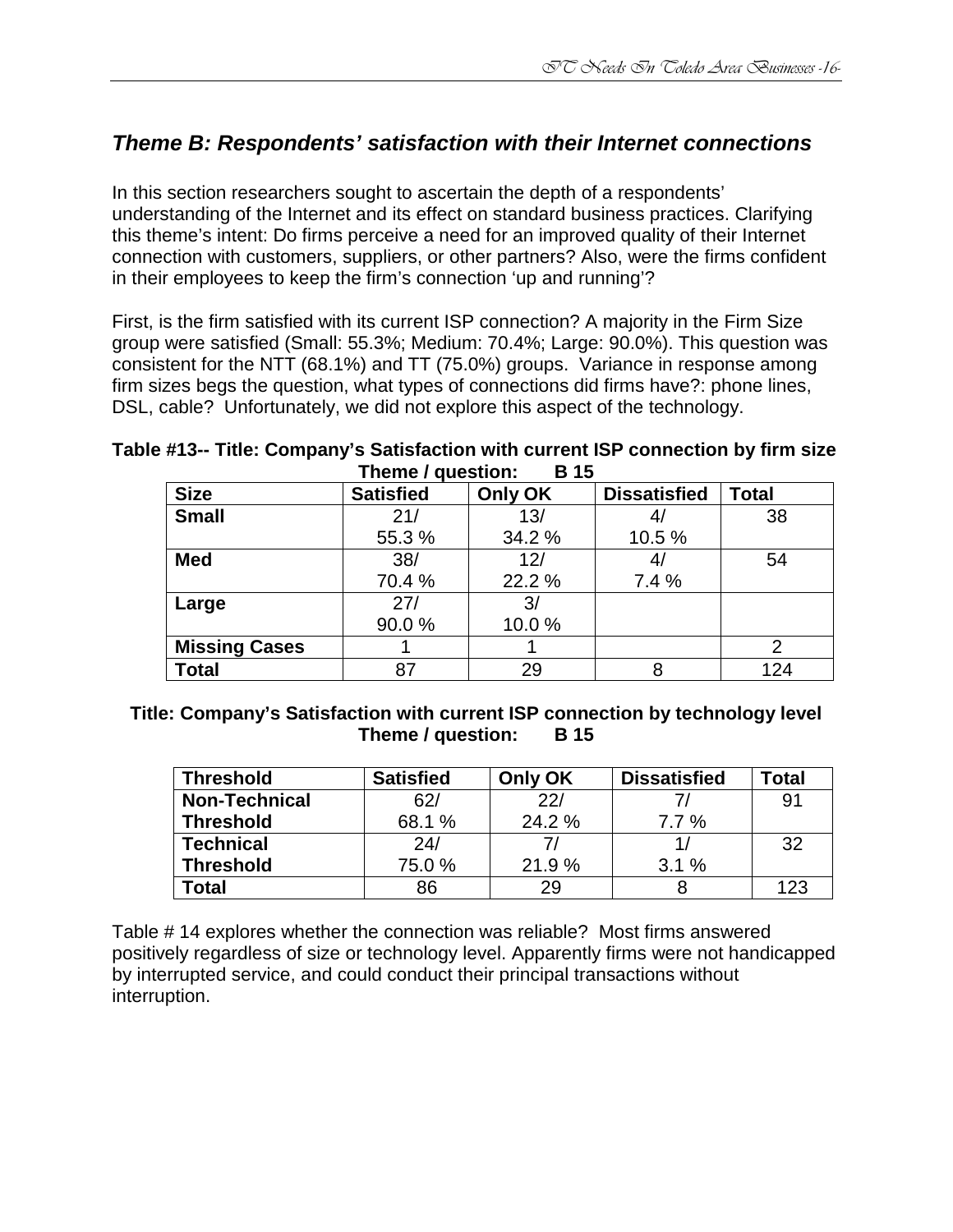## *Theme B: Respondents' satisfaction with their Internet connections*

In this section researchers sought to ascertain the depth of a respondents' understanding of the Internet and its effect on standard business practices. Clarifying this theme's intent: Do firms perceive a need for an improved quality of their Internet connection with customers, suppliers, or other partners? Also, were the firms confident in their employees to keep the firm's connection 'up and running'?

First, is the firm satisfied with its current ISP connection? A majority in the Firm Size group were satisfied (Small: 55.3%; Medium: 70.4%; Large: 90.0%). This question was consistent for the NTT (68.1%) and TT (75.0%) groups. Variance in response among firm sizes begs the question, what types of connections did firms have?: phone lines, DSL, cable? Unfortunately, we did not explore this aspect of the technology.

**Table #13-- Title: Company's Satisfaction with current ISP connection by firm size**
**Theme / question: B 15**

| Size | Satisfied | Only OK | Dissatisfied | Total |
|---|---|---|---|---|
| **Small** | 21/ 55.3 % | 13/ 34.2 % | 4/ 10.5 % | 38 |
| **Med** | 38/ 70.4 % | 12/ 22.2 % | 4/ 7.4 % | 54 |
| **Large** | 27/ 90.0 % | 3/ 10.0 % | | |
| **Missing Cases** | 1 | 1 | | 2 |
| **Total** | 87 | 29 | 8 | 124 |

**Title: Company's Satisfaction with current ISP connection by technology level**
**Theme / question: B 15**

| Threshold | Satisfied | Only OK | Dissatisfied | Total |
|---|---|---|---|---|
| **Non-Technical Threshold** | 62/ 68.1 % | 22/ 24.2 % | 7/ 7.7 % | 91 |
| **Technical Threshold** | 24/ 75.0 % | 7/ 21.9 % | 1/ 3.1 % | 32 |
| **Total** | 86 | 29 | 8 | 123 |

Table # 14 explores whether the connection was reliable? Most firms answered positively regardless of size or technology level. Apparently firms were not handicapped by interrupted service, and could conduct their principal transactions without interruption.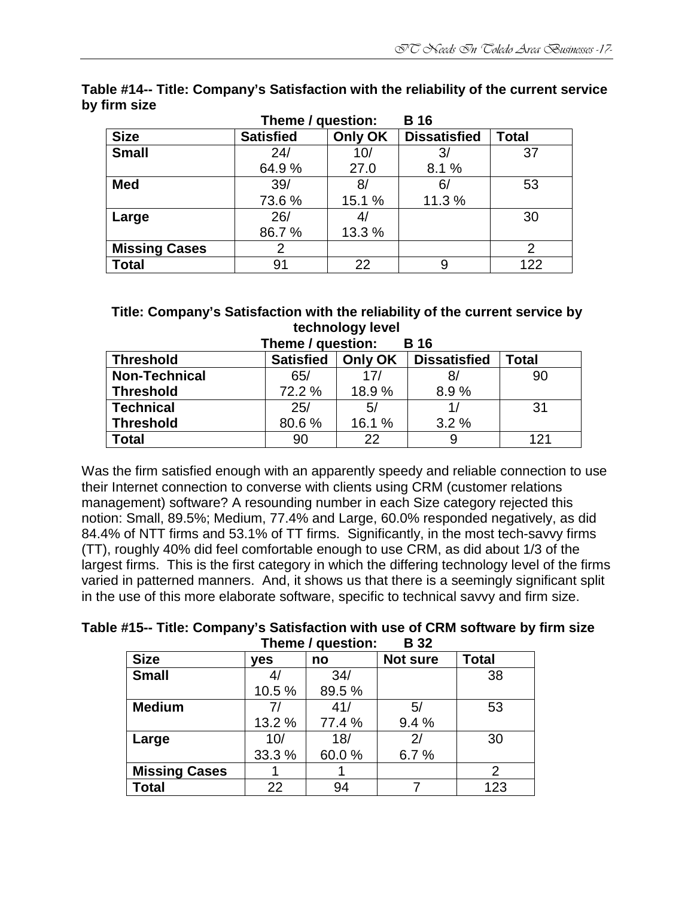**Table #14-- Title: Company's Satisfaction with the reliability of the current service by firm size**

**Theme / question: B 16**

| Size | Satisfied | Only OK | Dissatisfied | Total |
|---|---|---|---|---|
| **Small** | 24/ 64.9 % | 10/ 27.0 | 3/ 8.1 % | 37 |
| **Med** | 39/ 73.6 % | 8/ 15.1 % | 6/ 11.3 % | 53 |
| **Large** | 26/ 86.7 % | 4/ 13.3 % | | 30 |
| **Missing Cases** | 2 | | | 2 |
| **Total** | 91 | 22 | 9 | 122 |

**Title: Company's Satisfaction with the reliability of the current service by technology level**

**Theme / question: B 16**

| Threshold | Satisfied | Only OK | Dissatisfied | Total |
|---|---|---|---|---|
| **Non-Technical Threshold** | 65/ 72.2 % | 17/ 18.9 % | 8/ 8.9 % | 90 |
| **Technical Threshold** | 25/ 80.6 % | 5/ 16.1 % | 1/ 3.2 % | 31 |
| **Total** | 90 | 22 | 9 | 121 |

Was the firm satisfied enough with an apparently speedy and reliable connection to use their Internet connection to converse with clients using CRM (customer relations management) software? A resounding number in each Size category rejected this notion: Small, 89.5%; Medium, 77.4% and Large, 60.0% responded negatively, as did 84.4% of NTT firms and 53.1% of TT firms. Significantly, in the most tech-savvy firms (TT), roughly 40% did feel comfortable enough to use CRM, as did about 1/3 of the largest firms. This is the first category in which the differing technology level of the firms varied in patterned manners. And, it shows us that there is a seemingly significant split in the use of this more elaborate software, specific to technical savvy and firm size.

**Table #15-- Title: Company's Satisfaction with use of CRM software by firm size**

**Theme / question: B 32**

| Size | yes | no | Not sure | Total |
|---|---|---|---|---|
| **Small** | 4/ 10.5 % | 34/ 89.5 % | | 38 |
| **Medium** | 7/ 13.2 % | 41/ 77.4 % | 5/ 9.4 % | 53 |
| **Large** | 10/ 33.3 % | 18/ 60.0 % | 2/ 6.7 % | 30 |
| **Missing Cases** | 1 | 1 | | 2 |
| **Total** | 22 | 94 | 7 | 123 |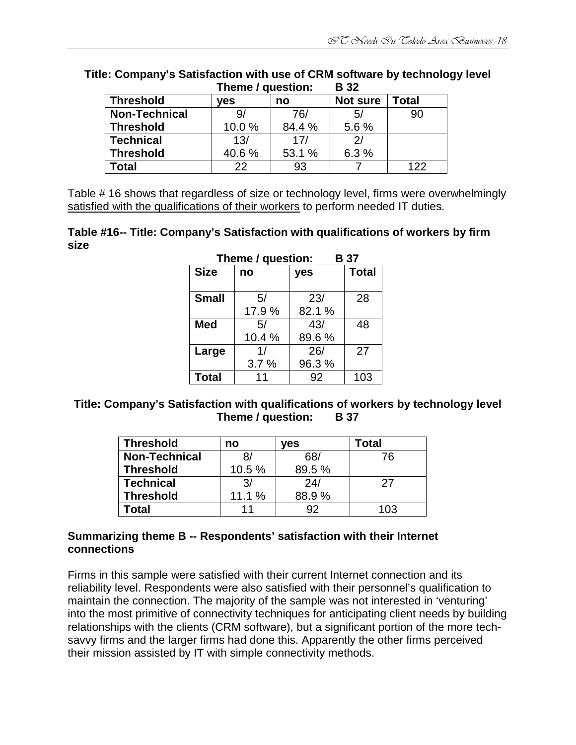**Title: Company's Satisfaction with use of CRM software by technology level**

**Theme / question: B 32**

| Threshold | yes | no | Not sure | Total |
|---|---|---|---|---|
| Non-Technical Threshold | 9/ 10.0 % | 76/ 84.4 % | 5/ 5.6 % | 90 |
| Technical Threshold | 13/ 40.6 % | 17/ 53.1 % | 2/ 6.3 % | |
| Total | 22 | 93 | 7 | 122 |

Table # 16 shows that regardless of size or technology level, firms were overwhelmingly satisfied with the qualifications of their workers to perform needed IT duties.

**Table #16-- Title: Company's Satisfaction with qualifications of workers by firm size**

**Theme / question: B 37**

| Size | no | yes | Total |
|---|---|---|---|
| Small | 5/ 17.9 % | 23/ 82.1 % | 28 |
| Med | 5/ 10.4 % | 43/ 89.6 % | 48 |
| Large | 1/ 3.7 % | 26/ 96.3 % | 27 |
| Total | 11 | 92 | 103 |

**Title: Company's Satisfaction with qualifications of workers by technology level**

**Theme / question: B 37**

| Threshold | no | yes | Total |
|---|---|---|---|
| Non-Technical Threshold | 8/ 10.5 % | 68/ 89.5 % | 76 |
| Technical Threshold | 3/ 11.1 % | 24/ 88.9 % | 27 |
| Total | 11 | 92 | 103 |

### Summarizing theme B -- Respondents' satisfaction with their Internet connections

Firms in this sample were satisfied with their current Internet connection and its reliability level. Respondents were also satisfied with their personnel's qualification to maintain the connection. The majority of the sample was not interested in 'venturing' into the most primitive of connectivity techniques for anticipating client needs by building relationships with the clients (CRM software), but a significant portion of the more tech-savvy firms and the larger firms had done this. Apparently the other firms perceived their mission assisted by IT with simple connectivity methods.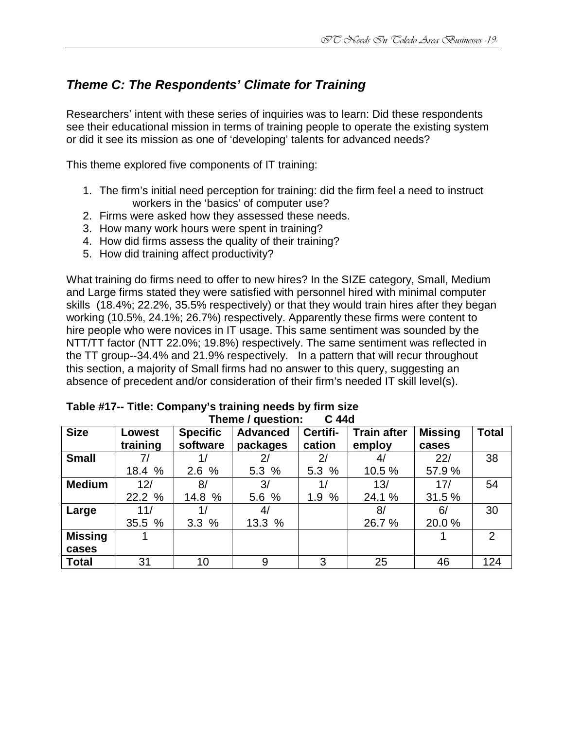## *Theme C: The Respondents' Climate for Training*

Researchers' intent with these series of inquiries was to learn: Did these respondents see their educational mission in terms of training people to operate the existing system or did it see its mission as one of 'developing' talents for advanced needs?

This theme explored five components of IT training:

1. The firm's initial need perception for training: did the firm feel a need to instruct workers in the 'basics' of computer use?
2. Firms were asked how they assessed these needs.
3. How many work hours were spent in training?
4. How did firms assess the quality of their training?
5. How did training affect productivity?

What training do firms need to offer to new hires? In the SIZE category, Small, Medium and Large firms stated they were satisfied with personnel hired with minimal computer skills (18.4%; 22.2%, 35.5% respectively) or that they would train hires after they began working (10.5%, 24.1%; 26.7%) respectively. Apparently these firms were content to hire people who were novices in IT usage. This same sentiment was sounded by the NTT/TT factor (NTT 22.0%; 19.8%) respectively. The same sentiment was reflected in the TT group--34.4% and 21.9% respectively. In a pattern that will recur throughout this section, a majority of Small firms had no answer to this query, suggesting an absence of precedent and/or consideration of their firm's needed IT skill level(s).

**Table #17-- Title: Company's training needs by firm size**
**Theme / question: C 44d**

| Size | Lowest training | Specific software | Advanced packages | Certifi-cation | Train after employ | Missing cases | Total |
|---|---|---|---|---|---|---|---|
| **Small** | 7/ 18.4 % | 1/ 2.6 % | 2/ 5.3 % | 2/ 5.3 % | 4/ 10.5 % | 22/ 57.9 % | 38 |
| **Medium** | 12/ 22.2 % | 8/ 14.8 % | 3/ 5.6 % | 1/ 1.9 % | 13/ 24.1 % | 17/ 31.5 % | 54 |
| **Large** | 11/ 35.5 % | 1/ 3.3 % | 4/ 13.3 % | | 8/ 26.7 % | 6/ 20.0 % | 30 |
| **Missing cases** | 1 | | | | | 1 | 2 |
| **Total** | 31 | 10 | 9 | 3 | 25 | 46 | 124 |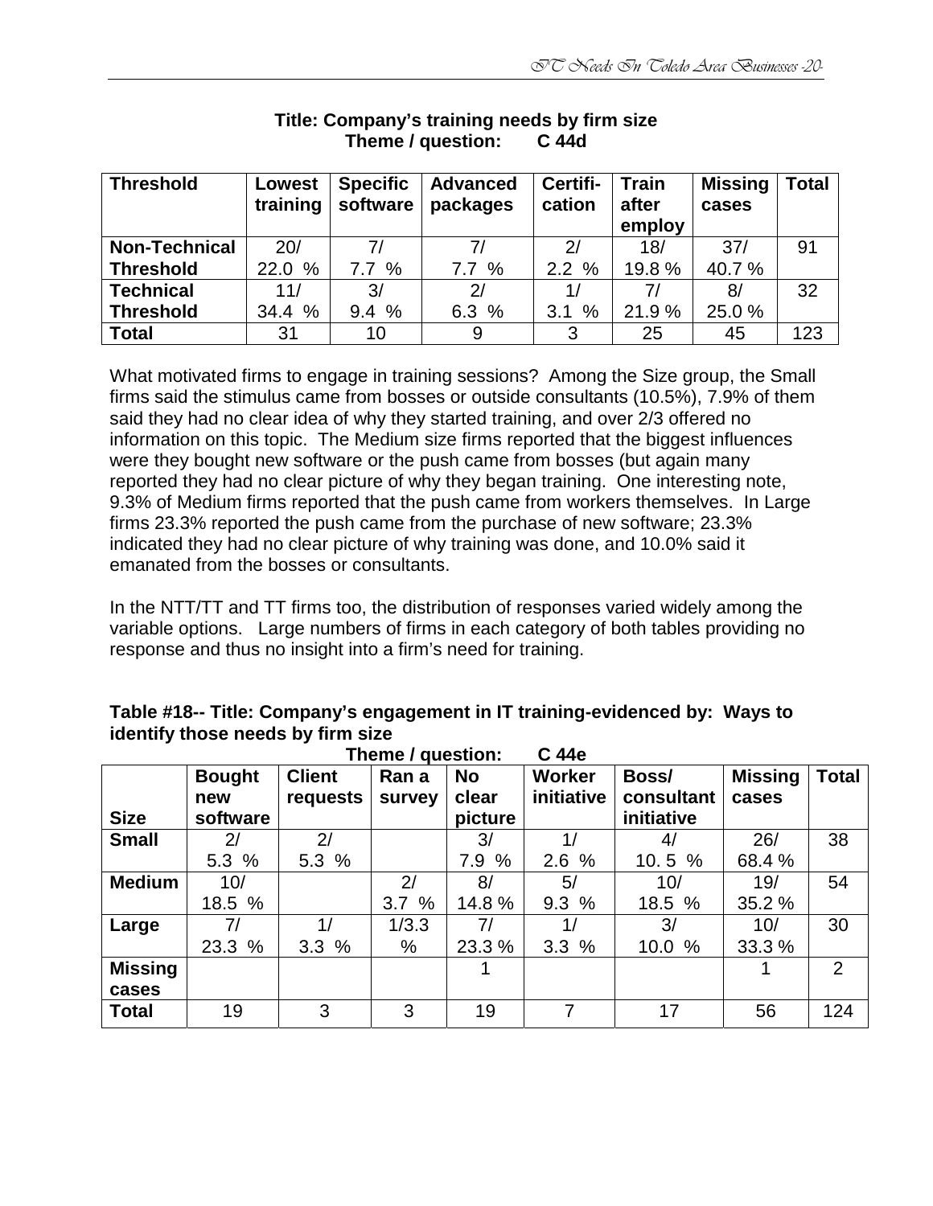**Title: Company's training needs by firm size**
**Theme / question: C 44d**

| Threshold | Lowest training | Specific software | Advanced packages | Certifi-cation | Train after employ | Missing cases | Total |
|---|---|---|---|---|---|---|---|
| **Non-Technical Threshold** | 20/ 22.0 % | 7/ 7.7 % | 7/ 7.7 % | 2/ 2.2 % | 18/ 19.8 % | 37/ 40.7 % | 91 |
| **Technical Threshold** | 11/ 34.4 % | 3/ 9.4 % | 2/ 6.3 % | 1/ 3.1 % | 7/ 21.9 % | 8/ 25.0 % | 32 |
| **Total** | 31 | 10 | 9 | 3 | 25 | 45 | 123 |

What motivated firms to engage in training sessions? Among the Size group, the Small firms said the stimulus came from bosses or outside consultants (10.5%), 7.9% of them said they had no clear idea of why they started training, and over 2/3 offered no information on this topic. The Medium size firms reported that the biggest influences were they bought new software or the push came from bosses (but again many reported they had no clear picture of why they began training. One interesting note, 9.3% of Medium firms reported that the push came from workers themselves. In Large firms 23.3% reported the push came from the purchase of new software; 23.3% indicated they had no clear picture of why training was done, and 10.0% said it emanated from the bosses or consultants.

In the NTT/TT and TT firms too, the distribution of responses varied widely among the variable options. Large numbers of firms in each category of both tables providing no response and thus no insight into a firm's need for training.

**Table #18-- Title: Company's engagement in IT training-evidenced by: Ways to identify those needs by firm size**
**Theme / question: C 44e**

| Size | Bought new software | Client requests | Ran a survey | No clear picture | Worker initiative | Boss/ consultant initiative | Missing cases | Total |
|---|---|---|---|---|---|---|---|---|
| **Small** | 2/ 5.3 % | 2/ 5.3 % | | 3/ 7.9 % | 1/ 2.6 % | 4/ 10. 5 % | 26/ 68.4 % | 38 |
| **Medium** | 10/ 18.5 % | | 2/ 3.7 % | 8/ 14.8 % | 5/ 9.3 % | 10/ 18.5 % | 19/ 35.2 % | 54 |
| **Large** | 7/ 23.3 % | 1/ 3.3 % | 1/3.3 % | 7/ 23.3 % | 1/ 3.3 % | 3/ 10.0 % | 10/ 33.3 % | 30 |
| **Missing cases** | | | | 1 | | | 1 | 2 |
| **Total** | 19 | 3 | 3 | 19 | 7 | 17 | 56 | 124 |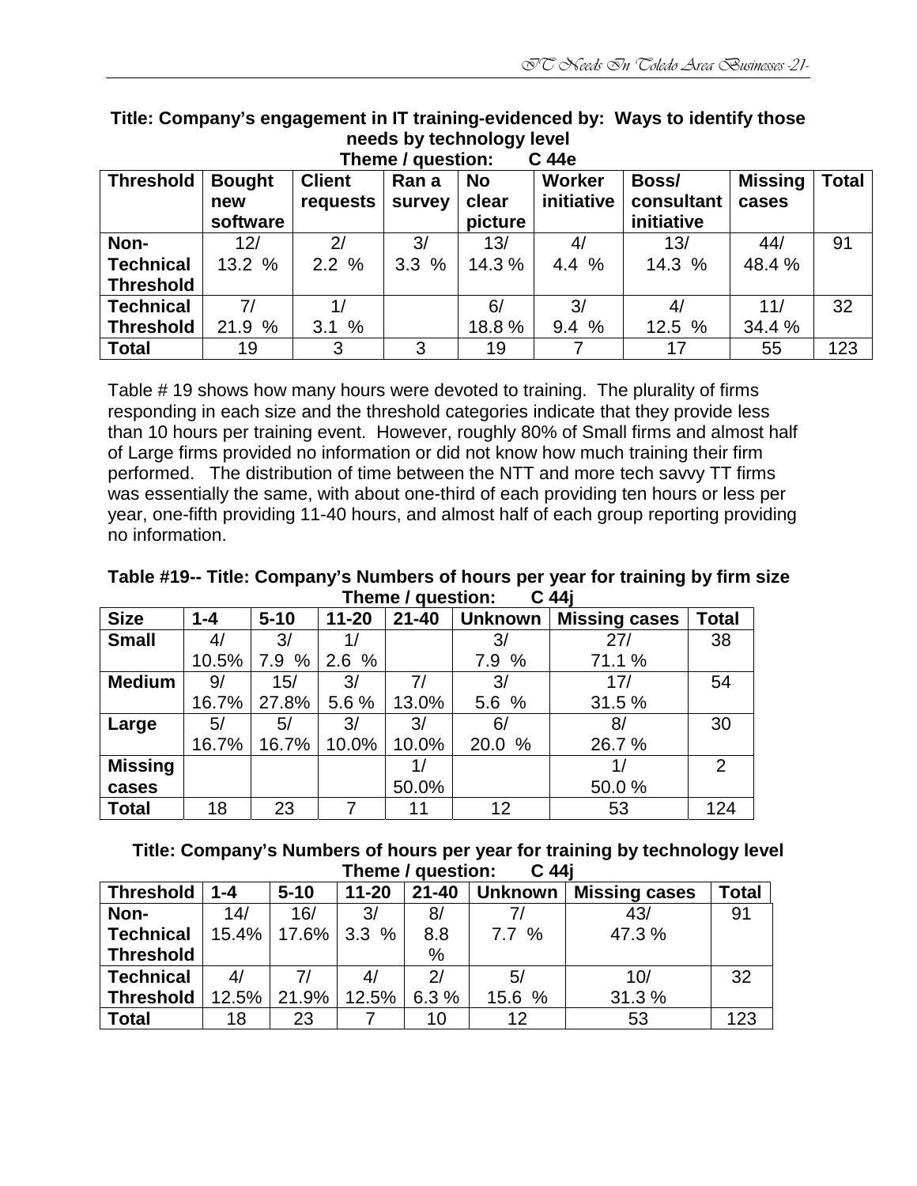**Title: Company's engagement in IT training-evidenced by: Ways to identify those needs by technology level**
**Theme / question: C 44e**

| Threshold | Bought new software | Client requests | Ran a survey | No clear picture | Worker initiative | Boss/ consultant initiative | Missing cases | Total |
|---|---|---|---|---|---|---|---|---|
| Non-Technical Threshold | 12/ 13.2 % | 2/ 2.2 % | 3/ 3.3 % | 13/ 14.3 % | 4/ 4.4 % | 13/ 14.3 % | 44/ 48.4 % | 91 |
| Technical Threshold | 7/ 21.9 % | 1/ 3.1 % | | 6/ 18.8 % | 3/ 9.4 % | 4/ 12.5 % | 11/ 34.4 % | 32 |
| Total | 19 | 3 | 3 | 19 | 7 | 17 | 55 | 123 |

Table # 19 shows how many hours were devoted to training. The plurality of firms responding in each size and the threshold categories indicate that they provide less than 10 hours per training event. However, roughly 80% of Small firms and almost half of Large firms provided no information or did not know how much training their firm performed. The distribution of time between the NTT and more tech savvy TT firms was essentially the same, with about one-third of each providing ten hours or less per year, one-fifth providing 11-40 hours, and almost half of each group reporting providing no information.

**Table #19-- Title: Company's Numbers of hours per year for training by firm size**
**Theme / question: C 44j**

| Size | 1-4 | 5-10 | 11-20 | 21-40 | Unknown | Missing cases | Total |
|---|---|---|---|---|---|---|---|
| Small | 4/ 10.5% | 3/ 7.9 % | 1/ 2.6 % | | 3/ 7.9 % | 27/ 71.1 % | 38 |
| Medium | 9/ 16.7% | 15/ 27.8% | 3/ 5.6 % | 7/ 13.0% | 3/ 5.6 % | 17/ 31.5 % | 54 |
| Large | 5/ 16.7% | 5/ 16.7% | 3/ 10.0% | 3/ 10.0% | 6/ 20.0 % | 8/ 26.7 % | 30 |
| Missing cases | | | | 1/ 50.0% | | 1/ 50.0 % | 2 |
| Total | 18 | 23 | 7 | 11 | 12 | 53 | 124 |

**Title: Company's Numbers of hours per year for training by technology level**
**Theme / question: C 44j**

| Threshold | 1-4 | 5-10 | 11-20 | 21-40 | Unknown | Missing cases | Total |
|---|---|---|---|---|---|---|---|
| Non-Technical Threshold | 14/ 15.4% | 16/ 17.6% | 3/ 3.3 % | 8/ 8.8 % | 7/ 7.7 % | 43/ 47.3 % | 91 |
| Technical Threshold | 4/ 12.5% | 7/ 21.9% | 4/ 12.5% | 2/ 6.3 % | 5/ 15.6 % | 10/ 31.3 % | 32 |
| Total | 18 | 23 | 7 | 10 | 12 | 53 | 123 |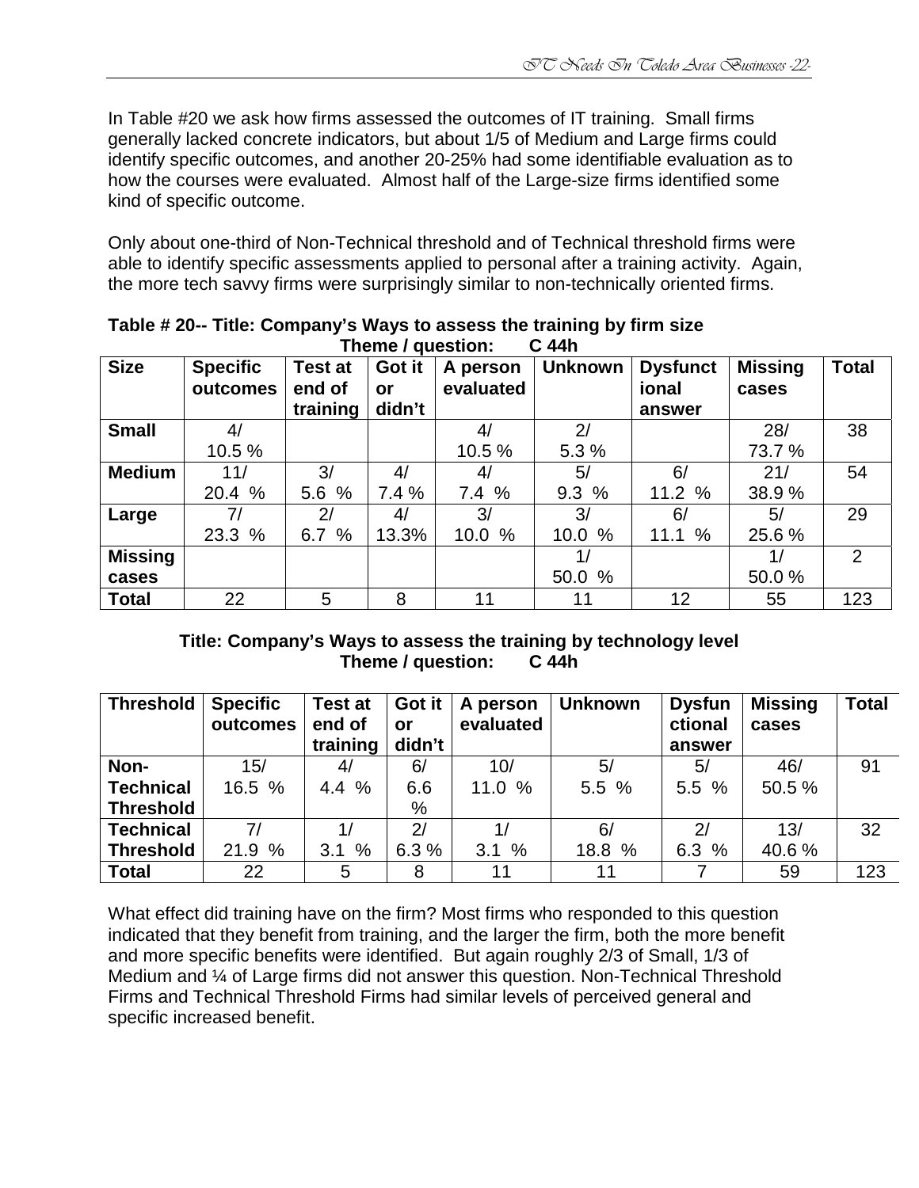In Table #20 we ask how firms assessed the outcomes of IT training. Small firms generally lacked concrete indicators, but about 1/5 of Medium and Large firms could identify specific outcomes, and another 20-25% had some identifiable evaluation as to how the courses were evaluated. Almost half of the Large-size firms identified some kind of specific outcome.

Only about one-third of Non-Technical threshold and of Technical threshold firms were able to identify specific assessments applied to personal after a training activity. Again, the more tech savvy firms were surprisingly similar to non-technically oriented firms.

**Table # 20-- Title: Company's Ways to assess the training by firm size**
**Theme / question: C 44h**

| Size | Specific outcomes | Test at end of training | Got it or didn't | A person evaluated | Unknown | Dysfunctional answer | Missing cases | Total |
|---|---|---|---|---|---|---|---|---|
| **Small** | 4/ 10.5 % | | | 4/ 10.5 % | 2/ 5.3 % | | 28/ 73.7 % | 38 |
| **Medium** | 11/ 20.4 % | 3/ 5.6 % | 4/ 7.4 % | 4/ 7.4 % | 5/ 9.3 % | 6/ 11.2 % | 21/ 38.9 % | 54 |
| **Large** | 7/ 23.3 % | 2/ 6.7 % | 4/ 13.3% | 3/ 10.0 % | 3/ 10.0 % | 6/ 11.1 % | 5/ 25.6 % | 29 |
| **Missing cases** | | | | | 1/ 50.0 % | | 1/ 50.0 % | 2 |
| **Total** | 22 | 5 | 8 | 11 | 11 | 12 | 55 | 123 |

**Title: Company's Ways to assess the training by technology level**
**Theme / question: C 44h**

| Threshold | Specific outcomes | Test at end of training | Got it or didn't | A person evaluated | Unknown | Dysfunctional answer | Missing cases | Total |
|---|---|---|---|---|---|---|---|---|
| **Non-Technical Threshold** | 15/ 16.5 % | 4/ 4.4 % | 6/ 6.6 % | 10/ 11.0 % | 5/ 5.5 % | 5/ 5.5 % | 46/ 50.5 % | 91 |
| **Technical Threshold** | 7/ 21.9 % | 1/ 3.1 % | 2/ 6.3 % | 1/ 3.1 % | 6/ 18.8 % | 2/ 6.3 % | 13/ 40.6 % | 32 |
| **Total** | 22 | 5 | 8 | 11 | 11 | 7 | 59 | 123 |

What effect did training have on the firm? Most firms who responded to this question indicated that they benefit from training, and the larger the firm, both the more benefit and more specific benefits were identified. But again roughly 2/3 of Small, 1/3 of Medium and ¼ of Large firms did not answer this question. Non-Technical Threshold Firms and Technical Threshold Firms had similar levels of perceived general and specific increased benefit.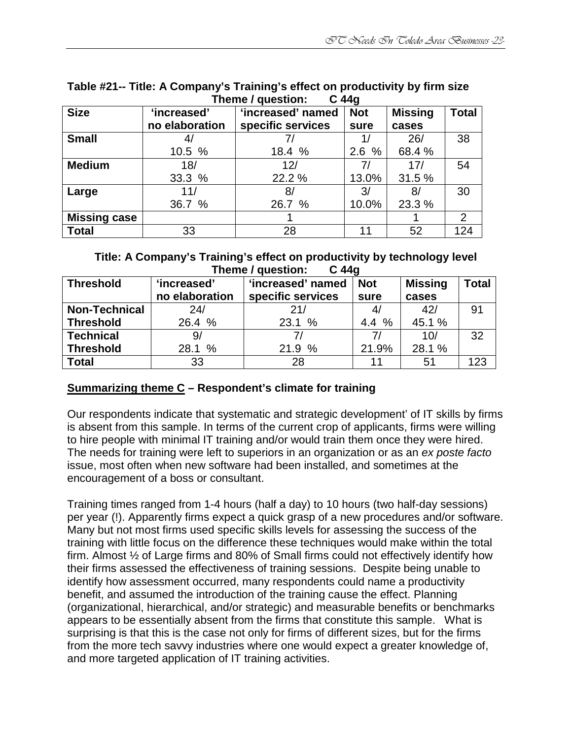**Table #21-- Title: A Company's Training's effect on productivity by firm size**
**Theme / question: C 44g**

| Size | 'increased' no elaboration | 'increased' named specific services | Not sure | Missing cases | Total |
|---|---|---|---|---|---|
| **Small** | 4/ 10.5 % | 7/ 18.4 % | 1/ 2.6 % | 26/ 68.4 % | 38 |
| **Medium** | 18/ 33.3 % | 12/ 22.2 % | 7/ 13.0% | 17/ 31.5 % | 54 |
| **Large** | 11/ 36.7 % | 8/ 26.7 % | 3/ 10.0% | 8/ 23.3 % | 30 |
| **Missing case** | | 1 | | 1 | 2 |
| **Total** | 33 | 28 | 11 | 52 | 124 |

**Title: A Company's Training's effect on productivity by technology level**
**Theme / question: C 44g**

| Threshold | 'increased' no elaboration | 'increased' named specific services | Not sure | Missing cases | Total |
|---|---|---|---|---|---|
| **Non-Technical Threshold** | 24/ 26.4 % | 21/ 23.1 % | 4/ 4.4 % | 42/ 45.1 % | 91 |
| **Technical Threshold** | 9/ 28.1 % | 7/ 21.9 % | 7/ 21.9% | 10/ 28.1 % | 32 |
| **Total** | 33 | 28 | 11 | 51 | 123 |

**<u>Summarizing theme C</u> – Respondent's climate for training**

Our respondents indicate that systematic and strategic development' of IT skills by firms is absent from this sample. In terms of the current crop of applicants, firms were willing to hire people with minimal IT training and/or would train them once they were hired. The needs for training were left to superiors in an organization or as an *ex poste facto* issue, most often when new software had been installed, and sometimes at the encouragement of a boss or consultant.

Training times ranged from 1-4 hours (half a day) to 10 hours (two half-day sessions) per year (!). Apparently firms expect a quick grasp of a new procedures and/or software. Many but not most firms used specific skills levels for assessing the success of the training with little focus on the difference these techniques would make within the total firm. Almost ½ of Large firms and 80% of Small firms could not effectively identify how their firms assessed the effectiveness of training sessions. Despite being unable to identify how assessment occurred, many respondents could name a productivity benefit, and assumed the introduction of the training cause the effect. Planning (organizational, hierarchical, and/or strategic) and measurable benefits or benchmarks appears to be essentially absent from the firms that constitute this sample. What is surprising is that this is the case not only for firms of different sizes, but for the firms from the more tech savvy industries where one would expect a greater knowledge of, and more targeted application of IT training activities.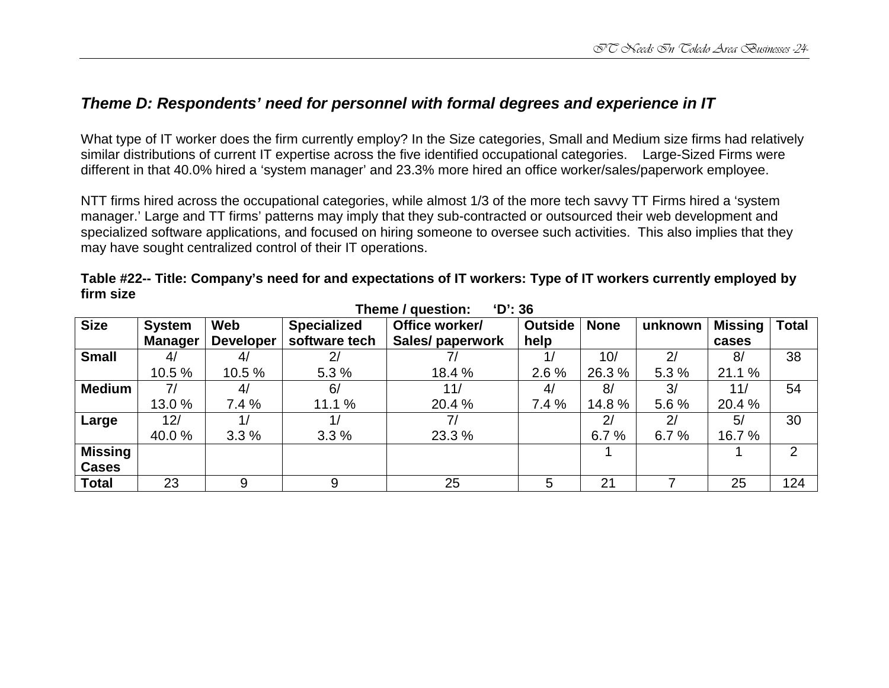### *Theme D: Respondents' need for personnel with formal degrees and experience in IT*

What type of IT worker does the firm currently employ? In the Size categories, Small and Medium size firms had relatively similar distributions of current IT expertise across the five identified occupational categories. Large-Sized Firms were different in that 40.0% hired a 'system manager' and 23.3% more hired an office worker/sales/paperwork employee.

NTT firms hired across the occupational categories, while almost 1/3 of the more tech savvy TT Firms hired a 'system manager.' Large and TT firms' patterns may imply that they sub-contracted or outsourced their web development and specialized software applications, and focused on hiring someone to oversee such activities. This also implies that they may have sought centralized control of their IT operations.

**Table #22-- Title: Company's need for and expectations of IT workers: Type of IT workers currently employed by firm size**

**Theme / question: 'D': 36**

| Size | System Manager | Web Developer | Specialized software tech | Office worker/ Sales/ paperwork | Outside help | None | unknown | Missing cases | Total |
|---|---|---|---|---|---|---|---|---|---|
| **Small** | 4/ 10.5 % | 4/ 10.5 % | 2/ 5.3 % | 7/ 18.4 % | 1/ 2.6 % | 10/ 26.3 % | 2/ 5.3 % | 8/ 21.1 % | 38 |
| **Medium** | 7/ 13.0 % | 4/ 7.4 % | 6/ 11.1 % | 11/ 20.4 % | 4/ 7.4 % | 8/ 14.8 % | 3/ 5.6 % | 11/ 20.4 % | 54 |
| **Large** | 12/ 40.0 % | 1/ 3.3 % | 1/ 3.3 % | 7/ 23.3 % | | 2/ 6.7 % | 2/ 6.7 % | 5/ 16.7 % | 30 |
| **Missing Cases** | | | | | | 1 | | 1 | 2 |
| **Total** | 23 | 9 | 9 | 25 | 5 | 21 | 7 | 25 | 124 |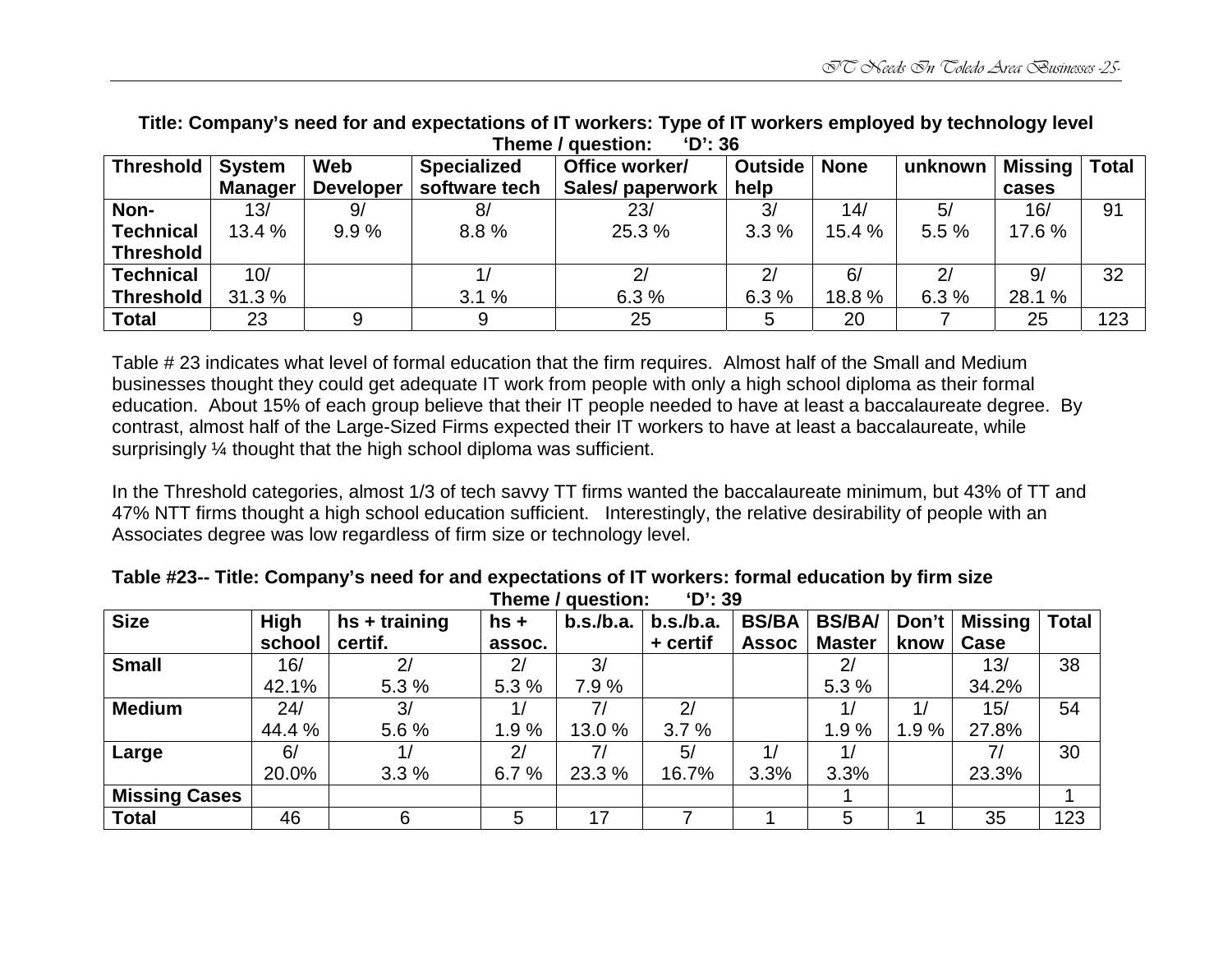**Title: Company's need for and expectations of IT workers: Type of IT workers employed by technology level**
**Theme / question: 'D': 36**

| Threshold | System Manager | Web Developer | Specialized software tech | Office worker/ Sales/ paperwork | Outside help | None | unknown | Missing cases | Total |
|---|---|---|---|---|---|---|---|---|---|
| **Non-Technical Threshold** | 13/ 13.4 % | 9/ 9.9 % | 8/ 8.8 % | 23/ 25.3 % | 3/ 3.3 % | 14/ 15.4 % | 5/ 5.5 % | 16/ 17.6 % | 91 |
| **Technical Threshold** | 10/ 31.3 % | | 1/ 3.1 % | 2/ 6.3 % | 2/ 6.3 % | 6/ 18.8 % | 2/ 6.3 % | 9/ 28.1 % | 32 |
| **Total** | 23 | 9 | 9 | 25 | 5 | 20 | 7 | 25 | 123 |

Table # 23 indicates what level of formal education that the firm requires. Almost half of the Small and Medium businesses thought they could get adequate IT work from people with only a high school diploma as their formal education. About 15% of each group believe that their IT people needed to have at least a baccalaureate degree. By contrast, almost half of the Large-Sized Firms expected their IT workers to have at least a baccalaureate, while surprisingly ¼ thought that the high school diploma was sufficient.

In the Threshold categories, almost 1/3 of tech savvy TT firms wanted the baccalaureate minimum, but 43% of TT and 47% NTT firms thought a high school education sufficient. Interestingly, the relative desirability of people with an Associates degree was low regardless of firm size or technology level.

**Table #23-- Title: Company's need for and expectations of IT workers: formal education by firm size**
**Theme / question: 'D': 39**

| Size | High school | hs + training certif. | hs + assoc. | b.s./b.a. | b.s./b.a. + certif | BS/BA Assoc | BS/BA/ Master | Don't know | Missing Case | Total |
|---|---|---|---|---|---|---|---|---|---|---|
| **Small** | 16/ 42.1% | 2/ 5.3 % | 2/ 5.3 % | 3/ 7.9 % | | | 2/ 5.3 % | | 13/ 34.2% | 38 |
| **Medium** | 24/ 44.4 % | 3/ 5.6 % | 1/ 1.9 % | 7/ 13.0 % | 2/ 3.7 % | | 1/ 1.9 % | 1/ 1.9 % | 15/ 27.8% | 54 |
| **Large** | 6/ 20.0% | 1/ 3.3 % | 2/ 6.7 % | 7/ 23.3 % | 5/ 16.7% | 1/ 3.3% | 1/ 3.3% | | 7/ 23.3% | 30 |
| **Missing Cases** | | | | | | | 1 | | | 1 |
| **Total** | 46 | 6 | 5 | 17 | 7 | 1 | 5 | 1 | 35 | 123 |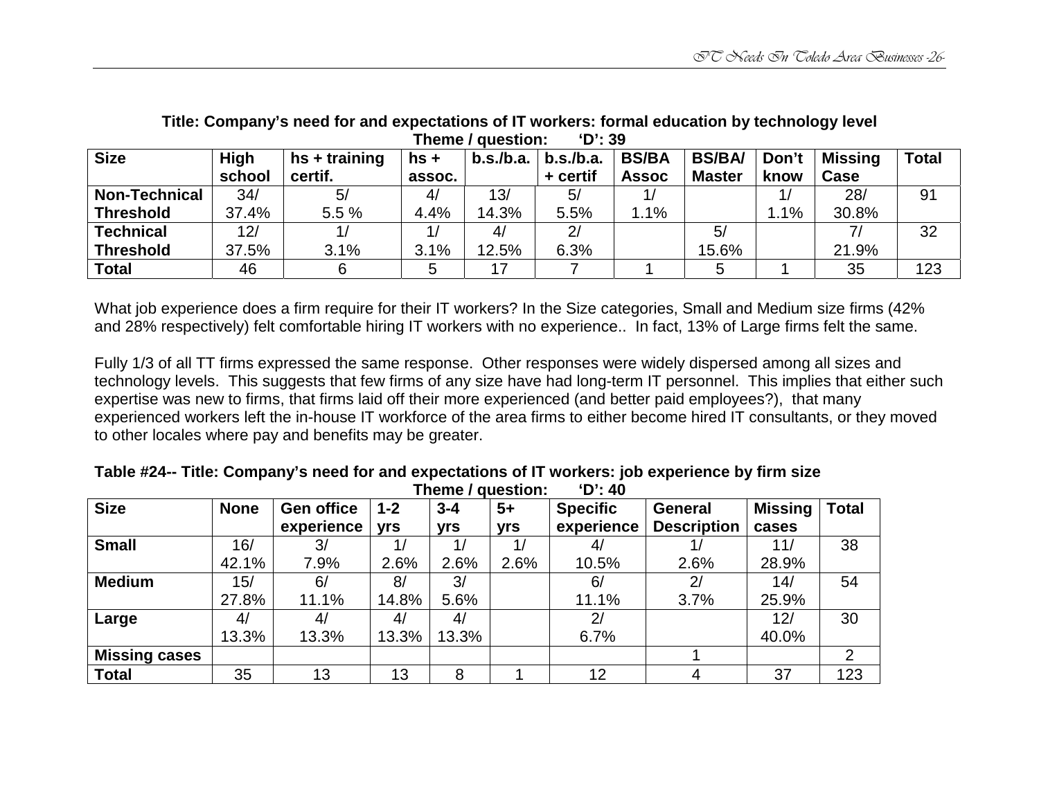**Title: Company's need for and expectations of IT workers: formal education by technology level**
**Theme / question: 'D': 39**

| Size | High school | hs + training certif. | hs + assoc. | b.s./b.a. | b.s./b.a. + certif | BS/BA Assoc | BS/BA/ Master | Don't know | Missing Case | Total |
|---|---|---|---|---|---|---|---|---|---|---|
| **Non-Technical Threshold** | 34/ 37.4% | 5/ 5.5 % | 4/ 4.4% | 13/ 14.3% | 5/ 5.5% | 1/ 1.1% | | 1/ 1.1% | 28/ 30.8% | 91 |
| **Technical Threshold** | 12/ 37.5% | 1/ 3.1% | 1/ 3.1% | 4/ 12.5% | 2/ 6.3% | | 5/ 15.6% | | 7/ 21.9% | 32 |
| **Total** | 46 | 6 | 5 | 17 | 7 | 1 | 5 | 1 | 35 | 123 |

What job experience does a firm require for their IT workers? In the Size categories, Small and Medium size firms (42% and 28% respectively) felt comfortable hiring IT workers with no experience.. In fact, 13% of Large firms felt the same.

Fully 1/3 of all TT firms expressed the same response. Other responses were widely dispersed among all sizes and technology levels. This suggests that few firms of any size have had long-term IT personnel. This implies that either such expertise was new to firms, that firms laid off their more experienced (and better paid employees?), that many experienced workers left the in-house IT workforce of the area firms to either become hired IT consultants, or they moved to other locales where pay and benefits may be greater.

**Table #24-- Title: Company's need for and expectations of IT workers: job experience by firm size**
**Theme / question: 'D': 40**

| Size | None | Gen office experience | 1-2 yrs | 3-4 yrs | 5+ yrs | Specific experience | General Description | Missing cases | Total |
|---|---|---|---|---|---|---|---|---|---|
| **Small** | 16/ 42.1% | 3/ 7.9% | 1/ 2.6% | 1/ 2.6% | 1/ 2.6% | 4/ 10.5% | 1/ 2.6% | 11/ 28.9% | 38 |
| **Medium** | 15/ 27.8% | 6/ 11.1% | 8/ 14.8% | 3/ 5.6% | | 6/ 11.1% | 2/ 3.7% | 14/ 25.9% | 54 |
| **Large** | 4/ 13.3% | 4/ 13.3% | 4/ 13.3% | 4/ 13.3% | | 2/ 6.7% | | 12/ 40.0% | 30 |
| **Missing cases** | | | | | | | 1 | | 2 |
| **Total** | 35 | 13 | 13 | 8 | 1 | 12 | 4 | 37 | 123 |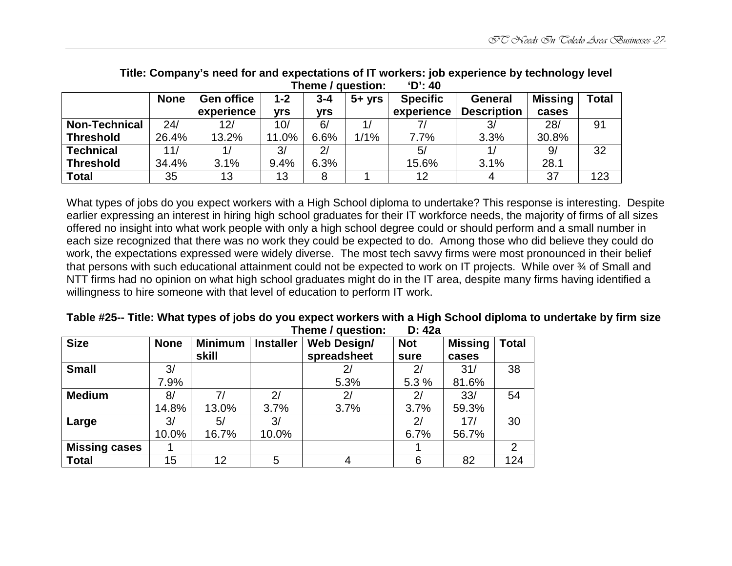**Title: Company's need for and expectations of IT workers: job experience by technology level**
**Theme / question: 'D': 40**

| | None | Gen office experience | 1-2 yrs | 3-4 yrs | 5+ yrs | Specific experience | General Description | Missing cases | Total |
|---|---|---|---|---|---|---|---|---|---|
| **Non-Technical Threshold** | 24/ 26.4% | 12/ 13.2% | 10/ 11.0% | 6/ 6.6% | 1/ 1/1% | 7/ 7.7% | 3/ 3.3% | 28/ 30.8% | 91 |
| **Technical Threshold** | 11/ 34.4% | 1/ 3.1% | 3/ 9.4% | 2/ 6.3% | | 5/ 15.6% | 1/ 3.1% | 9/ 28.1 | 32 |
| **Total** | 35 | 13 | 13 | 8 | 1 | 12 | 4 | 37 | 123 |

What types of jobs do you expect workers with a High School diploma to undertake? This response is interesting. Despite earlier expressing an interest in hiring high school graduates for their IT workforce needs, the majority of firms of all sizes offered no insight into what work people with only a high school degree could or should perform and a small number in each size recognized that there was no work they could be expected to do. Among those who did believe they could do work, the expectations expressed were widely diverse. The most tech savvy firms were most pronounced in their belief that persons with such educational attainment could not be expected to work on IT projects. While over ¾ of Small and NTT firms had no opinion on what high school graduates might do in the IT area, despite many firms having identified a willingness to hire someone with that level of education to perform IT work.

**Table #25-- Title: What types of jobs do you expect workers with a High School diploma to undertake by firm size**
**Theme / question: D: 42a**

| Size | None | Minimum skill | Installer | Web Design/ spreadsheet | Not sure | Missing cases | Total |
|---|---|---|---|---|---|---|---|
| **Small** | 3/ 7.9% | | | 2/ 5.3% | 2/ 5.3 % | 31/ 81.6% | 38 |
| **Medium** | 8/ 14.8% | 7/ 13.0% | 2/ 3.7% | 2/ 3.7% | 2/ 3.7% | 33/ 59.3% | 54 |
| **Large** | 3/ 10.0% | 5/ 16.7% | 3/ 10.0% | | 2/ 6.7% | 17/ 56.7% | 30 |
| **Missing cases** | 1 | | | | 1 | | 2 |
| **Total** | 15 | 12 | 5 | 4 | 6 | 82 | 124 |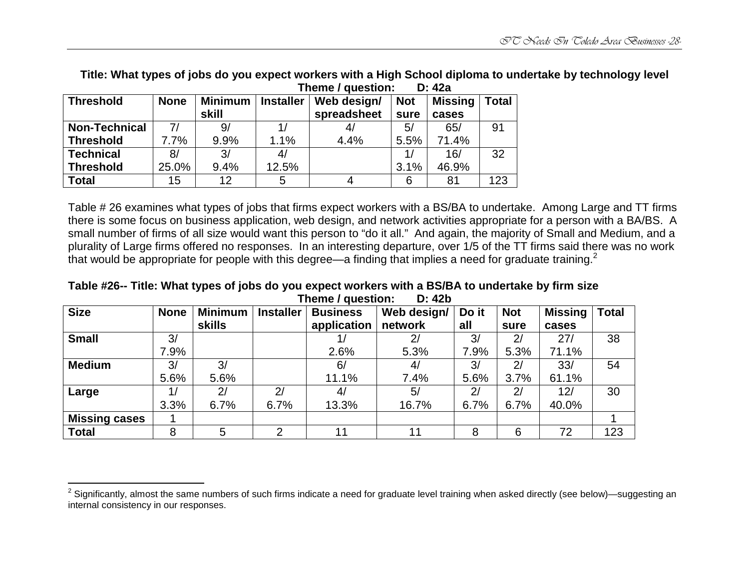**Title: What types of jobs do you expect workers with a High School diploma to undertake by technology level**

**Theme / question: D: 42a**

| Threshold | None | Minimum skill | Installer | Web design/ spreadsheet | Not sure | Missing cases | Total |
|---|---|---|---|---|---|---|---|
| **Non-Technical Threshold** | 7/ 7.7% | 9/ 9.9% | 1/ 1.1% | 4/ 4.4% | 5/ 5.5% | 65/ 71.4% | 91 |
| **Technical Threshold** | 8/ 25.0% | 3/ 9.4% | 4/ 12.5% | | 1/ 3.1% | 16/ 46.9% | 32 |
| **Total** | 15 | 12 | 5 | 4 | 6 | 81 | 123 |

Table # 26 examines what types of jobs that firms expect workers with a BS/BA to undertake. Among Large and TT firms there is some focus on business application, web design, and network activities appropriate for a person with a BA/BS. A small number of firms of all size would want this person to "do it all." And again, the majority of Small and Medium, and a plurality of Large firms offered no responses. In an interesting departure, over 1/5 of the TT firms said there was no work that would be appropriate for people with this degree—a finding that implies a need for graduate training.[2]

**Table #26-- Title: What types of jobs do you expect workers with a BS/BA to undertake by firm size**

**Theme / question: D: 42b**

| Size | None | Minimum skills | Installer | Business application | Web design/ network | Do it all | Not sure | Missing cases | Total |
|---|---|---|---|---|---|---|---|---|---|
| **Small** | 3/ 7.9% | | | 1/ 2.6% | 2/ 5.3% | 3/ 7.9% | 2/ 5.3% | 27/ 71.1% | 38 |
| **Medium** | 3/ 5.6% | 3/ 5.6% | | 6/ 11.1% | 4/ 7.4% | 3/ 5.6% | 2/ 3.7% | 33/ 61.1% | 54 |
| **Large** | 1/ 3.3% | 2/ 6.7% | 2/ 6.7% | 4/ 13.3% | 5/ 16.7% | 2/ 6.7% | 2/ 6.7% | 12/ 40.0% | 30 |
| **Missing cases** | 1 | | | | | | | | 1 |
| **Total** | 8 | 5 | 2 | 11 | 11 | 8 | 6 | 72 | 123 |

[2] Significantly, almost the same numbers of such firms indicate a need for graduate level training when asked directly (see below)—suggesting an internal consistency in our responses.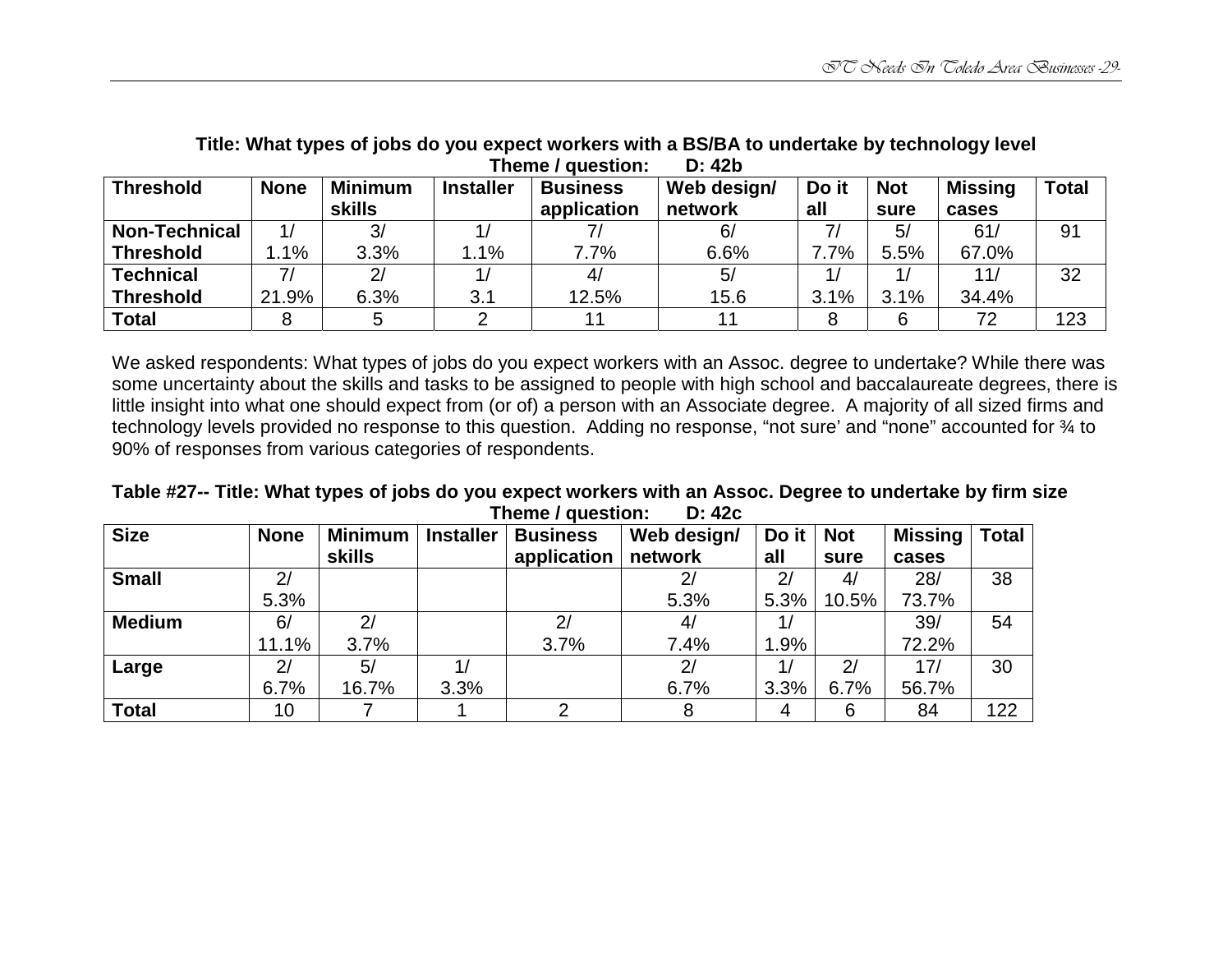**Title: What types of jobs do you expect workers with a BS/BA to undertake by technology level**
**Theme / question: D: 42b**

| Threshold | None | Minimum skills | Installer | Business application | Web design/ network | Do it all | Not sure | Missing cases | Total |
|---|---|---|---|---|---|---|---|---|---|
| **Non-Technical Threshold** | 1/ 1.1% | 3/ 3.3% | 1/ 1.1% | 7/ 7.7% | 6/ 6.6% | 7/ 7.7% | 5/ 5.5% | 61/ 67.0% | 91 |
| **Technical Threshold** | 7/ 21.9% | 2/ 6.3% | 1/ 3.1 | 4/ 12.5% | 5/ 15.6 | 1/ 3.1% | 1/ 3.1% | 11/ 34.4% | 32 |
| **Total** | 8 | 5 | 2 | 11 | 11 | 8 | 6 | 72 | 123 |

We asked respondents: What types of jobs do you expect workers with an Assoc. degree to undertake? While there was some uncertainty about the skills and tasks to be assigned to people with high school and baccalaureate degrees, there is little insight into what one should expect from (or of) a person with an Associate degree. A majority of all sized firms and technology levels provided no response to this question. Adding no response, "not sure' and "none" accounted for ¾ to 90% of responses from various categories of respondents.

**Table #27-- Title: What types of jobs do you expect workers with an Assoc. Degree to undertake by firm size**
**Theme / question: D: 42c**

| Size | None | Minimum skills | Installer | Business application | Web design/ network | Do it all | Not sure | Missing cases | Total |
|---|---|---|---|---|---|---|---|---|---|
| **Small** | 2/ 5.3% | | | | 2/ 5.3% | 2/ 5.3% | 4/ 10.5% | 28/ 73.7% | 38 |
| **Medium** | 6/ 11.1% | 2/ 3.7% | | 2/ 3.7% | 4/ 7.4% | 1/ 1.9% | | 39/ 72.2% | 54 |
| **Large** | 2/ 6.7% | 5/ 16.7% | 1/ 3.3% | | 2/ 6.7% | 1/ 3.3% | 2/ 6.7% | 17/ 56.7% | 30 |
| **Total** | 10 | 7 | 1 | 2 | 8 | 4 | 6 | 84 | 122 |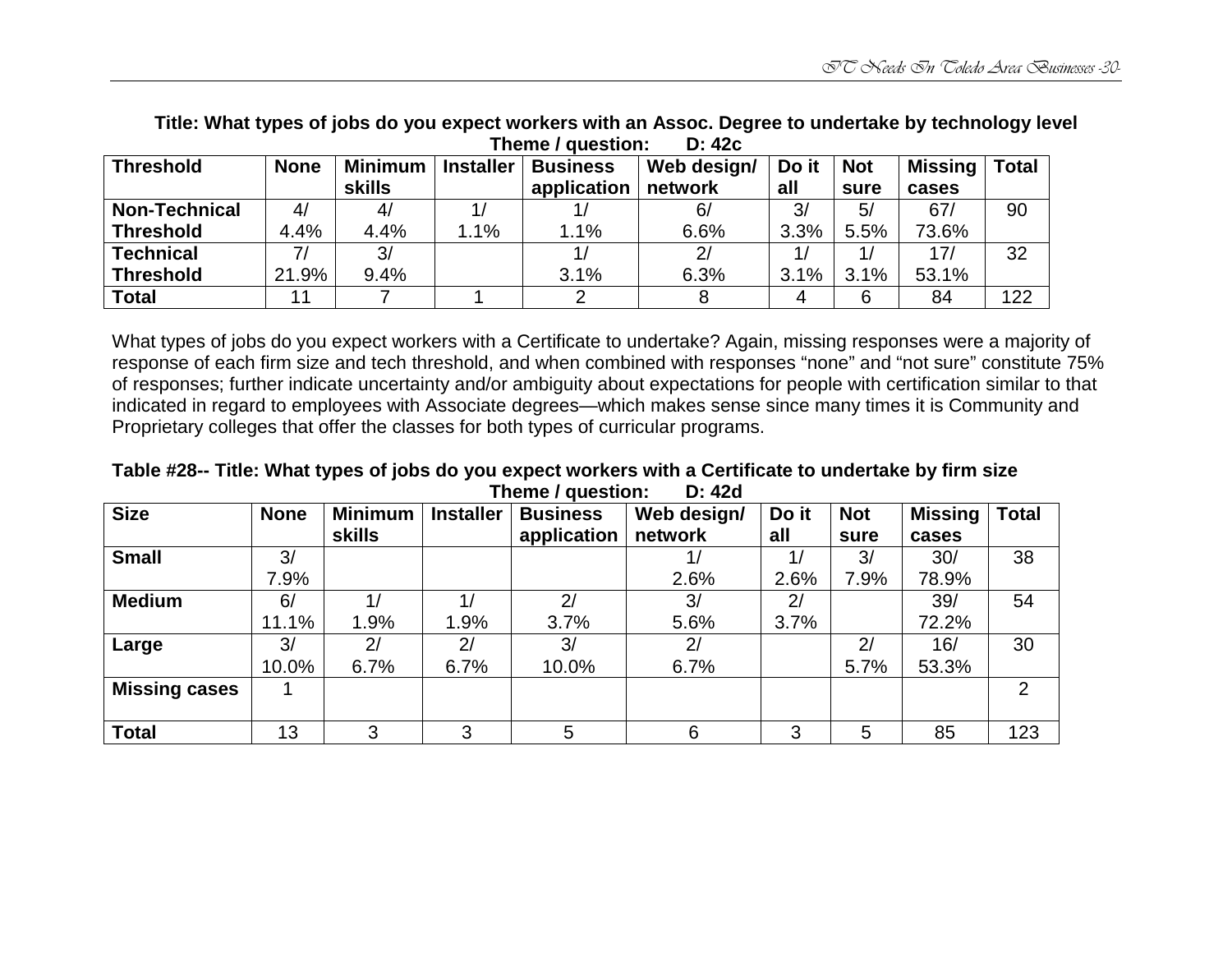**Title: What types of jobs do you expect workers with an Assoc. Degree to undertake by technology level**
**Theme / question: D: 42c**

| Threshold | None | Minimum skills | Installer | Business application | Web design/ network | Do it all | Not sure | Missing cases | Total |
|---|---|---|---|---|---|---|---|---|---|
| **Non-Technical Threshold** | 4/ 4.4% | 4/ 4.4% | 1/ 1.1% | 1/ 1.1% | 6/ 6.6% | 3/ 3.3% | 5/ 5.5% | 67/ 73.6% | 90 |
| **Technical Threshold** | 7/ 21.9% | 3/ 9.4% | | 1/ 3.1% | 2/ 6.3% | 1/ 3.1% | 1/ 3.1% | 17/ 53.1% | 32 |
| **Total** | 11 | 7 | 1 | 2 | 8 | 4 | 6 | 84 | 122 |

What types of jobs do you expect workers with a Certificate to undertake? Again, missing responses were a majority of response of each firm size and tech threshold, and when combined with responses "none" and "not sure" constitute 75% of responses; further indicate uncertainty and/or ambiguity about expectations for people with certification similar to that indicated in regard to employees with Associate degrees—which makes sense since many times it is Community and Proprietary colleges that offer the classes for both types of curricular programs.

**Table #28-- Title: What types of jobs do you expect workers with a Certificate to undertake by firm size**
**Theme / question: D: 42d**

| Size | None | Minimum skills | Installer | Business application | Web design/ network | Do it all | Not sure | Missing cases | Total |
|---|---|---|---|---|---|---|---|---|---|
| **Small** | 3/ 7.9% | | | | 1/ 2.6% | 1/ 2.6% | 3/ 7.9% | 30/ 78.9% | 38 |
| **Medium** | 6/ 11.1% | 1/ 1.9% | 1/ 1.9% | 2/ 3.7% | 3/ 5.6% | 2/ 3.7% | | 39/ 72.2% | 54 |
| **Large** | 3/ 10.0% | 2/ 6.7% | 2/ 6.7% | 3/ 10.0% | 2/ 6.7% | | 2/ 5.7% | 16/ 53.3% | 30 |
| **Missing cases** | 1 | | | | | | | | 2 |
| **Total** | 13 | 3 | 3 | 5 | 6 | 3 | 5 | 85 | 123 |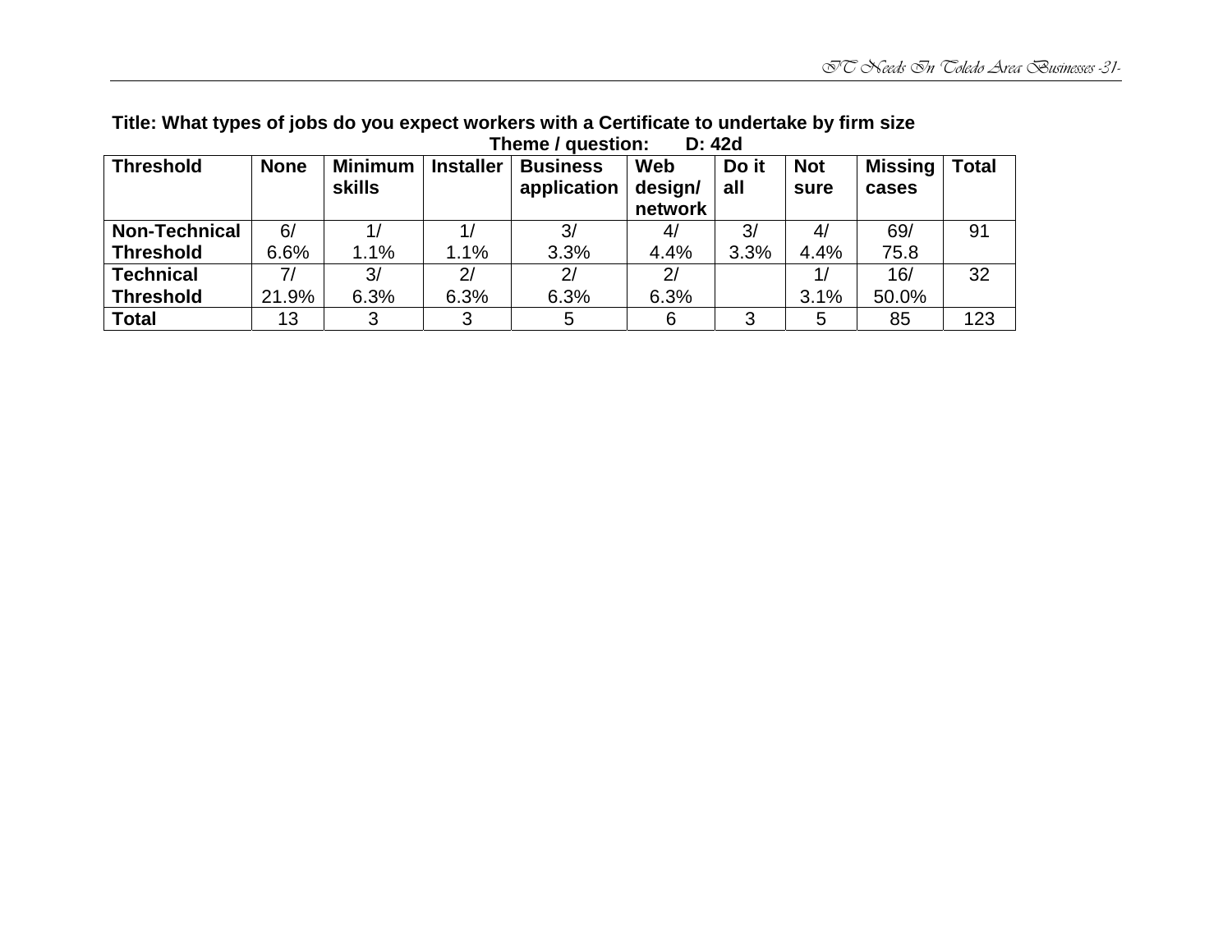**Title: What types of jobs do you expect workers with a Certificate to undertake by firm size**

**Theme / question: D: 42d**

| Threshold | None | Minimum skills | Installer | Business application | Web design/ network | Do it all | Not sure | Missing cases | Total |
|---|---|---|---|---|---|---|---|---|---|
| **Non-Technical Threshold** | 6/ 6.6% | 1/ 1.1% | 1/ 1.1% | 3/ 3.3% | 4/ 4.4% | 3/ 3.3% | 4/ 4.4% | 69/ 75.8 | 91 |
| **Technical Threshold** | 7/ 21.9% | 3/ 6.3% | 2/ 6.3% | 2/ 6.3% | 2/ 6.3% | | 1/ 3.1% | 16/ 50.0% | 32 |
| **Total** | 13 | 3 | 3 | 5 | 6 | 3 | 5 | 85 | 123 |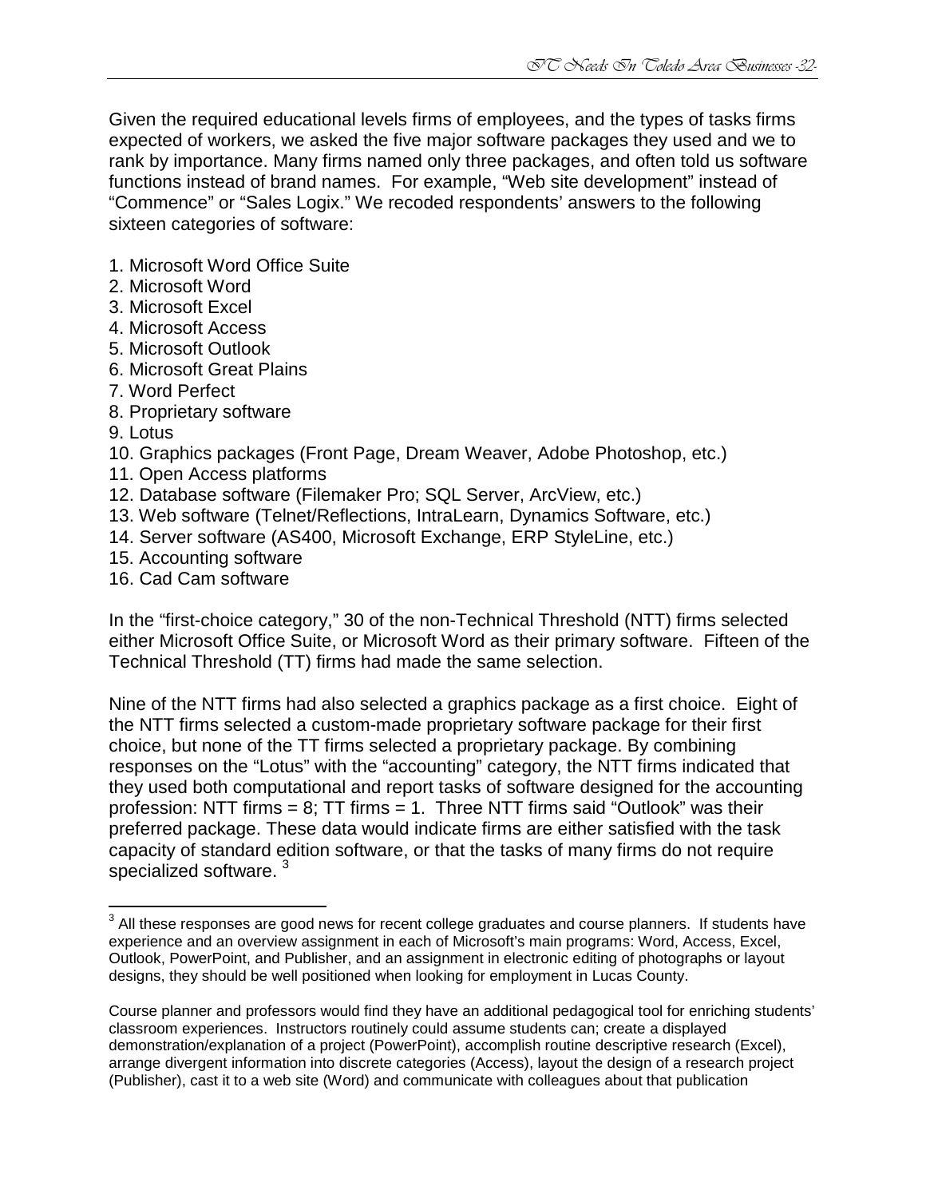Given the required educational levels firms of employees, and the types of tasks firms expected of workers, we asked the five major software packages they used and we to rank by importance. Many firms named only three packages, and often told us software functions instead of brand names. For example, "Web site development" instead of "Commence" or "Sales Logix." We recoded respondents' answers to the following sixteen categories of software:

1. Microsoft Word Office Suite
2. Microsoft Word
3. Microsoft Excel
4. Microsoft Access
5. Microsoft Outlook
6. Microsoft Great Plains
7. Word Perfect
8. Proprietary software
9. Lotus
10. Graphics packages (Front Page, Dream Weaver, Adobe Photoshop, etc.)
11. Open Access platforms
12. Database software (Filemaker Pro; SQL Server, ArcView, etc.)
13. Web software (Telnet/Reflections, IntraLearn, Dynamics Software, etc.)
14. Server software (AS400, Microsoft Exchange, ERP StyleLine, etc.)
15. Accounting software
16. Cad Cam software

In the "first-choice category," 30 of the non-Technical Threshold (NTT) firms selected either Microsoft Office Suite, or Microsoft Word as their primary software. Fifteen of the Technical Threshold (TT) firms had made the same selection.

Nine of the NTT firms had also selected a graphics package as a first choice. Eight of the NTT firms selected a custom-made proprietary software package for their first choice, but none of the TT firms selected a proprietary package. By combining responses on the "Lotus" with the "accounting" category, the NTT firms indicated that they used both computational and report tasks of software designed for the accounting profession: NTT firms = 8; TT firms = 1. Three NTT firms said "Outlook" was their preferred package. These data would indicate firms are either satisfied with the task capacity of standard edition software, or that the tasks of many firms do not require specialized software. [3]

---

[3] All these responses are good news for recent college graduates and course planners. If students have experience and an overview assignment in each of Microsoft's main programs: Word, Access, Excel, Outlook, PowerPoint, and Publisher, and an assignment in electronic editing of photographs or layout designs, they should be well positioned when looking for employment in Lucas County.

Course planner and professors would find they have an additional pedagogical tool for enriching students' classroom experiences. Instructors routinely could assume students can; create a displayed demonstration/explanation of a project (PowerPoint), accomplish routine descriptive research (Excel), arrange divergent information into discrete categories (Access), layout the design of a research project (Publisher), cast it to a web site (Word) and communicate with colleagues about that publication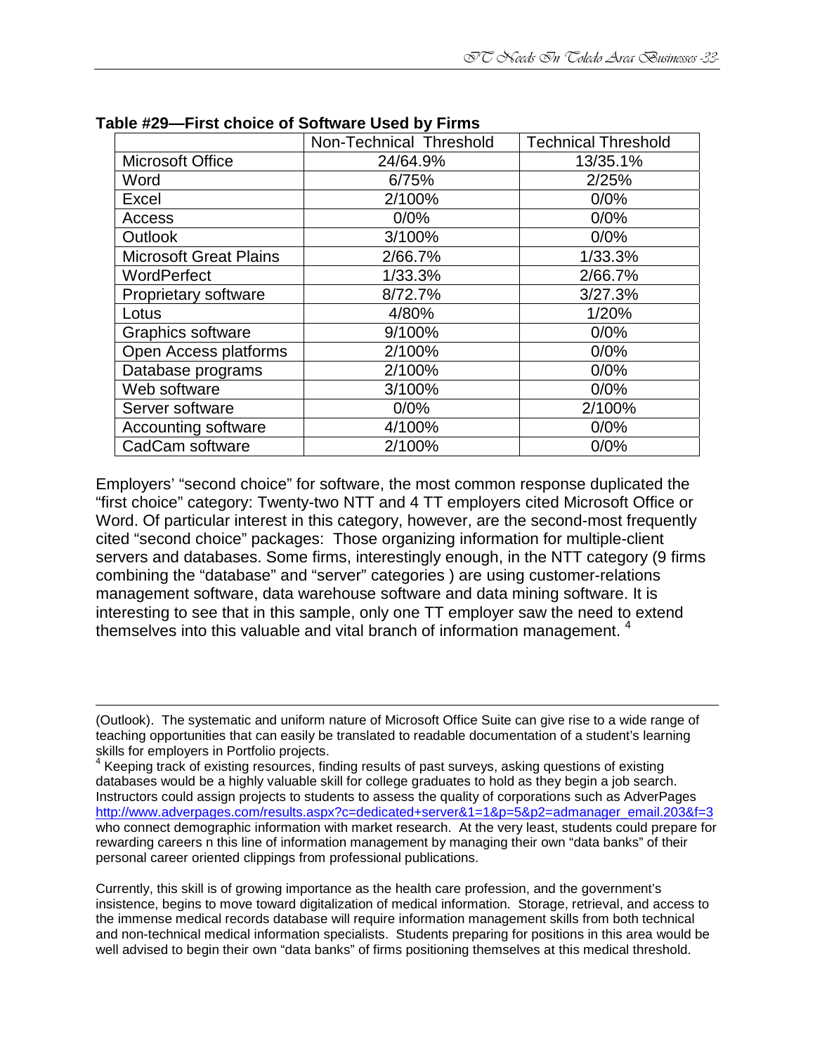**Table #29—First choice of Software Used by Firms**

| | Non-Technical Threshold | Technical Threshold |
|---|---|---|
| Microsoft Office | 24/64.9% | 13/35.1% |
| Word | 6/75% | 2/25% |
| Excel | 2/100% | 0/0% |
| Access | 0/0% | 0/0% |
| Outlook | 3/100% | 0/0% |
| Microsoft Great Plains | 2/66.7% | 1/33.3% |
| WordPerfect | 1/33.3% | 2/66.7% |
| Proprietary software | 8/72.7% | 3/27.3% |
| Lotus | 4/80% | 1/20% |
| Graphics software | 9/100% | 0/0% |
| Open Access platforms | 2/100% | 0/0% |
| Database programs | 2/100% | 0/0% |
| Web software | 3/100% | 0/0% |
| Server software | 0/0% | 2/100% |
| Accounting software | 4/100% | 0/0% |
| CadCam software | 2/100% | 0/0% |

Employers' "second choice" for software, the most common response duplicated the "first choice" category: Twenty-two NTT and 4 TT employers cited Microsoft Office or Word. Of particular interest in this category, however, are the second-most frequently cited "second choice" packages: Those organizing information for multiple-client servers and databases. Some firms, interestingly enough, in the NTT category (9 firms combining the "database" and "server" categories ) are using customer-relations management software, data warehouse software and data mining software. It is interesting to see that in this sample, only one TT employer saw the need to extend themselves into this valuable and vital branch of information management. [4]

---

(Outlook). The systematic and uniform nature of Microsoft Office Suite can give rise to a wide range of teaching opportunities that can easily be translated to readable documentation of a student's learning skills for employers in Portfolio projects.

[4] Keeping track of existing resources, finding results of past surveys, asking questions of existing databases would be a highly valuable skill for college graduates to hold as they begin a job search. Instructors could assign projects to students to assess the quality of corporations such as AdverPages http://www.adverpages.com/results.aspx?c=dedicated+server&1=1&p=5&p2=admanager_email.203&f=3 who connect demographic information with market research. At the very least, students could prepare for rewarding careers n this line of information management by managing their own "data banks" of their personal career oriented clippings from professional publications.

Currently, this skill is of growing importance as the health care profession, and the government's insistence, begins to move toward digitalization of medical information. Storage, retrieval, and access to the immense medical records database will require information management skills from both technical and non-technical medical information specialists. Students preparing for positions in this area would be well advised to begin their own "data banks" of firms positioning themselves at this medical threshold.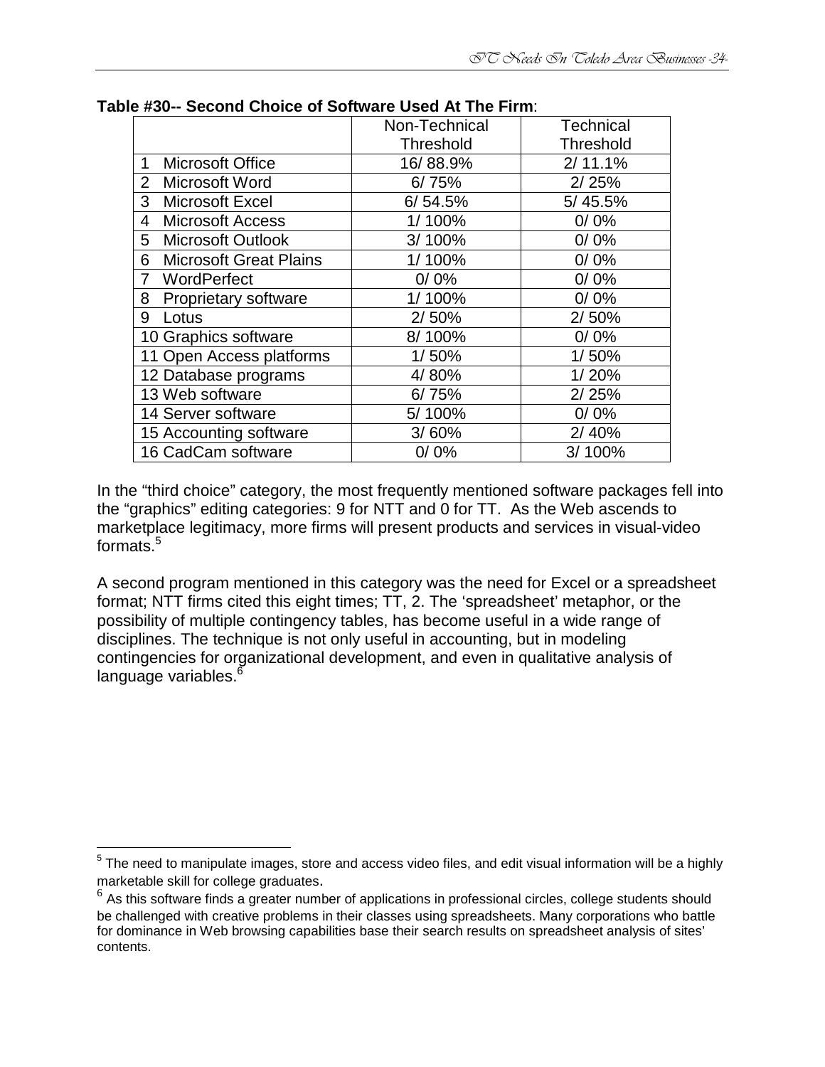**Table #30-- Second Choice of Software Used At The Firm**:

| | Non-Technical Threshold | Technical Threshold |
|---|---|---|
| 1 Microsoft Office | 16/ 88.9% | 2/ 11.1% |
| 2 Microsoft Word | 6/ 75% | 2/ 25% |
| 3 Microsoft Excel | 6/ 54.5% | 5/ 45.5% |
| 4 Microsoft Access | 1/ 100% | 0/ 0% |
| 5 Microsoft Outlook | 3/ 100% | 0/ 0% |
| 6 Microsoft Great Plains | 1/ 100% | 0/ 0% |
| 7 WordPerfect | 0/ 0% | 0/ 0% |
| 8 Proprietary software | 1/ 100% | 0/ 0% |
| 9 Lotus | 2/ 50% | 2/ 50% |
| 10 Graphics software | 8/ 100% | 0/ 0% |
| 11 Open Access platforms | 1/ 50% | 1/ 50% |
| 12 Database programs | 4/ 80% | 1/ 20% |
| 13 Web software | 6/ 75% | 2/ 25% |
| 14 Server software | 5/ 100% | 0/ 0% |
| 15 Accounting software | 3/ 60% | 2/ 40% |
| 16 CadCam software | 0/ 0% | 3/ 100% |

In the "third choice" category, the most frequently mentioned software packages fell into the "graphics" editing categories: 9 for NTT and 0 for TT. As the Web ascends to marketplace legitimacy, more firms will present products and services in visual-video formats.[5]

A second program mentioned in this category was the need for Excel or a spreadsheet format; NTT firms cited this eight times; TT, 2. The 'spreadsheet' metaphor, or the possibility of multiple contingency tables, has become useful in a wide range of disciplines. The technique is not only useful in accounting, but in modeling contingencies for organizational development, and even in qualitative analysis of language variables.[6]

---

[5] The need to manipulate images, store and access video files, and edit visual information will be a highly marketable skill for college graduates.

[6] As this software finds a greater number of applications in professional circles, college students should be challenged with creative problems in their classes using spreadsheets. Many corporations who battle for dominance in Web browsing capabilities base their search results on spreadsheet analysis of sites' contents.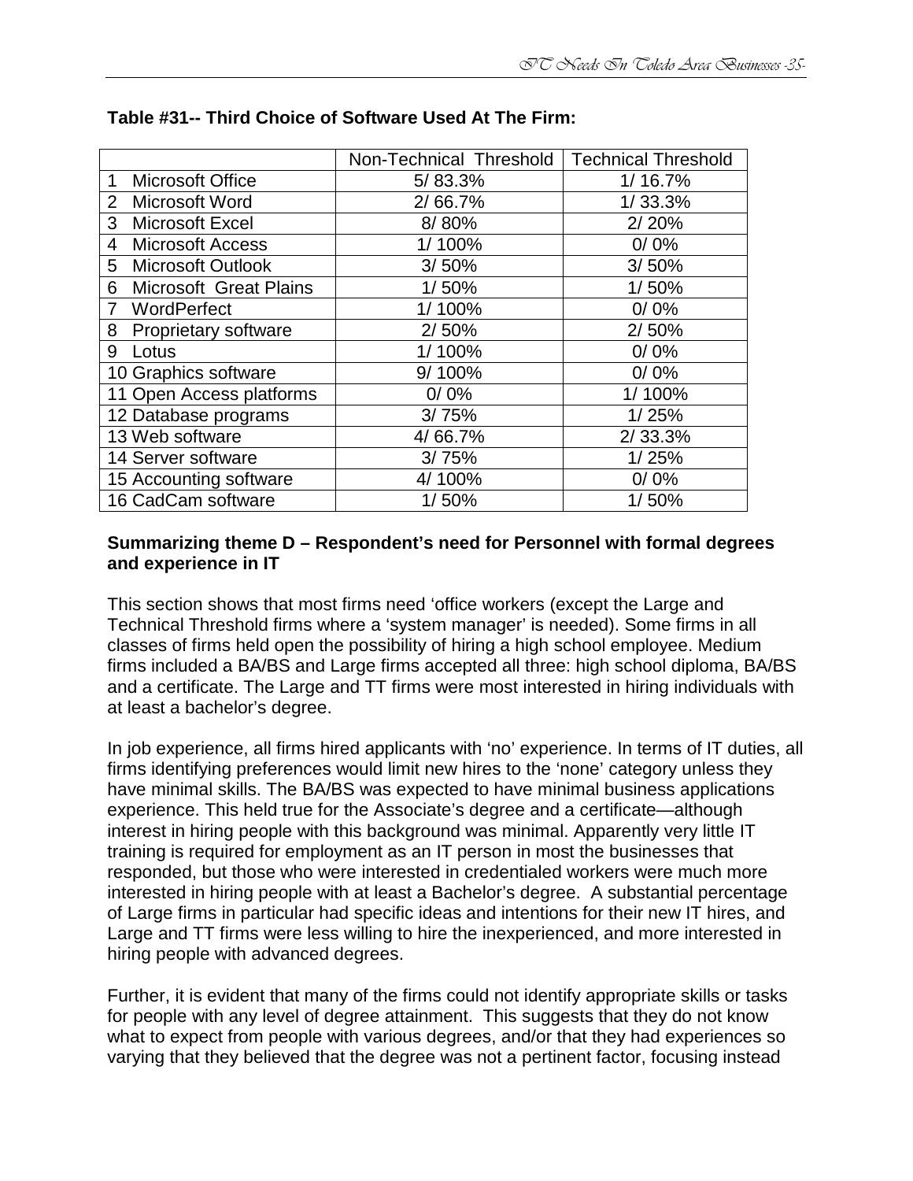**Table #31-- Third Choice of Software Used At The Firm:**

| | Non-Technical Threshold | Technical Threshold |
|---|---|---|
| 1 Microsoft Office | 5/ 83.3% | 1/ 16.7% |
| 2 Microsoft Word | 2/ 66.7% | 1/ 33.3% |
| 3 Microsoft Excel | 8/ 80% | 2/ 20% |
| 4 Microsoft Access | 1/ 100% | 0/ 0% |
| 5 Microsoft Outlook | 3/ 50% | 3/ 50% |
| 6 Microsoft Great Plains | 1/ 50% | 1/ 50% |
| 7 WordPerfect | 1/ 100% | 0/ 0% |
| 8 Proprietary software | 2/ 50% | 2/ 50% |
| 9 Lotus | 1/ 100% | 0/ 0% |
| 10 Graphics software | 9/ 100% | 0/ 0% |
| 11 Open Access platforms | 0/ 0% | 1/ 100% |
| 12 Database programs | 3/ 75% | 1/ 25% |
| 13 Web software | 4/ 66.7% | 2/ 33.3% |
| 14 Server software | 3/ 75% | 1/ 25% |
| 15 Accounting software | 4/ 100% | 0/ 0% |
| 16 CadCam software | 1/ 50% | 1/ 50% |

**Summarizing theme D – Respondent's need for Personnel with formal degrees and experience in IT**

This section shows that most firms need 'office workers (except the Large and Technical Threshold firms where a 'system manager' is needed). Some firms in all classes of firms held open the possibility of hiring a high school employee. Medium firms included a BA/BS and Large firms accepted all three: high school diploma, BA/BS and a certificate. The Large and TT firms were most interested in hiring individuals with at least a bachelor's degree.

In job experience, all firms hired applicants with 'no' experience. In terms of IT duties, all firms identifying preferences would limit new hires to the 'none' category unless they have minimal skills. The BA/BS was expected to have minimal business applications experience. This held true for the Associate's degree and a certificate—although interest in hiring people with this background was minimal. Apparently very little IT training is required for employment as an IT person in most the businesses that responded, but those who were interested in credentialed workers were much more interested in hiring people with at least a Bachelor's degree. A substantial percentage of Large firms in particular had specific ideas and intentions for their new IT hires, and Large and TT firms were less willing to hire the inexperienced, and more interested in hiring people with advanced degrees.

Further, it is evident that many of the firms could not identify appropriate skills or tasks for people with any level of degree attainment. This suggests that they do not know what to expect from people with various degrees, and/or that they had experiences so varying that they believed that the degree was not a pertinent factor, focusing instead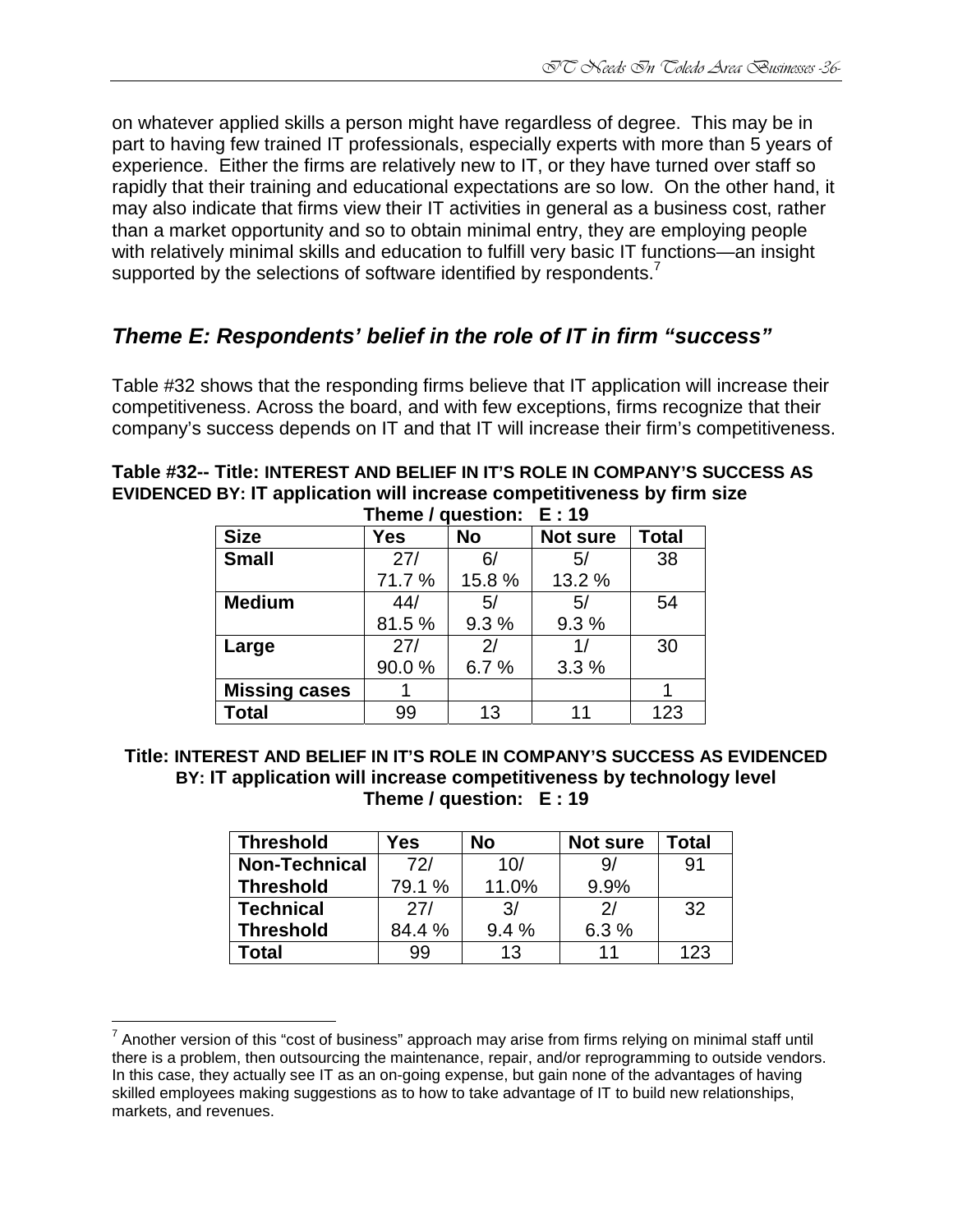on whatever applied skills a person might have regardless of degree. This may be in part to having few trained IT professionals, especially experts with more than 5 years of experience. Either the firms are relatively new to IT, or they have turned over staff so rapidly that their training and educational expectations are so low. On the other hand, it may also indicate that firms view their IT activities in general as a business cost, rather than a market opportunity and so to obtain minimal entry, they are employing people with relatively minimal skills and education to fulfill very basic IT functions—an insight supported by the selections of software identified by respondents.[7]

## *Theme E: Respondents' belief in the role of IT in firm "success"*

Table #32 shows that the responding firms believe that IT application will increase their competitiveness. Across the board, and with few exceptions, firms recognize that their company's success depends on IT and that IT will increase their firm's competitiveness.

**Table #32-- Title: INTEREST AND BELIEF IN IT'S ROLE IN COMPANY'S SUCCESS AS EVIDENCED BY: IT application will increase competitiveness by firm size**

**Theme / question: E : 19**

| Size | Yes | No | Not sure | Total |
|---|---|---|---|---|
| **Small** | 27/ 71.7 % | 6/ 15.8 % | 5/ 13.2 % | 38 |
| **Medium** | 44/ 81.5 % | 5/ 9.3 % | 5/ 9.3 % | 54 |
| **Large** | 27/ 90.0 % | 2/ 6.7 % | 1/ 3.3 % | 30 |
| **Missing cases** | 1 | | | 1 |
| **Total** | 99 | 13 | 11 | 123 |

**Title: INTEREST AND BELIEF IN IT'S ROLE IN COMPANY'S SUCCESS AS EVIDENCED BY: IT application will increase competitiveness by technology level**

**Theme / question: E : 19**

| Threshold | Yes | No | Not sure | Total |
|---|---|---|---|---|
| **Non-Technical Threshold** | 72/ 79.1 % | 10/ 11.0% | 9/ 9.9% | 91 |
| **Technical Threshold** | 27/ 84.4 % | 3/ 9.4 % | 2/ 6.3 % | 32 |
| **Total** | 99 | 13 | 11 | 123 |

[7] Another version of this "cost of business" approach may arise from firms relying on minimal staff until there is a problem, then outsourcing the maintenance, repair, and/or reprogramming to outside vendors. In this case, they actually see IT as an on-going expense, but gain none of the advantages of having skilled employees making suggestions as to how to take advantage of IT to build new relationships, markets, and revenues.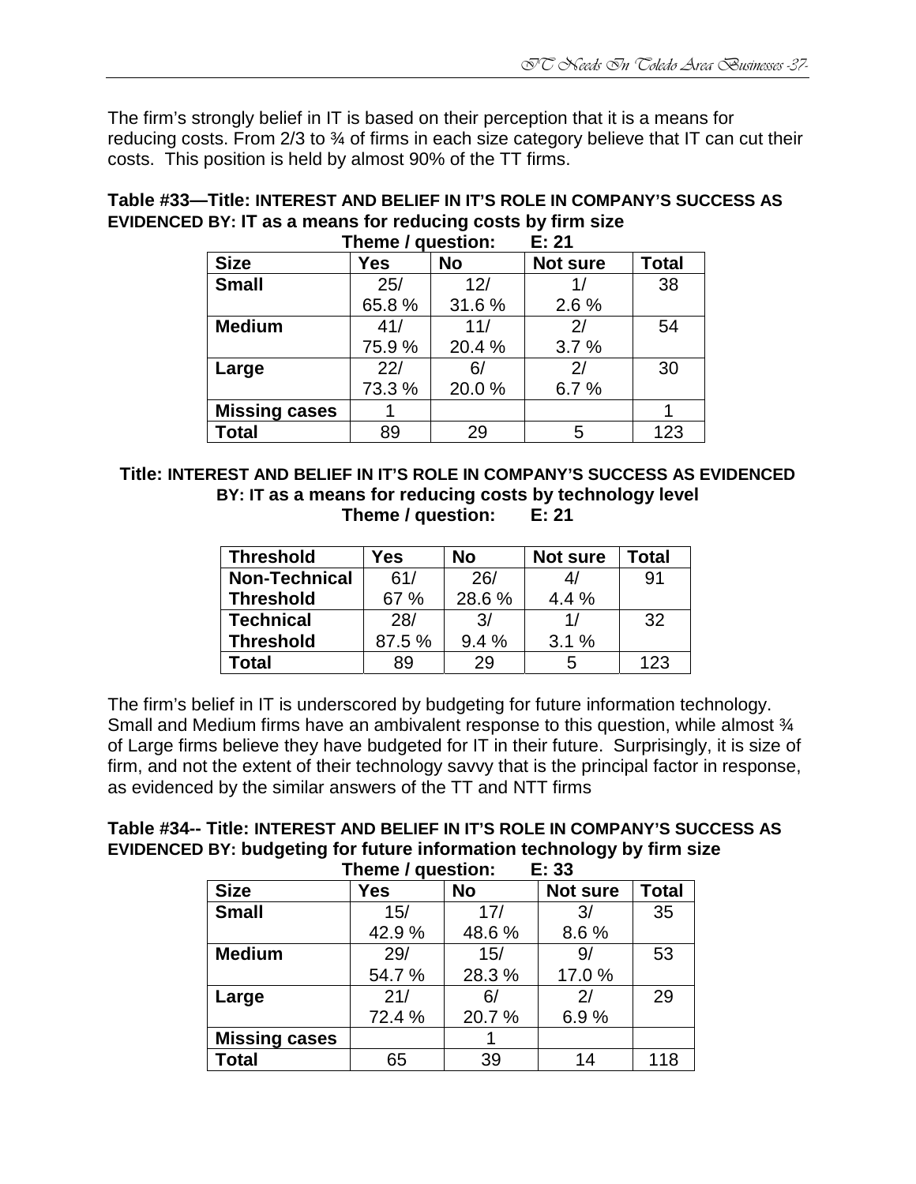The firm's strongly belief in IT is based on their perception that it is a means for reducing costs. From 2/3 to ¾ of firms in each size category believe that IT can cut their costs. This position is held by almost 90% of the TT firms.

**Table #33—Title: INTEREST AND BELIEF IN IT'S ROLE IN COMPANY'S SUCCESS AS EVIDENCED BY: IT as a means for reducing costs by firm size**
**Theme / question: E: 21**

| Size | Yes | No | Not sure | Total |
|---|---|---|---|---|
| **Small** | 25/ 65.8 % | 12/ 31.6 % | 1/ 2.6 % | 38 |
| **Medium** | 41/ 75.9 % | 11/ 20.4 % | 2/ 3.7 % | 54 |
| **Large** | 22/ 73.3 % | 6/ 20.0 % | 2/ 6.7 % | 30 |
| **Missing cases** | 1 | | | 1 |
| **Total** | 89 | 29 | 5 | 123 |

**Title: INTEREST AND BELIEF IN IT'S ROLE IN COMPANY'S SUCCESS AS EVIDENCED BY: IT as a means for reducing costs by technology level**
**Theme / question: E: 21**

| Threshold | Yes | No | Not sure | Total |
|---|---|---|---|---|
| **Non-Technical Threshold** | 61/ 67 % | 26/ 28.6 % | 4/ 4.4 % | 91 |
| **Technical Threshold** | 28/ 87.5 % | 3/ 9.4 % | 1/ 3.1 % | 32 |
| **Total** | 89 | 29 | 5 | 123 |

The firm's belief in IT is underscored by budgeting for future information technology. Small and Medium firms have an ambivalent response to this question, while almost ¾ of Large firms believe they have budgeted for IT in their future. Surprisingly, it is size of firm, and not the extent of their technology savvy that is the principal factor in response, as evidenced by the similar answers of the TT and NTT firms

**Table #34-- Title: INTEREST AND BELIEF IN IT'S ROLE IN COMPANY'S SUCCESS AS EVIDENCED BY: budgeting for future information technology by firm size**
**Theme / question: E: 33**

| Size | Yes | No | Not sure | Total |
|---|---|---|---|---|
| **Small** | 15/ 42.9 % | 17/ 48.6 % | 3/ 8.6 % | 35 |
| **Medium** | 29/ 54.7 % | 15/ 28.3 % | 9/ 17.0 % | 53 |
| **Large** | 21/ 72.4 % | 6/ 20.7 % | 2/ 6.9 % | 29 |
| **Missing cases** | | 1 | | |
| **Total** | 65 | 39 | 14 | 118 |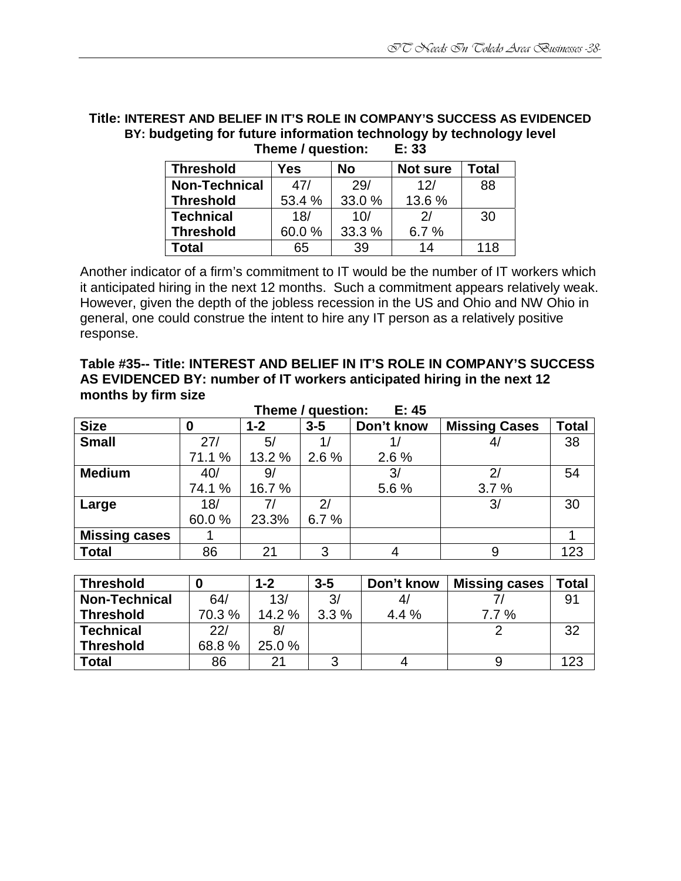**Title: INTEREST AND BELIEF IN IT'S ROLE IN COMPANY'S SUCCESS AS EVIDENCED BY: budgeting for future information technology by technology level**

**Theme / question: E: 33**

| Threshold | Yes | No | Not sure | Total |
|---|---|---|---|---|
| **Non-Technical Threshold** | 47/ 53.4 % | 29/ 33.0 % | 12/ 13.6 % | 88 |
| **Technical Threshold** | 18/ 60.0 % | 10/ 33.3 % | 2/ 6.7 % | 30 |
| **Total** | 65 | 39 | 14 | 118 |

Another indicator of a firm's commitment to IT would be the number of IT workers which it anticipated hiring in the next 12 months. Such a commitment appears relatively weak. However, given the depth of the jobless recession in the US and Ohio and NW Ohio in general, one could construe the intent to hire any IT person as a relatively positive response.

**Table #35-- Title: INTEREST AND BELIEF IN IT'S ROLE IN COMPANY'S SUCCESS AS EVIDENCED BY: number of IT workers anticipated hiring in the next 12 months by firm size**

**Theme / question: E: 45**

| Size | 0 | 1-2 | 3-5 | Don't know | Missing Cases | Total |
|---|---|---|---|---|---|---|
| **Small** | 27/ 71.1 % | 5/ 13.2 % | 1/ 2.6 % | 1/ 2.6 % | 4/ | 38 |
| **Medium** | 40/ 74.1 % | 9/ 16.7 % | | 3/ 5.6 % | 2/ 3.7 % | 54 |
| **Large** | 18/ 60.0 % | 7/ 23.3% | 2/ 6.7 % | | 3/ | 30 |
| **Missing cases** | 1 | | | | | 1 |
| **Total** | 86 | 21 | 3 | 4 | 9 | 123 |

| Threshold | 0 | 1-2 | 3-5 | Don't know | Missing cases | Total |
|---|---|---|---|---|---|---|
| **Non-Technical Threshold** | 64/ 70.3 % | 13/ 14.2 % | 3/ 3.3 % | 4/ 4.4 % | 7/ 7.7 % | 91 |
| **Technical Threshold** | 22/ 68.8 % | 8/ 25.0 % | | | 2 | 32 |
| **Total** | 86 | 21 | 3 | 4 | 9 | 123 |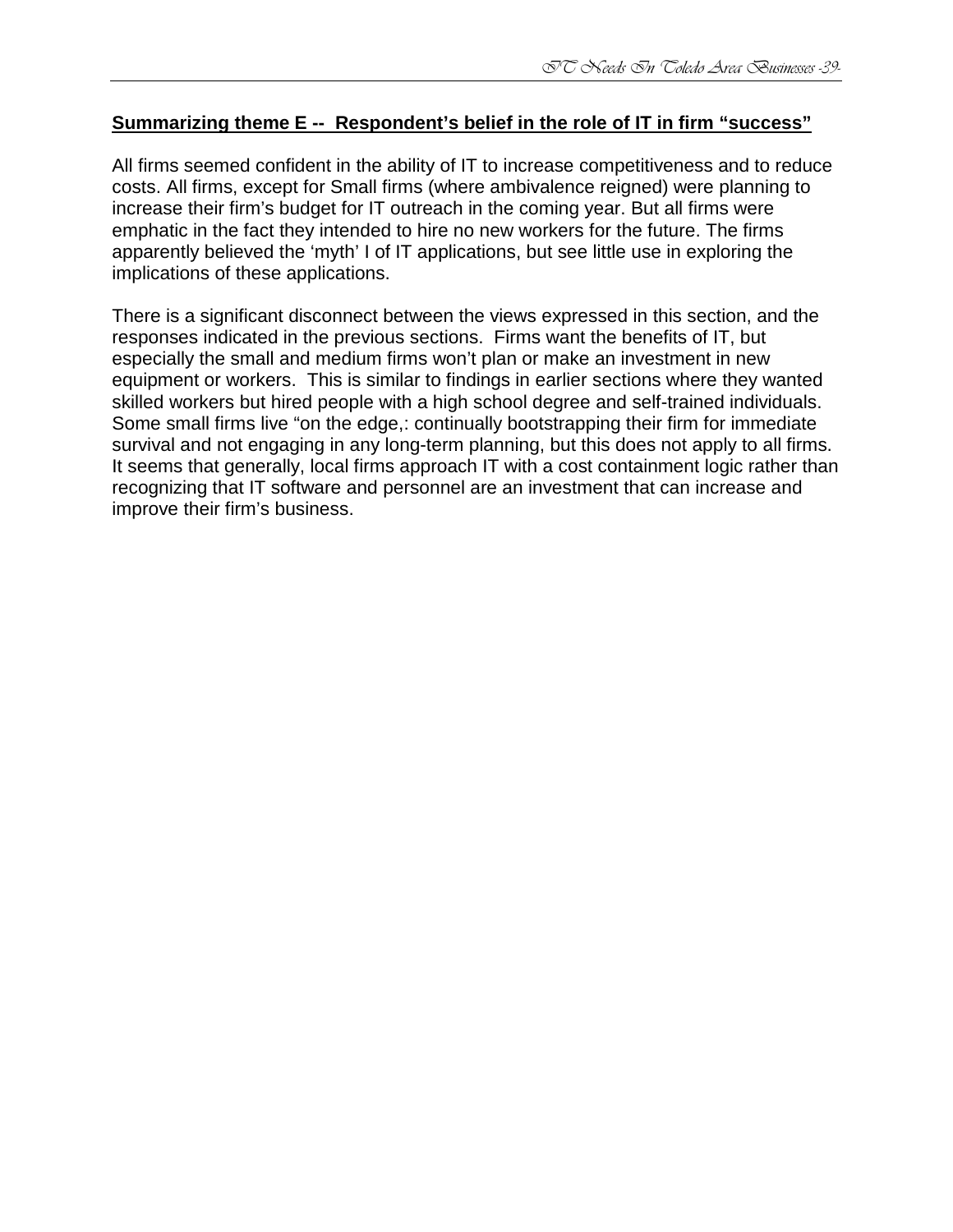**Summarizing theme E -- Respondent's belief in the role of IT in firm "success"**

All firms seemed confident in the ability of IT to increase competitiveness and to reduce costs. All firms, except for Small firms (where ambivalence reigned) were planning to increase their firm's budget for IT outreach in the coming year. But all firms were emphatic in the fact they intended to hire no new workers for the future. The firms apparently believed the 'myth' I of IT applications, but see little use in exploring the implications of these applications.

There is a significant disconnect between the views expressed in this section, and the responses indicated in the previous sections. Firms want the benefits of IT, but especially the small and medium firms won't plan or make an investment in new equipment or workers. This is similar to findings in earlier sections where they wanted skilled workers but hired people with a high school degree and self-trained individuals. Some small firms live "on the edge,: continually bootstrapping their firm for immediate survival and not engaging in any long-term planning, but this does not apply to all firms. It seems that generally, local firms approach IT with a cost containment logic rather than recognizing that IT software and personnel are an investment that can increase and improve their firm's business.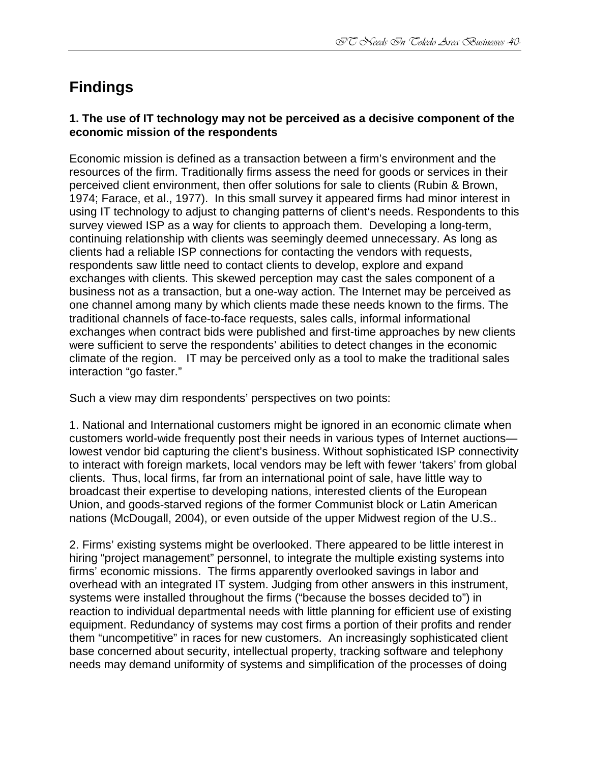## Findings

### 1. The use of IT technology may not be perceived as a decisive component of the economic mission of the respondents

Economic mission is defined as a transaction between a firm's environment and the resources of the firm. Traditionally firms assess the need for goods or services in their perceived client environment, then offer solutions for sale to clients (Rubin & Brown, 1974; Farace, et al., 1977). In this small survey it appeared firms had minor interest in using IT technology to adjust to changing patterns of client's needs. Respondents to this survey viewed ISP as a way for clients to approach them. Developing a long-term, continuing relationship with clients was seemingly deemed unnecessary. As long as clients had a reliable ISP connections for contacting the vendors with requests, respondents saw little need to contact clients to develop, explore and expand exchanges with clients. This skewed perception may cast the sales component of a business not as a transaction, but a one-way action. The Internet may be perceived as one channel among many by which clients made these needs known to the firms. The traditional channels of face-to-face requests, sales calls, informal informational exchanges when contract bids were published and first-time approaches by new clients were sufficient to serve the respondents' abilities to detect changes in the economic climate of the region. IT may be perceived only as a tool to make the traditional sales interaction "go faster."

Such a view may dim respondents' perspectives on two points:

1. National and International customers might be ignored in an economic climate when customers world-wide frequently post their needs in various types of Internet auctions—lowest vendor bid capturing the client's business. Without sophisticated ISP connectivity to interact with foreign markets, local vendors may be left with fewer 'takers' from global clients. Thus, local firms, far from an international point of sale, have little way to broadcast their expertise to developing nations, interested clients of the European Union, and goods-starved regions of the former Communist block or Latin American nations (McDougall, 2004), or even outside of the upper Midwest region of the U.S..

2. Firms' existing systems might be overlooked. There appeared to be little interest in hiring "project management" personnel, to integrate the multiple existing systems into firms' economic missions. The firms apparently overlooked savings in labor and overhead with an integrated IT system. Judging from other answers in this instrument, systems were installed throughout the firms ("because the bosses decided to") in reaction to individual departmental needs with little planning for efficient use of existing equipment. Redundancy of systems may cost firms a portion of their profits and render them "uncompetitive" in races for new customers. An increasingly sophisticated client base concerned about security, intellectual property, tracking software and telephony needs may demand uniformity of systems and simplification of the processes of doing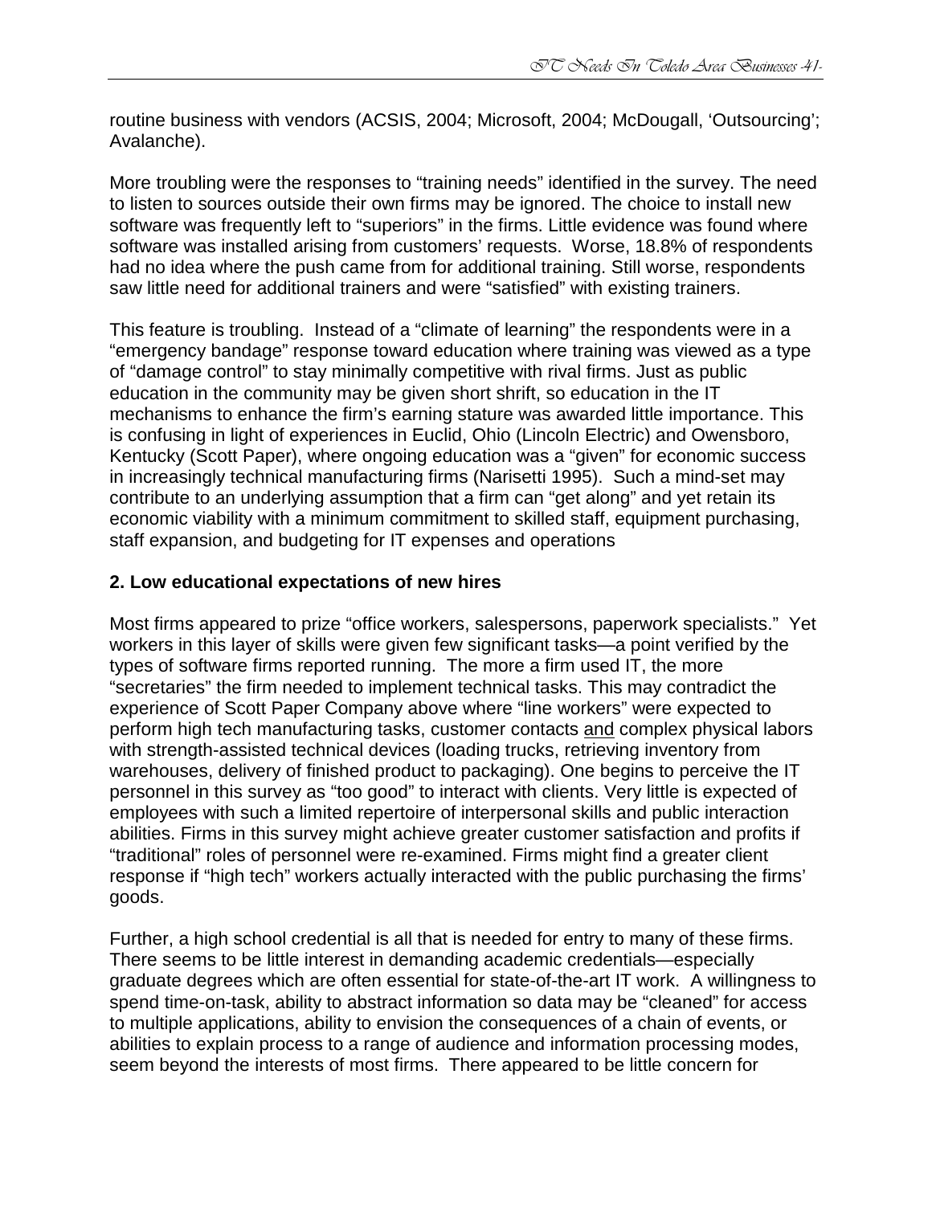routine business with vendors (ACSIS, 2004; Microsoft, 2004; McDougall, 'Outsourcing'; Avalanche).

More troubling were the responses to "training needs" identified in the survey. The need to listen to sources outside their own firms may be ignored. The choice to install new software was frequently left to "superiors" in the firms. Little evidence was found where software was installed arising from customers' requests. Worse, 18.8% of respondents had no idea where the push came from for additional training. Still worse, respondents saw little need for additional trainers and were "satisfied" with existing trainers.

This feature is troubling. Instead of a "climate of learning" the respondents were in a "emergency bandage" response toward education where training was viewed as a type of "damage control" to stay minimally competitive with rival firms. Just as public education in the community may be given short shrift, so education in the IT mechanisms to enhance the firm's earning stature was awarded little importance. This is confusing in light of experiences in Euclid, Ohio (Lincoln Electric) and Owensboro, Kentucky (Scott Paper), where ongoing education was a "given" for economic success in increasingly technical manufacturing firms (Narisetti 1995). Such a mind-set may contribute to an underlying assumption that a firm can "get along" and yet retain its economic viability with a minimum commitment to skilled staff, equipment purchasing, staff expansion, and budgeting for IT expenses and operations

**2. Low educational expectations of new hires**

Most firms appeared to prize "office workers, salespersons, paperwork specialists." Yet workers in this layer of skills were given few significant tasks—a point verified by the types of software firms reported running. The more a firm used IT, the more "secretaries" the firm needed to implement technical tasks. This may contradict the experience of Scott Paper Company above where "line workers" were expected to perform high tech manufacturing tasks, customer contacts <u>and</u> complex physical labors with strength-assisted technical devices (loading trucks, retrieving inventory from warehouses, delivery of finished product to packaging). One begins to perceive the IT personnel in this survey as "too good" to interact with clients. Very little is expected of employees with such a limited repertoire of interpersonal skills and public interaction abilities. Firms in this survey might achieve greater customer satisfaction and profits if "traditional" roles of personnel were re-examined. Firms might find a greater client response if "high tech" workers actually interacted with the public purchasing the firms' goods.

Further, a high school credential is all that is needed for entry to many of these firms. There seems to be little interest in demanding academic credentials—especially graduate degrees which are often essential for state-of-the-art IT work. A willingness to spend time-on-task, ability to abstract information so data may be "cleaned" for access to multiple applications, ability to envision the consequences of a chain of events, or abilities to explain process to a range of audience and information processing modes, seem beyond the interests of most firms. There appeared to be little concern for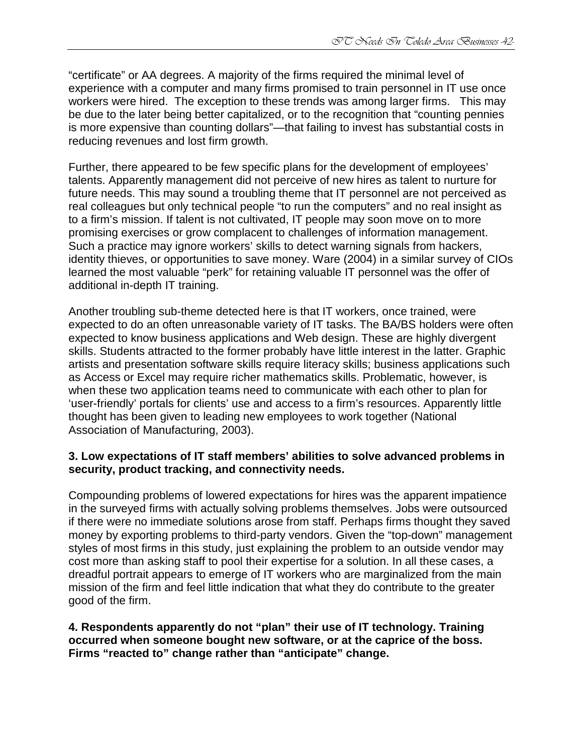"certificate" or AA degrees. A majority of the firms required the minimal level of experience with a computer and many firms promised to train personnel in IT use once workers were hired. The exception to these trends was among larger firms. This may be due to the later being better capitalized, or to the recognition that "counting pennies is more expensive than counting dollars"—that failing to invest has substantial costs in reducing revenues and lost firm growth.

Further, there appeared to be few specific plans for the development of employees' talents. Apparently management did not perceive of new hires as talent to nurture for future needs. This may sound a troubling theme that IT personnel are not perceived as real colleagues but only technical people "to run the computers" and no real insight as to a firm's mission. If talent is not cultivated, IT people may soon move on to more promising exercises or grow complacent to challenges of information management. Such a practice may ignore workers' skills to detect warning signals from hackers, identity thieves, or opportunities to save money. Ware (2004) in a similar survey of CIOs learned the most valuable "perk" for retaining valuable IT personnel was the offer of additional in-depth IT training.

Another troubling sub-theme detected here is that IT workers, once trained, were expected to do an often unreasonable variety of IT tasks. The BA/BS holders were often expected to know business applications and Web design. These are highly divergent skills. Students attracted to the former probably have little interest in the latter. Graphic artists and presentation software skills require literacy skills; business applications such as Access or Excel may require richer mathematics skills. Problematic, however, is when these two application teams need to communicate with each other to plan for 'user-friendly' portals for clients' use and access to a firm's resources. Apparently little thought has been given to leading new employees to work together (National Association of Manufacturing, 2003).

**3. Low expectations of IT staff members' abilities to solve advanced problems in security, product tracking, and connectivity needs.**

Compounding problems of lowered expectations for hires was the apparent impatience in the surveyed firms with actually solving problems themselves. Jobs were outsourced if there were no immediate solutions arose from staff. Perhaps firms thought they saved money by exporting problems to third-party vendors. Given the "top-down" management styles of most firms in this study, just explaining the problem to an outside vendor may cost more than asking staff to pool their expertise for a solution. In all these cases, a dreadful portrait appears to emerge of IT workers who are marginalized from the main mission of the firm and feel little indication that what they do contribute to the greater good of the firm.

**4. Respondents apparently do not "plan" their use of IT technology. Training occurred when someone bought new software, or at the caprice of the boss. Firms "reacted to" change rather than "anticipate" change.**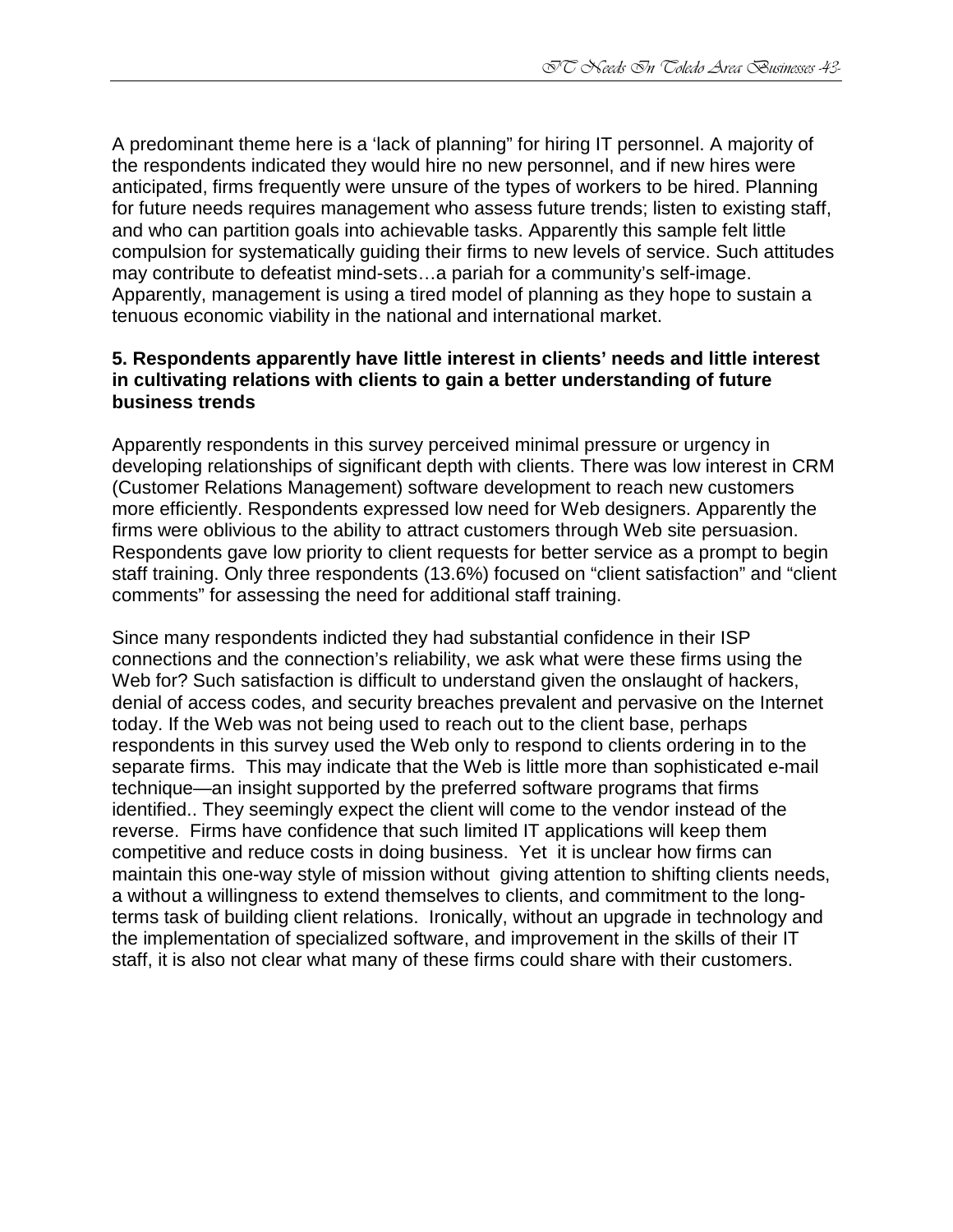A predominant theme here is a 'lack of planning" for hiring IT personnel. A majority of the respondents indicated they would hire no new personnel, and if new hires were anticipated, firms frequently were unsure of the types of workers to be hired. Planning for future needs requires management who assess future trends; listen to existing staff, and who can partition goals into achievable tasks. Apparently this sample felt little compulsion for systematically guiding their firms to new levels of service. Such attitudes may contribute to defeatist mind-sets…a pariah for a community's self-image. Apparently, management is using a tired model of planning as they hope to sustain a tenuous economic viability in the national and international market.

**5. Respondents apparently have little interest in clients' needs and little interest in cultivating relations with clients to gain a better understanding of future business trends**

Apparently respondents in this survey perceived minimal pressure or urgency in developing relationships of significant depth with clients. There was low interest in CRM (Customer Relations Management) software development to reach new customers more efficiently. Respondents expressed low need for Web designers. Apparently the firms were oblivious to the ability to attract customers through Web site persuasion. Respondents gave low priority to client requests for better service as a prompt to begin staff training. Only three respondents (13.6%) focused on "client satisfaction" and "client comments" for assessing the need for additional staff training.

Since many respondents indicted they had substantial confidence in their ISP connections and the connection's reliability, we ask what were these firms using the Web for? Such satisfaction is difficult to understand given the onslaught of hackers, denial of access codes, and security breaches prevalent and pervasive on the Internet today. If the Web was not being used to reach out to the client base, perhaps respondents in this survey used the Web only to respond to clients ordering in to the separate firms. This may indicate that the Web is little more than sophisticated e-mail technique—an insight supported by the preferred software programs that firms identified.. They seemingly expect the client will come to the vendor instead of the reverse. Firms have confidence that such limited IT applications will keep them competitive and reduce costs in doing business. Yet it is unclear how firms can maintain this one-way style of mission without giving attention to shifting clients needs, a without a willingness to extend themselves to clients, and commitment to the long-terms task of building client relations. Ironically, without an upgrade in technology and the implementation of specialized software, and improvement in the skills of their IT staff, it is also not clear what many of these firms could share with their customers.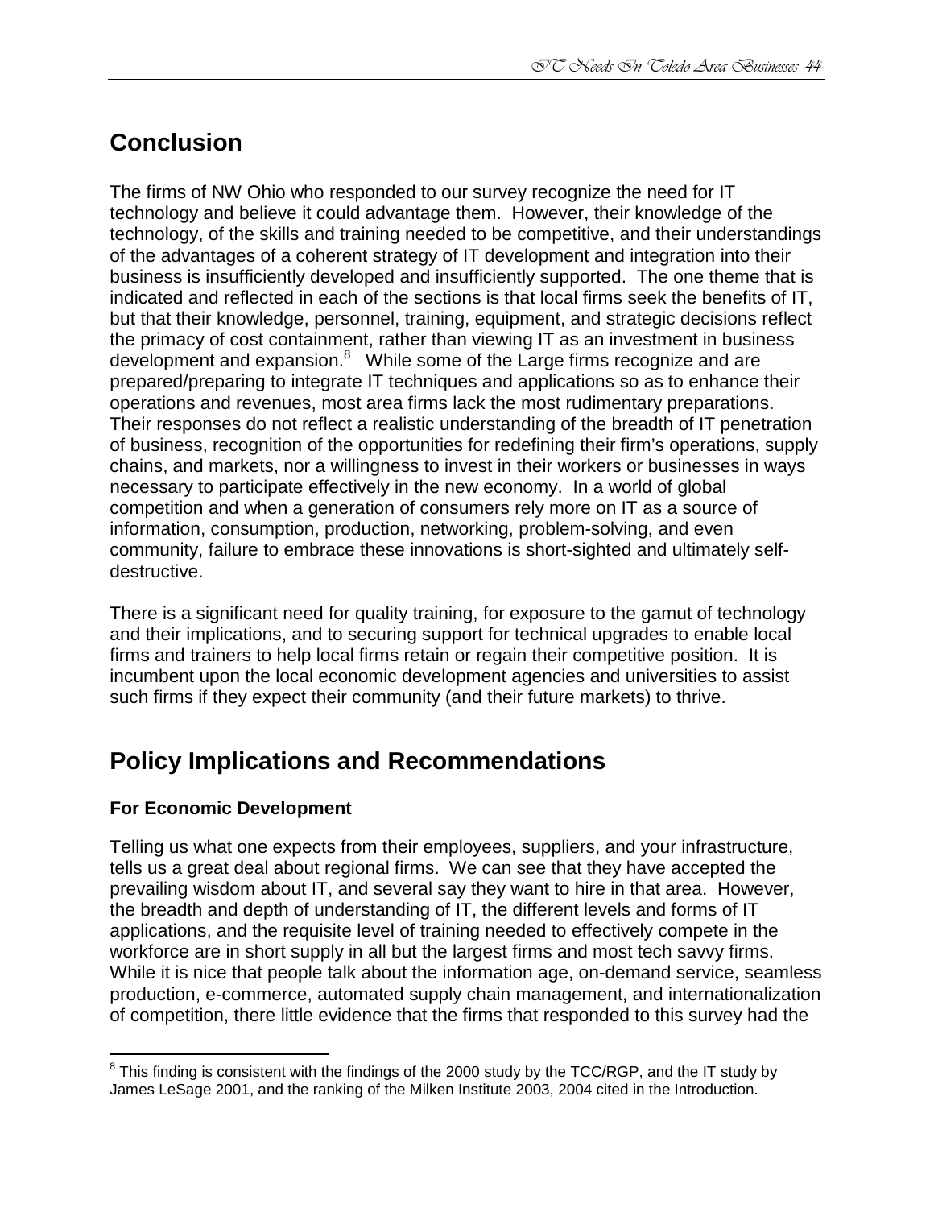## Conclusion

The firms of NW Ohio who responded to our survey recognize the need for IT technology and believe it could advantage them. However, their knowledge of the technology, of the skills and training needed to be competitive, and their understandings of the advantages of a coherent strategy of IT development and integration into their business is insufficiently developed and insufficiently supported. The one theme that is indicated and reflected in each of the sections is that local firms seek the benefits of IT, but that their knowledge, personnel, training, equipment, and strategic decisions reflect the primacy of cost containment, rather than viewing IT as an investment in business development and expansion.[8] While some of the Large firms recognize and are prepared/preparing to integrate IT techniques and applications so as to enhance their operations and revenues, most area firms lack the most rudimentary preparations. Their responses do not reflect a realistic understanding of the breadth of IT penetration of business, recognition of the opportunities for redefining their firm's operations, supply chains, and markets, nor a willingness to invest in their workers or businesses in ways necessary to participate effectively in the new economy. In a world of global competition and when a generation of consumers rely more on IT as a source of information, consumption, production, networking, problem-solving, and even community, failure to embrace these innovations is short-sighted and ultimately self-destructive.

There is a significant need for quality training, for exposure to the gamut of technology and their implications, and to securing support for technical upgrades to enable local firms and trainers to help local firms retain or regain their competitive position. It is incumbent upon the local economic development agencies and universities to assist such firms if they expect their community (and their future markets) to thrive.

## Policy Implications and Recommendations

### For Economic Development

Telling us what one expects from their employees, suppliers, and your infrastructure, tells us a great deal about regional firms. We can see that they have accepted the prevailing wisdom about IT, and several say they want to hire in that area. However, the breadth and depth of understanding of IT, the different levels and forms of IT applications, and the requisite level of training needed to effectively compete in the workforce are in short supply in all but the largest firms and most tech savvy firms. While it is nice that people talk about the information age, on-demand service, seamless production, e-commerce, automated supply chain management, and internationalization of competition, there little evidence that the firms that responded to this survey had the

[8] This finding is consistent with the findings of the 2000 study by the TCC/RGP, and the IT study by James LeSage 2001, and the ranking of the Milken Institute 2003, 2004 cited in the Introduction.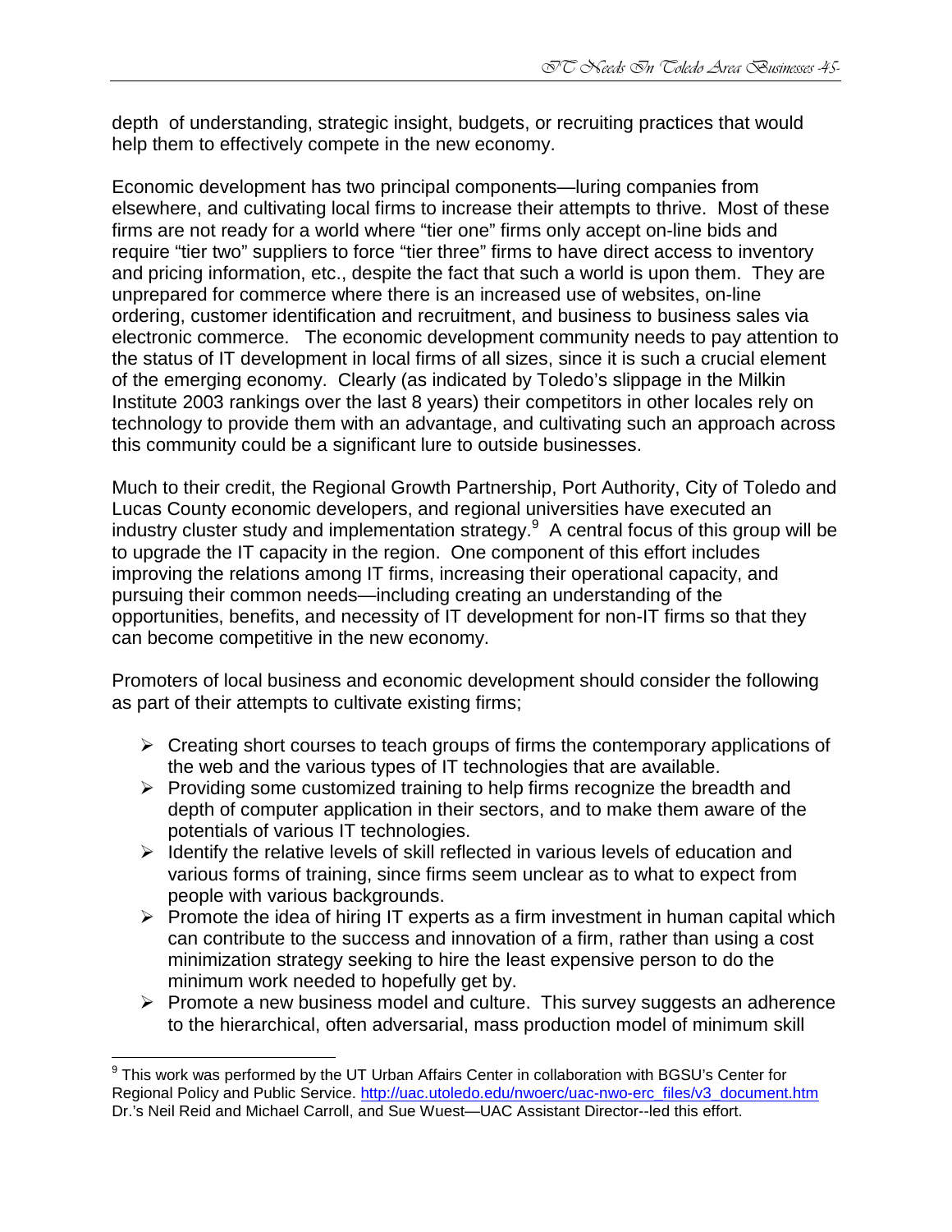depth of understanding, strategic insight, budgets, or recruiting practices that would help them to effectively compete in the new economy.

Economic development has two principal components—luring companies from elsewhere, and cultivating local firms to increase their attempts to thrive. Most of these firms are not ready for a world where "tier one" firms only accept on-line bids and require "tier two" suppliers to force "tier three" firms to have direct access to inventory and pricing information, etc., despite the fact that such a world is upon them. They are unprepared for commerce where there is an increased use of websites, on-line ordering, customer identification and recruitment, and business to business sales via electronic commerce. The economic development community needs to pay attention to the status of IT development in local firms of all sizes, since it is such a crucial element of the emerging economy. Clearly (as indicated by Toledo's slippage in the Milkin Institute 2003 rankings over the last 8 years) their competitors in other locales rely on technology to provide them with an advantage, and cultivating such an approach across this community could be a significant lure to outside businesses.

Much to their credit, the Regional Growth Partnership, Port Authority, City of Toledo and Lucas County economic developers, and regional universities have executed an industry cluster study and implementation strategy.[9] A central focus of this group will be to upgrade the IT capacity in the region. One component of this effort includes improving the relations among IT firms, increasing their operational capacity, and pursuing their common needs—including creating an understanding of the opportunities, benefits, and necessity of IT development for non-IT firms so that they can become competitive in the new economy.

Promoters of local business and economic development should consider the following as part of their attempts to cultivate existing firms;

- Creating short courses to teach groups of firms the contemporary applications of the web and the various types of IT technologies that are available.
- Providing some customized training to help firms recognize the breadth and depth of computer application in their sectors, and to make them aware of the potentials of various IT technologies.
- Identify the relative levels of skill reflected in various levels of education and various forms of training, since firms seem unclear as to what to expect from people with various backgrounds.
- Promote the idea of hiring IT experts as a firm investment in human capital which can contribute to the success and innovation of a firm, rather than using a cost minimization strategy seeking to hire the least expensive person to do the minimum work needed to hopefully get by.
- Promote a new business model and culture. This survey suggests an adherence to the hierarchical, often adversarial, mass production model of minimum skill

[9] This work was performed by the UT Urban Affairs Center in collaboration with BGSU's Center for Regional Policy and Public Service. http://uac.utoledo.edu/nwoerc/uac-nwo-erc_files/v3_document.htm Dr.'s Neil Reid and Michael Carroll, and Sue Wuest—UAC Assistant Director--led this effort.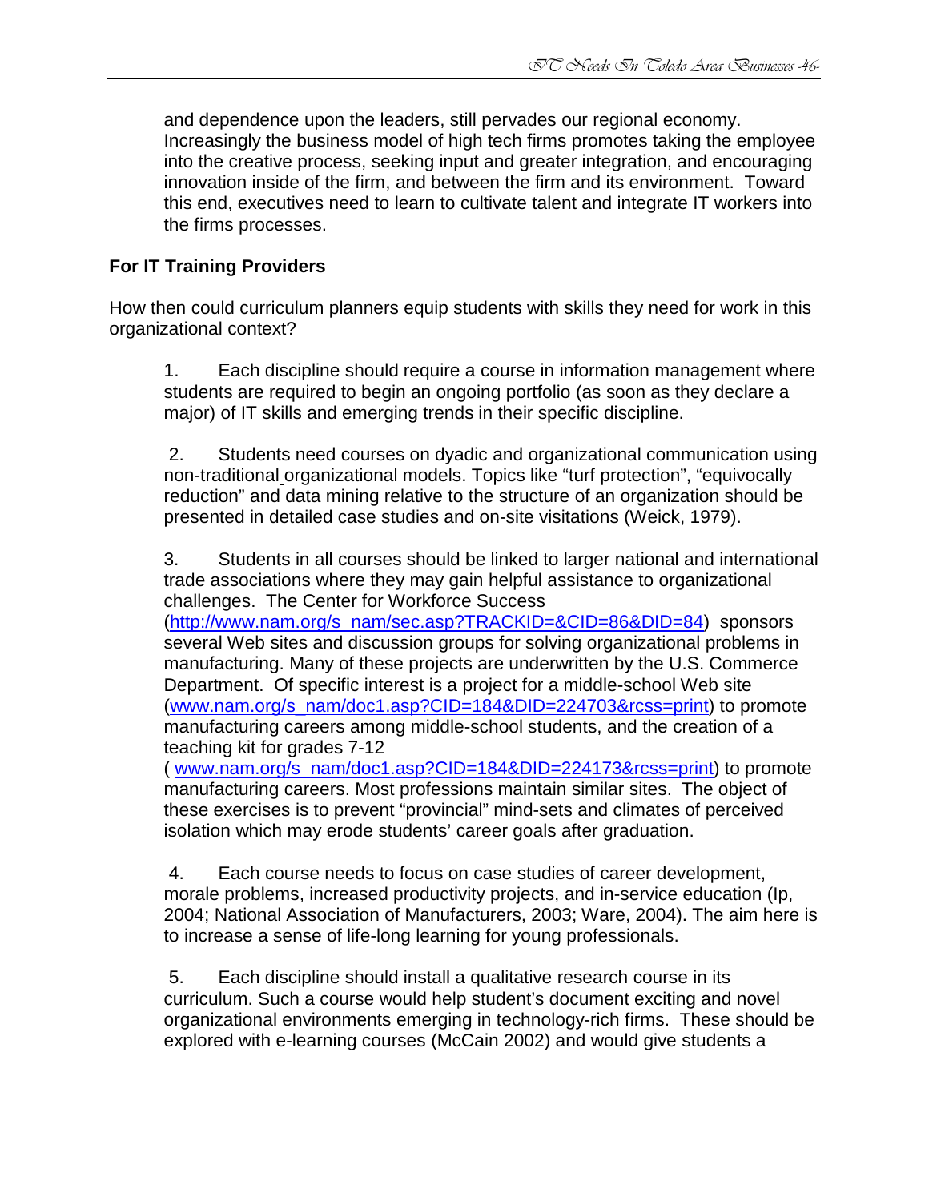and dependence upon the leaders, still pervades our regional economy. Increasingly the business model of high tech firms promotes taking the employee into the creative process, seeking input and greater integration, and encouraging innovation inside of the firm, and between the firm and its environment. Toward this end, executives need to learn to cultivate talent and integrate IT workers into the firms processes.

**For IT Training Providers**

How then could curriculum planners equip students with skills they need for work in this organizational context?

1. Each discipline should require a course in information management where students are required to begin an ongoing portfolio (as soon as they declare a major) of IT skills and emerging trends in their specific discipline.

2. Students need courses on dyadic and organizational communication using non-traditional organizational models. Topics like "turf protection", "equivocally reduction" and data mining relative to the structure of an organization should be presented in detailed case studies and on-site visitations (Weick, 1979).

3. Students in all courses should be linked to larger national and international trade associations where they may gain helpful assistance to organizational challenges. The Center for Workforce Success (http://www.nam.org/s_nam/sec.asp?TRACKID=&CID=86&DID=84) sponsors several Web sites and discussion groups for solving organizational problems in manufacturing. Many of these projects are underwritten by the U.S. Commerce Department. Of specific interest is a project for a middle-school Web site (www.nam.org/s_nam/doc1.asp?CID=184&DID=224703&rcss=print) to promote manufacturing careers among middle-school students, and the creation of a teaching kit for grades 7-12 ( www.nam.org/s_nam/doc1.asp?CID=184&DID=224173&rcss=print) to promote manufacturing careers. Most professions maintain similar sites. The object of these exercises is to prevent "provincial" mind-sets and climates of perceived isolation which may erode students' career goals after graduation.

4. Each course needs to focus on case studies of career development, morale problems, increased productivity projects, and in-service education (Ip, 2004; National Association of Manufacturers, 2003; Ware, 2004). The aim here is to increase a sense of life-long learning for young professionals.

5. Each discipline should install a qualitative research course in its curriculum. Such a course would help student's document exciting and novel organizational environments emerging in technology-rich firms. These should be explored with e-learning courses (McCain 2002) and would give students a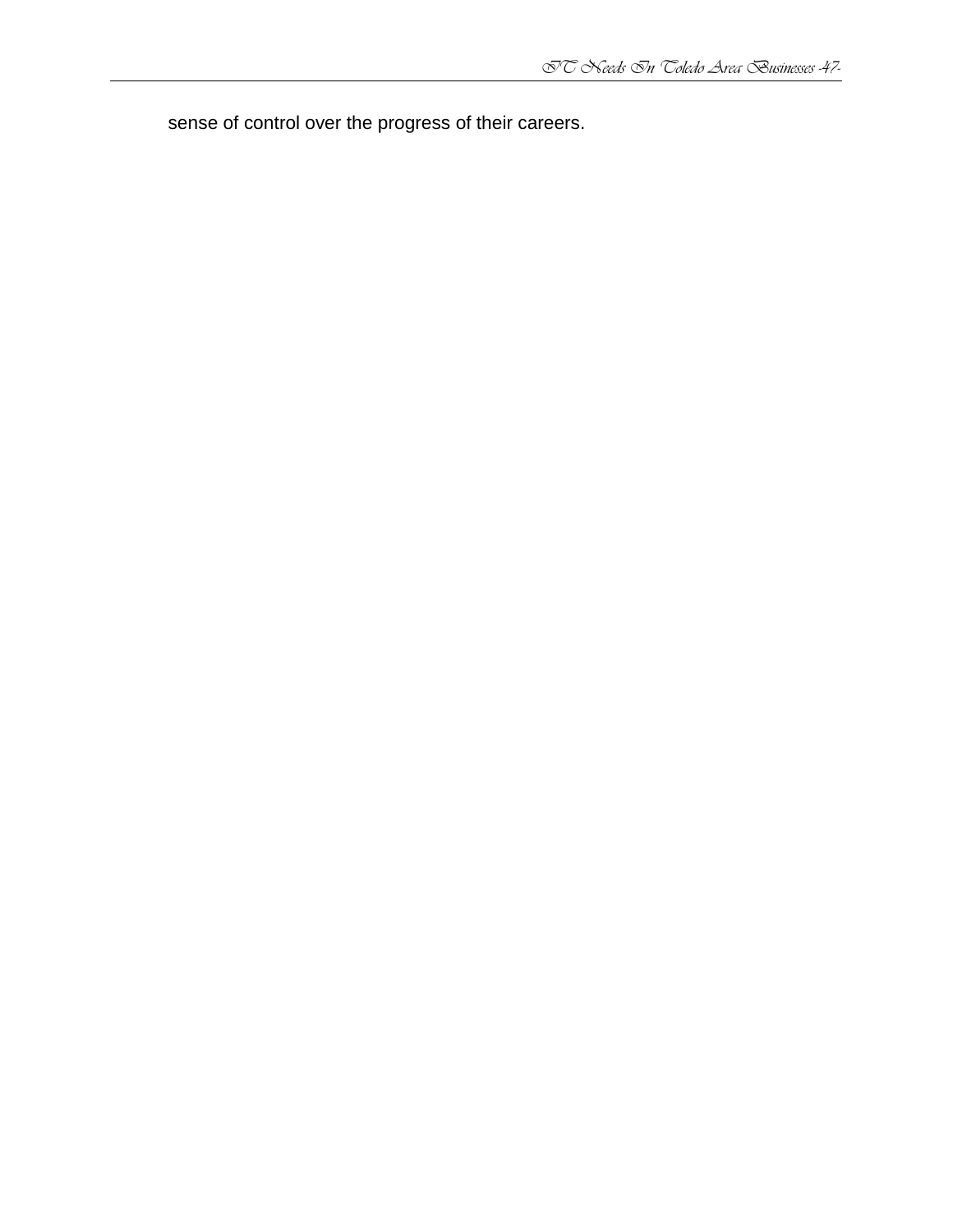sense of control over the progress of their careers.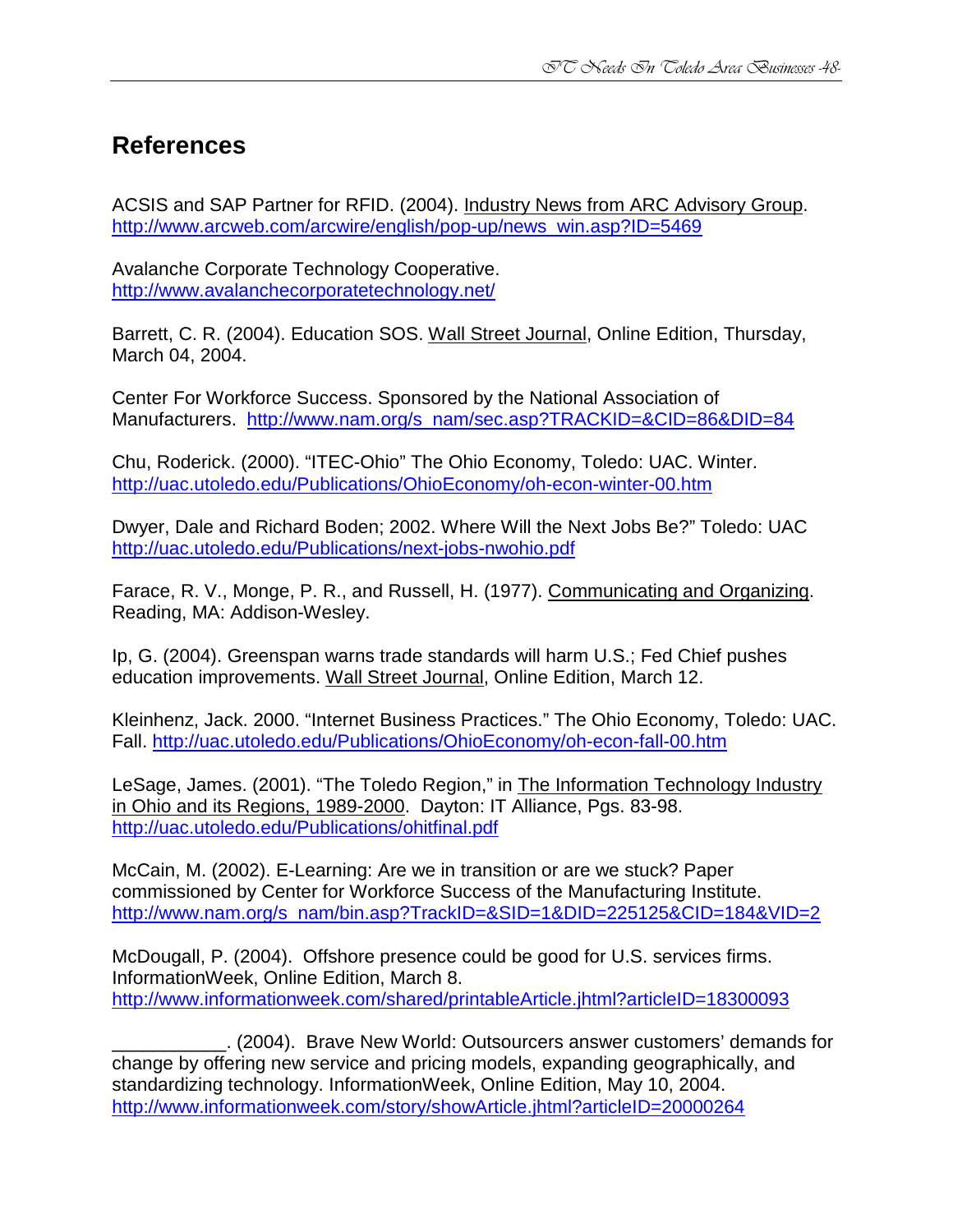## References

ACSIS and SAP Partner for RFID. (2004). Industry News from ARC Advisory Group. http://www.arcweb.com/arcwire/english/pop-up/news_win.asp?ID=5469

Avalanche Corporate Technology Cooperative. http://www.avalanchecorporatetechnology.net/

Barrett, C. R. (2004). Education SOS. Wall Street Journal, Online Edition, Thursday, March 04, 2004.

Center For Workforce Success. Sponsored by the National Association of Manufacturers. http://www.nam.org/s_nam/sec.asp?TRACKID=&CID=86&DID=84

Chu, Roderick. (2000). “ITEC-Ohio” The Ohio Economy, Toledo: UAC. Winter. http://uac.utoledo.edu/Publications/OhioEconomy/oh-econ-winter-00.htm

Dwyer, Dale and Richard Boden; 2002. Where Will the Next Jobs Be?” Toledo: UAC http://uac.utoledo.edu/Publications/next-jobs-nwohio.pdf

Farace, R. V., Monge, P. R., and Russell, H. (1977). Communicating and Organizing. Reading, MA: Addison-Wesley.

Ip, G. (2004). Greenspan warns trade standards will harm U.S.; Fed Chief pushes education improvements. Wall Street Journal, Online Edition, March 12.

Kleinhenz, Jack. 2000. “Internet Business Practices.” The Ohio Economy, Toledo: UAC. Fall. http://uac.utoledo.edu/Publications/OhioEconomy/oh-econ-fall-00.htm

LeSage, James. (2001). “The Toledo Region,” in The Information Technology Industry in Ohio and its Regions, 1989-2000. Dayton: IT Alliance, Pgs. 83-98. http://uac.utoledo.edu/Publications/ohitfinal.pdf

McCain, M. (2002). E-Learning: Are we in transition or are we stuck? Paper commissioned by Center for Workforce Success of the Manufacturing Institute. http://www.nam.org/s_nam/bin.asp?TrackID=&SID=1&DID=225125&CID=184&VID=2

McDougall, P. (2004). Offshore presence could be good for U.S. services firms. InformationWeek, Online Edition, March 8. http://www.informationweek.com/shared/printableArticle.jhtml?articleID=18300093

___________. (2004). Brave New World: Outsourcers answer customers’ demands for change by offering new service and pricing models, expanding geographically, and standardizing technology. InformationWeek, Online Edition, May 10, 2004. http://www.informationweek.com/story/showArticle.jhtml?articleID=20000264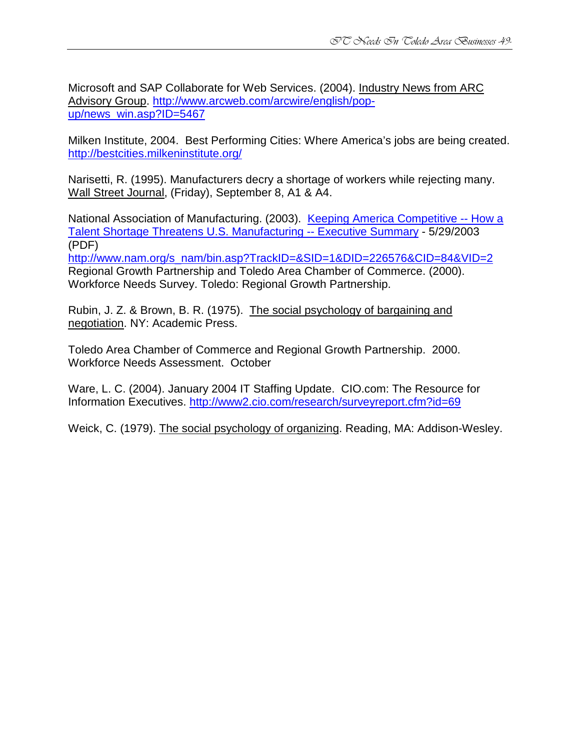Microsoft and SAP Collaborate for Web Services. (2004). Industry News from ARC Advisory Group. http://www.arcweb.com/arcwire/english/pop-up/news_win.asp?ID=5467

Milken Institute, 2004. Best Performing Cities: Where America's jobs are being created. http://bestcities.milkeninstitute.org/

Narisetti, R. (1995). Manufacturers decry a shortage of workers while rejecting many. Wall Street Journal, (Friday), September 8, A1 & A4.

National Association of Manufacturing. (2003). Keeping America Competitive -- How a Talent Shortage Threatens U.S. Manufacturing -- Executive Summary - 5/29/2003 (PDF)
http://www.nam.org/s_nam/bin.asp?TrackID=&SID=1&DID=226576&CID=84&VID=2
Regional Growth Partnership and Toledo Area Chamber of Commerce. (2000). Workforce Needs Survey. Toledo: Regional Growth Partnership.

Rubin, J. Z. & Brown, B. R. (1975). The social psychology of bargaining and negotiation. NY: Academic Press.

Toledo Area Chamber of Commerce and Regional Growth Partnership. 2000. Workforce Needs Assessment. October

Ware, L. C. (2004). January 2004 IT Staffing Update. CIO.com: The Resource for Information Executives. http://www2.cio.com/research/surveyreport.cfm?id=69

Weick, C. (1979). The social psychology of organizing. Reading, MA: Addison-Wesley.